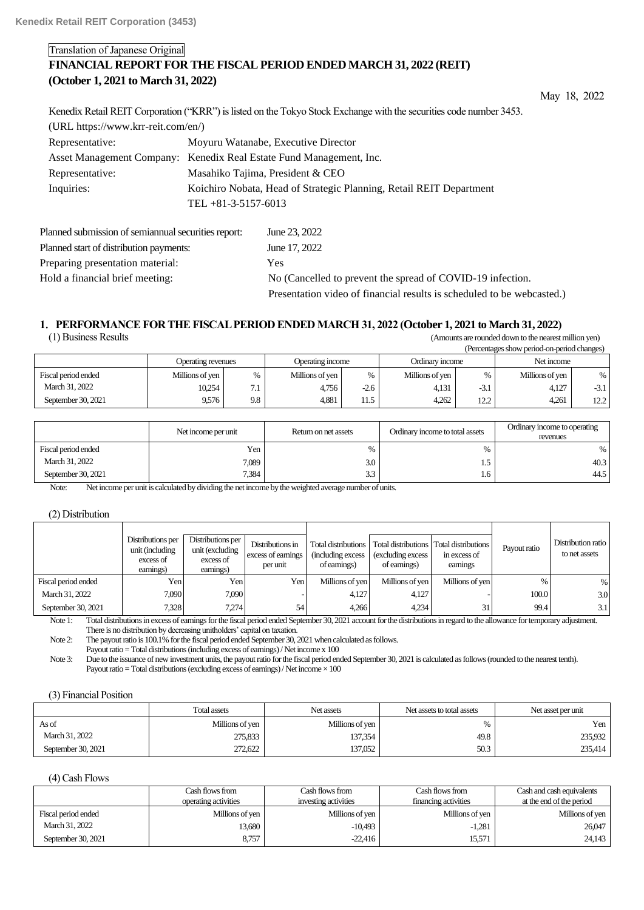Translation of Japanese Original

# FINANCIAL REPORT FOR THE FISCAL PERIOD ENDED MARCH 31, 2022 (REIT) (October 1, 2021 to March 31, 2022)

May 18, 2022

Kenedix Retail REIT Corporation ("KRR") is listed on the Tokyo Stock Exchange with the securities code number 3453.
(URL https://www.krr-reit.com/en/)

| | |
|---|---|
| Representative: | Moyuru Watanabe, Executive Director |
| Asset Management Company: | Kenedix Real Estate Fund Management, Inc. |
| Representative: | Masahiko Tajima, President & CEO |
| Inquiries: | Koichiro Nobata, Head of Strategic Planning, Retail REIT Department<br>TEL +81-3-5157-6013 |

| | |
|---|---|
| Planned submission of semiannual securities report: | June 23, 2022 |
| Planned start of distribution payments: | June 17, 2022 |
| Preparing presentation material: | Yes |
| Hold a financial brief meeting: | No (Cancelled to prevent the spread of COVID-19 infection.<br>Presentation video of financial results is scheduled to be webcasted.) |

## 1. PERFORMANCE FOR THE FISCAL PERIOD ENDED MARCH 31, 2022 (October 1, 2021 to March 31, 2022)

### (1) Business Results

(Amounts are rounded down to the nearest million yen)
(Percentages show period-on-period changes)

| | Operating revenues | | Operating income | | Ordinary income | | Net income | |
|---|---|---|---|---|---|---|---|---|
| Fiscal period ended | Millions of yen | % | Millions of yen | % | Millions of yen | % | Millions of yen | % |
| March 31, 2022 | 10,254 | 7.1 | 4,756 | -2.6 | 4,131 | -3.1 | 4,127 | -3.1 |
| September 30, 2021 | 9,576 | 9.8 | 4,881 | 11.5 | 4,262 | 12.2 | 4,261 | 12.2 |

| | Net income per unit | Return on net assets | Ordinary income to total assets | Ordinary income to operating revenues |
|---|---|---|---|---|
| Fiscal period ended | Yen | % | % | % |
| March 31, 2022 | 7,089 | 3.0 | 1.5 | 40.3 |
| September 30, 2021 | 7,384 | 3.3 | 1.6 | 44.5 |

Note: Net income per unit is calculated by dividing the net income by the weighted average number of units.

### (2) Distribution

| | Distributions per unit (including excess of earnings) | Distributions per unit (excluding excess of earnings) | Distributions in excess of earnings per unit | Total distributions (including excess of earnings) | Total distributions (excluding excess of earnings) | Total distributions in excess of earnings | Payout ratio | Distribution ratio to net assets |
|---|---|---|---|---|---|---|---|---|
| Fiscal period ended | Yen | Yen | Yen | Millions of yen | Millions of yen | Millions of yen | % | % |
| March 31, 2022 | 7,090 | 7,090 | - | 4,127 | 4,127 | - | 100.0 | 3.0 |
| September 30, 2021 | 7,328 | 7,274 | 54 | 4,266 | 4,234 | 31 | 99.4 | 3.1 |

Note 1: Total distributions in excess of earnings for the fiscal period ended September 30, 2021 account for the distributions in regard to the allowance for temporary adjustment. There is no distribution by decreasing unitholders' capital on taxation.

Note 2: The payout ratio is 100.1% for the fiscal period ended September 30, 2021 when calculated as follows.
Payout ratio = Total distributions (including excess of earnings) / Net income x 100

Note 3: Due to the issuance of new investment units, the payout ratio for the fiscal period ended September 30, 2021 is calculated as follows (rounded to the nearest tenth).
Payout ratio = Total distributions (excluding excess of earnings) / Net income × 100

### (3) Financial Position

| | Total assets | Net assets | Net assets to total assets | Net asset per unit |
|---|---|---|---|---|
| As of | Millions of yen | Millions of yen | % | Yen |
| March 31, 2022 | 275,833 | 137,354 | 49.8 | 235,932 |
| September 30, 2021 | 272,622 | 137,052 | 50.3 | 235,414 |

### (4) Cash Flows

| | Cash flows from operating activities | Cash flows from investing activities | Cash flows from financing activities | Cash and cash equivalents at the end of the period |
|---|---|---|---|---|
| Fiscal period ended | Millions of yen | Millions of yen | Millions of yen | Millions of yen |
| March 31, 2022 | 13,680 | -10,493 | -1,281 | 26,047 |
| September 30, 2021 | 8,757 | -22,416 | 15,571 | 24,143 |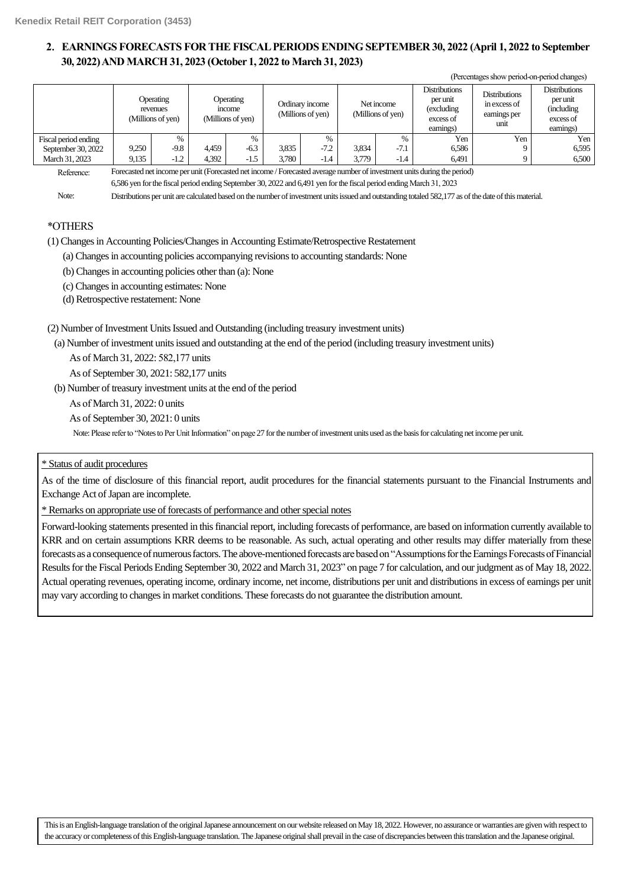## 2. EARNINGS FORECASTS FOR THE FISCAL PERIODS ENDING SEPTEMBER 30, 2022 (April 1, 2022 to September 30, 2022) AND MARCH 31, 2023 (October 1, 2022 to March 31, 2023)

(Percentages show period-on-period changes)

| | Operating revenues (Millions of yen) | | Operating income (Millions of yen) | | Ordinary income (Millions of yen) | | Net income (Millions of yen) | | Distributions per unit (excluding excess of earnings) | Distributions in excess of earnings per unit | Distributions per unit (including excess of earnings) |
|---|---|---|---|---|---|---|---|---|---|---|---|
| Fiscal period ending | | % | | % | | % | | % | Yen | Yen | Yen |
| September 30, 2022 | 9,250 | -9.8 | 4,459 | -6.3 | 3,835 | -7.2 | 3,834 | -7.1 | 6,586 | 9 | 6,595 |
| March 31, 2023 | 9,135 | -1.2 | 4,392 | -1.5 | 3,780 | -1.4 | 3,779 | -1.4 | 6,491 | 9 | 6,500 |

Reference: Forecasted net income per unit (Forecasted net income / Forecasted average number of investment units during the period)
6,586 yen for the fiscal period ending September 30, 2022 and 6,491 yen for the fiscal period ending March 31, 2023

Note: Distributions per unit are calculated based on the number of investment units issued and outstanding totaled 582,177 as of the date of this material.

### *OTHERS

(1) Changes in Accounting Policies/Changes in Accounting Estimate/Retrospective Restatement

(a) Changes in accounting policies accompanying revisions to accounting standards: None

(b) Changes in accounting policies other than (a): None

(c) Changes in accounting estimates: None

(d) Retrospective restatement: None

(2) Number of Investment Units Issued and Outstanding (including treasury investment units)

(a) Number of investment units issued and outstanding at the end of the period (including treasury investment units)

As of March 31, 2022: 582,177 units

As of September 30, 2021: 582,177 units

(b) Number of treasury investment units at the end of the period

As of March 31, 2022: 0 units

As of September 30, 2021: 0 units

Note: Please refer to "Notes to Per Unit Information" on page 27 for the number of investment units used as the basis for calculating net income per unit.

* Status of audit procedures

As of the time of disclosure of this financial report, audit procedures for the financial statements pursuant to the Financial Instruments and Exchange Act of Japan are incomplete.

* Remarks on appropriate use of forecasts of performance and other special notes

Forward-looking statements presented in this financial report, including forecasts of performance, are based on information currently available to KRR and on certain assumptions KRR deems to be reasonable. As such, actual operating and other results may differ materially from these forecasts as a consequence of numerous factors. The above-mentioned forecasts are based on "Assumptions for the Earnings Forecasts of Financial Results for the Fiscal Periods Ending September 30, 2022 and March 31, 2023" on page 7 for calculation, and our judgment as of May 18, 2022. Actual operating revenues, operating income, ordinary income, net income, distributions per unit and distributions in excess of earnings per unit may vary according to changes in market conditions. These forecasts do not guarantee the distribution amount.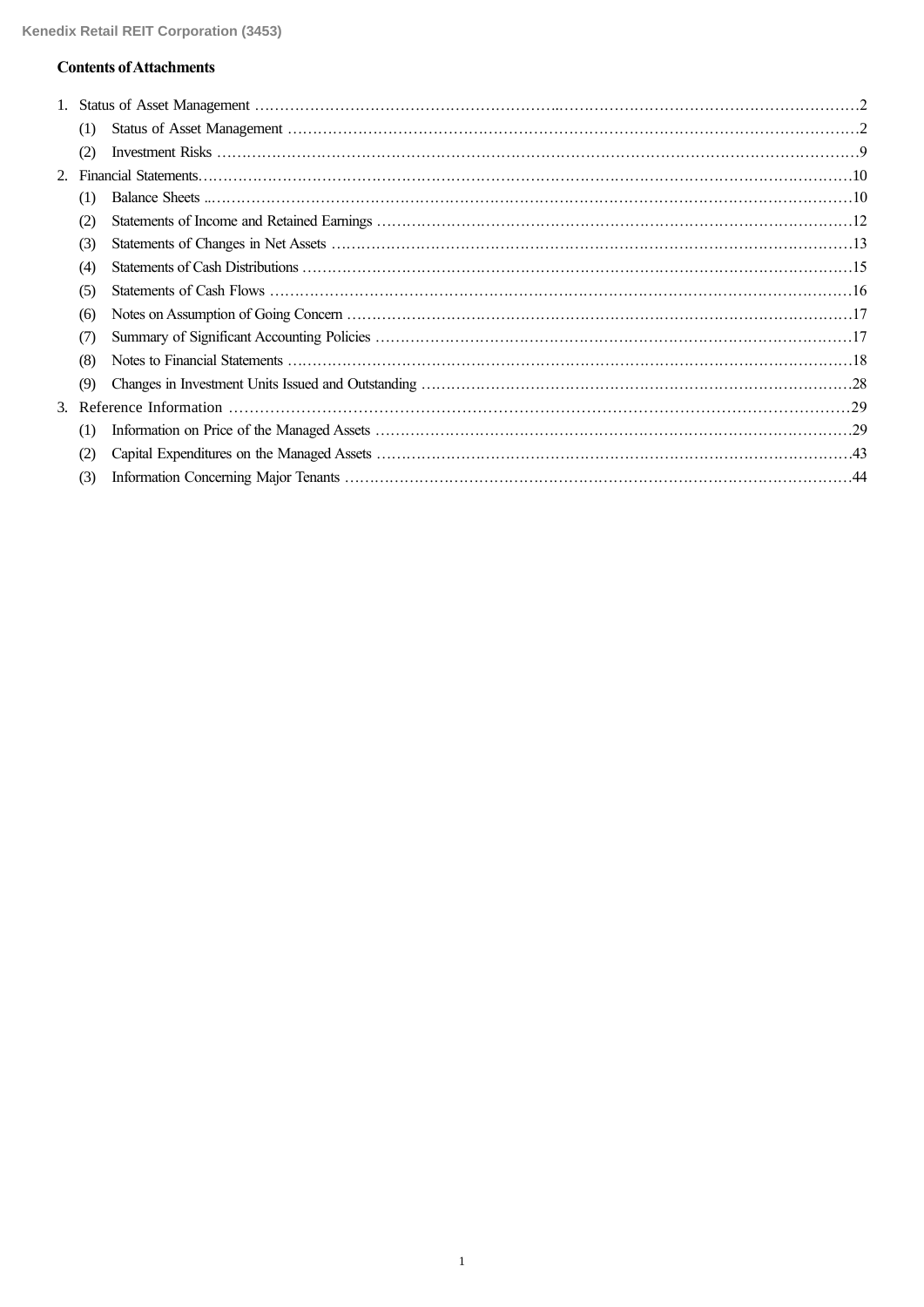**Contents of Attachments**

1. Status of Asset Management ……………………………………………………………………………………………………2
   - (1) Status of Asset Management ……………………………………………………………………………………………2
   - (2) Investment Risks ……………………………………………………………………………………………………………9
2. Financial Statements………………………………………………………………………………………………………………10
   - (1) Balance Sheets ………………………………………………………………………………………………………………10
   - (2) Statements of Income and Retained Earnings …………………………………………………………………………12
   - (3) Statements of Changes in Net Assets …………………………………………………………………………………13
   - (4) Statements of Cash Distributions ………………………………………………………………………………………15
   - (5) Statements of Cash Flows …………………………………………………………………………………………………16
   - (6) Notes on Assumption of Going Concern ………………………………………………………………………………17
   - (7) Summary of Significant Accounting Policies …………………………………………………………………………17
   - (8) Notes to Financial Statements ……………………………………………………………………………………………18
   - (9) Changes in Investment Units Issued and Outstanding ……………………………………………………………28
3. Reference Information ……………………………………………………………………………………………………………29
   - (1) Information on Price of the Managed Assets …………………………………………………………………………29
   - (2) Capital Expenditures on the Managed Assets …………………………………………………………………………43
   - (3) Information Concerning Major Tenants ………………………………………………………………………………44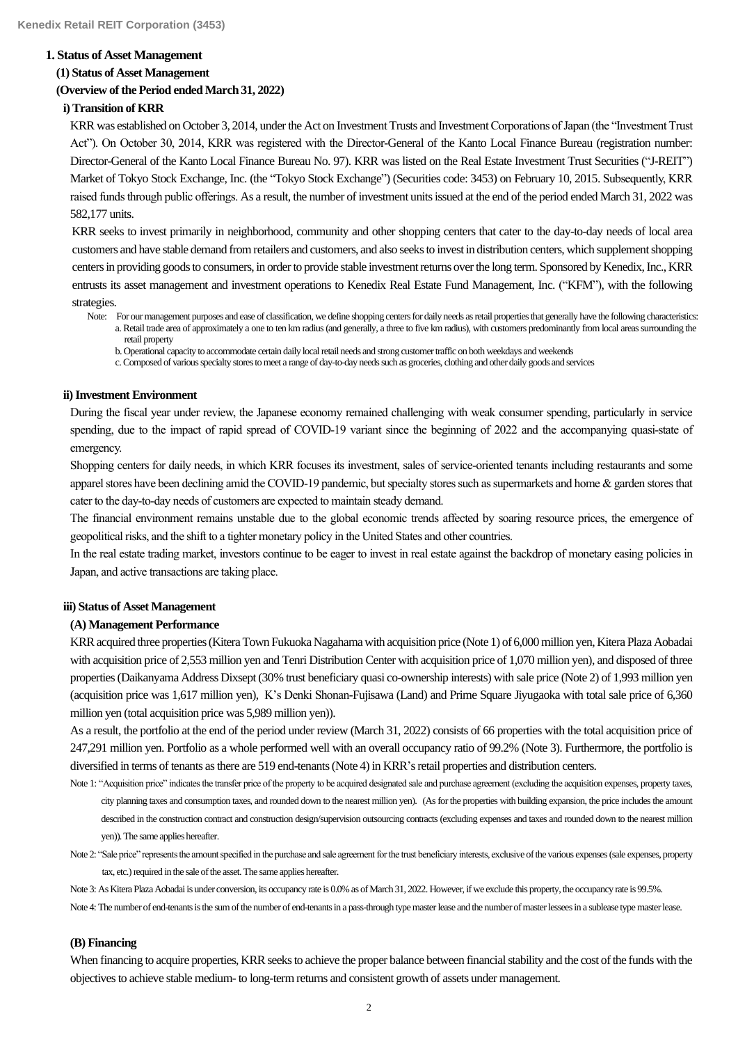## 1. Status of Asset Management

### (1) Status of Asset Management

### (Overview of the Period ended March 31, 2022)

#### i) Transition of KRR

KRR was established on October 3, 2014, under the Act on Investment Trusts and Investment Corporations of Japan (the "Investment Trust Act"). On October 30, 2014, KRR was registered with the Director-General of the Kanto Local Finance Bureau (registration number: Director-General of the Kanto Local Finance Bureau No. 97). KRR was listed on the Real Estate Investment Trust Securities ("J-REIT") Market of Tokyo Stock Exchange, Inc. (the "Tokyo Stock Exchange") (Securities code: 3453) on February 10, 2015. Subsequently, KRR raised funds through public offerings. As a result, the number of investment units issued at the end of the period ended March 31, 2022 was 582,177 units.

KRR seeks to invest primarily in neighborhood, community and other shopping centers that cater to the day-to-day needs of local area customers and have stable demand from retailers and customers, and also seeks to invest in distribution centers, which supplement shopping centers in providing goods to consumers, in order to provide stable investment returns over the long term. Sponsored by Kenedix, Inc., KRR entrusts its asset management and investment operations to Kenedix Real Estate Fund Management, Inc. ("KFM"), with the following strategies.

Note: For our management purposes and ease of classification, we define shopping centers for daily needs as retail properties that generally have the following characteristics:
a. Retail trade area of approximately a one to ten km radius (and generally, a three to five km radius), with customers predominantly from local areas surrounding the retail property
b. Operational capacity to accommodate certain daily local retail needs and strong customer traffic on both weekdays and weekends
c. Composed of various specialty stores to meet a range of day-to-day needs such as groceries, clothing and other daily goods and services

#### ii) Investment Environment

During the fiscal year under review, the Japanese economy remained challenging with weak consumer spending, particularly in service spending, due to the impact of rapid spread of COVID-19 variant since the beginning of 2022 and the accompanying quasi-state of emergency.

Shopping centers for daily needs, in which KRR focuses its investment, sales of service-oriented tenants including restaurants and some apparel stores have been declining amid the COVID-19 pandemic, but specialty stores such as supermarkets and home & garden stores that cater to the day-to-day needs of customers are expected to maintain steady demand.

The financial environment remains unstable due to the global economic trends affected by soaring resource prices, the emergence of geopolitical risks, and the shift to a tighter monetary policy in the United States and other countries.

In the real estate trading market, investors continue to be eager to invest in real estate against the backdrop of monetary easing policies in Japan, and active transactions are taking place.

#### iii) Status of Asset Management

##### (A) Management Performance

KRR acquired three properties (Kitera Town Fukuoka Nagahama with acquisition price (Note 1) of 6,000 million yen, Kitera Plaza Aobadai with acquisition price of 2,553 million yen and Tenri Distribution Center with acquisition price of 1,070 million yen), and disposed of three properties (Daikanyama Address Dixsept (30% trust beneficiary quasi co-ownership interests) with sale price (Note 2) of 1,993 million yen (acquisition price was 1,617 million yen), K's Denki Shonan-Fujisawa (Land) and Prime Square Jiyugaoka with total sale price of 6,360 million yen (total acquisition price was 5,989 million yen)).

As a result, the portfolio at the end of the period under review (March 31, 2022) consists of 66 properties with the total acquisition price of 247,291 million yen. Portfolio as a whole performed well with an overall occupancy ratio of 99.2% (Note 3). Furthermore, the portfolio is diversified in terms of tenants as there are 519 end-tenants (Note 4) in KRR's retail properties and distribution centers.

Note 1: "Acquisition price" indicates the transfer price of the property to be acquired designated sale and purchase agreement (excluding the acquisition expenses, property taxes, city planning taxes and consumption taxes, and rounded down to the nearest million yen). (As for the properties with building expansion, the price includes the amount described in the construction contract and construction design/supervision outsourcing contracts (excluding expenses and taxes and rounded down to the nearest million yen)). The same applies hereafter.

Note 2: "Sale price" represents the amount specified in the purchase and sale agreement for the trust beneficiary interests, exclusive of the various expenses (sale expenses, property tax, etc.) required in the sale of the asset. The same applies hereafter.

Note 3: As Kitera Plaza Aobadai is under conversion, its occupancy rate is 0.0% as of March 31, 2022. However, if we exclude this property, the occupancy rate is 99.5%.

Note 4: The number of end-tenants is the sum of the number of end-tenants in a pass-through type master lease and the number of master lessees in a sublease type master lease.

##### (B) Financing

When financing to acquire properties, KRR seeks to achieve the proper balance between financial stability and the cost of the funds with the objectives to achieve stable medium- to long-term returns and consistent growth of assets under management.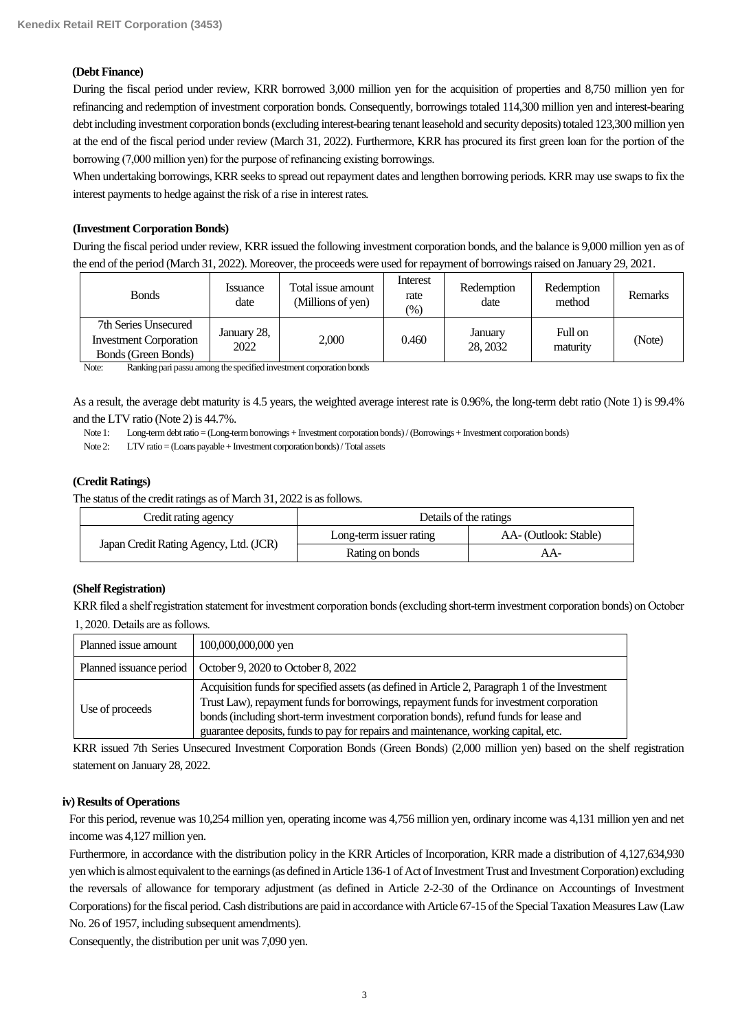**(Debt Finance)**

During the fiscal period under review, KRR borrowed 3,000 million yen for the acquisition of properties and 8,750 million yen for refinancing and redemption of investment corporation bonds. Consequently, borrowings totaled 114,300 million yen and interest-bearing debt including investment corporation bonds (excluding interest-bearing tenant leasehold and security deposits) totaled 123,300 million yen at the end of the fiscal period under review (March 31, 2022). Furthermore, KRR has procured its first green loan for the portion of the borrowing (7,000 million yen) for the purpose of refinancing existing borrowings.

When undertaking borrowings, KRR seeks to spread out repayment dates and lengthen borrowing periods. KRR may use swaps to fix the interest payments to hedge against the risk of a rise in interest rates.

**(Investment Corporation Bonds)**

During the fiscal period under review, KRR issued the following investment corporation bonds, and the balance is 9,000 million yen as of the end of the period (March 31, 2022). Moreover, the proceeds were used for repayment of borrowings raised on January 29, 2021.

| Bonds | Issuance date | Total issue amount (Millions of yen) | Interest rate (%) | Redemption date | Redemption method | Remarks |
|---|---|---|---|---|---|---|
| 7th Series Unsecured Investment Corporation Bonds (Green Bonds) | January 28, 2022 | 2,000 | 0.460 | January 28, 2032 | Full on maturity | (Note) |

Note: Ranking pari passu among the specified investment corporation bonds

As a result, the average debt maturity is 4.5 years, the weighted average interest rate is 0.96%, the long-term debt ratio (Note 1) is 99.4% and the LTV ratio (Note 2) is 44.7%.

Note 1: Long-term debt ratio = (Long-term borrowings + Investment corporation bonds) / (Borrowings + Investment corporation bonds)

Note 2: LTV ratio = (Loans payable + Investment corporation bonds) / Total assets

**(Credit Ratings)**

The status of the credit ratings as of March 31, 2022 is as follows.

| Credit rating agency | Details of the ratings | |
|---|---|---|
| Japan Credit Rating Agency, Ltd. (JCR) | Long-term issuer rating | AA- (Outlook: Stable) |
| | Rating on bonds | AA- |

**(Shelf Registration)**

KRR filed a shelf registration statement for investment corporation bonds (excluding short-term investment corporation bonds) on October 1, 2020. Details are as follows.

| | |
|---|---|
| Planned issue amount | 100,000,000,000 yen |
| Planned issuance period | October 9, 2020 to October 8, 2022 |
| Use of proceeds | Acquisition funds for specified assets (as defined in Article 2, Paragraph 1 of the Investment Trust Law), repayment funds for borrowings, repayment funds for investment corporation bonds (including short-term investment corporation bonds), refund funds for lease and guarantee deposits, funds to pay for repairs and maintenance, working capital, etc. |

KRR issued 7th Series Unsecured Investment Corporation Bonds (Green Bonds) (2,000 million yen) based on the shelf registration statement on January 28, 2022.

**iv) Results of Operations**

For this period, revenue was 10,254 million yen, operating income was 4,756 million yen, ordinary income was 4,131 million yen and net income was 4,127 million yen.

Furthermore, in accordance with the distribution policy in the KRR Articles of Incorporation, KRR made a distribution of 4,127,634,930 yen which is almost equivalent to the earnings (as defined in Article 136-1 of Act of Investment Trust and Investment Corporation) excluding the reversals of allowance for temporary adjustment (as defined in Article 2-2-30 of the Ordinance on Accountings of Investment Corporations) for the fiscal period. Cash distributions are paid in accordance with Article 67-15 of the Special Taxation Measures Law (Law No. 26 of 1957, including subsequent amendments).

Consequently, the distribution per unit was 7,090 yen.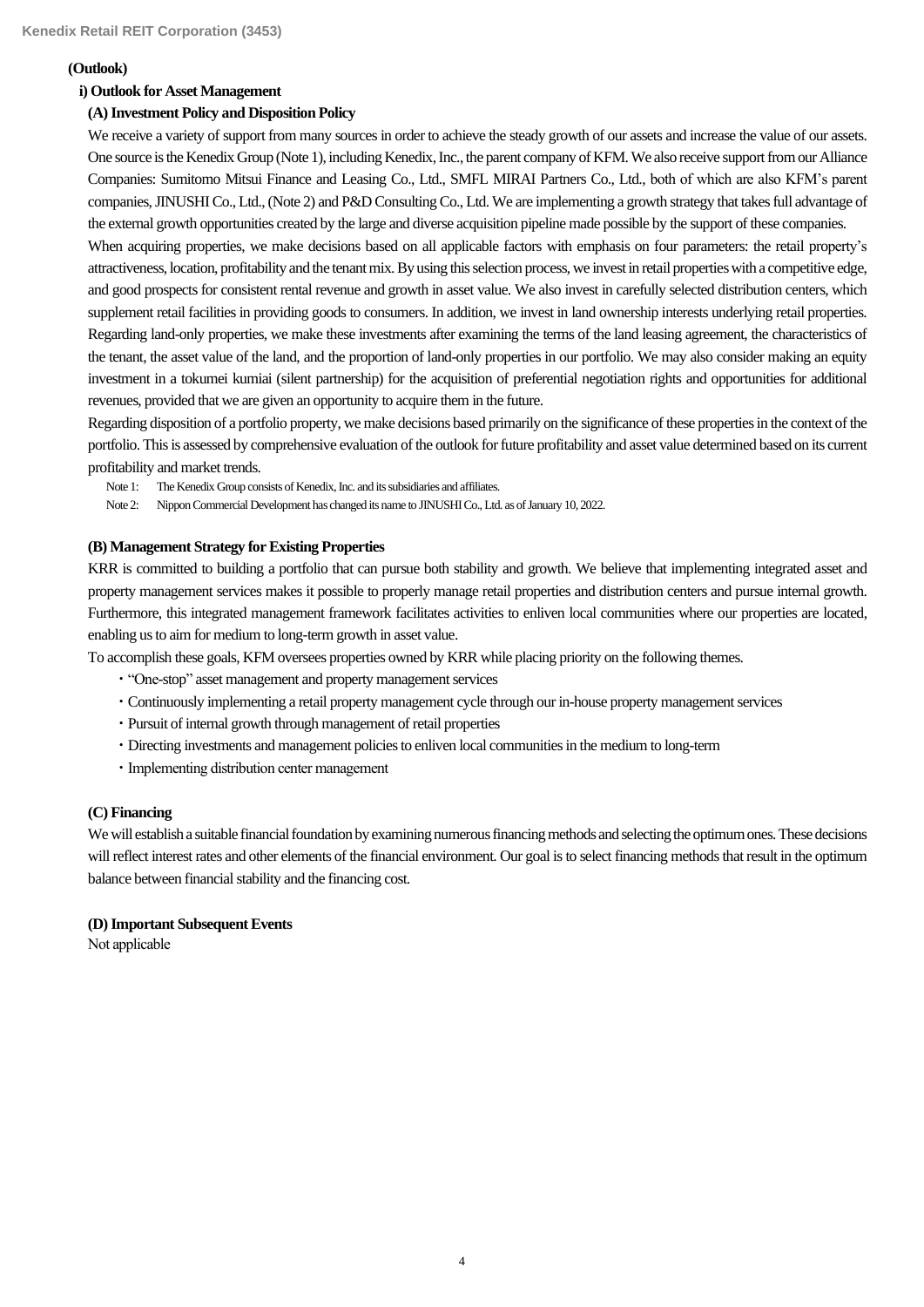## (Outlook)

### i) Outlook for Asset Management

#### (A) Investment Policy and Disposition Policy

We receive a variety of support from many sources in order to achieve the steady growth of our assets and increase the value of our assets. One source is the Kenedix Group (Note 1), including Kenedix, Inc., the parent company of KFM. We also receive support from our Alliance Companies: Sumitomo Mitsui Finance and Leasing Co., Ltd., SMFL MIRAI Partners Co., Ltd., both of which are also KFM's parent companies, JINUSHI Co., Ltd., (Note 2) and P&D Consulting Co., Ltd. We are implementing a growth strategy that takes full advantage of the external growth opportunities created by the large and diverse acquisition pipeline made possible by the support of these companies.

When acquiring properties, we make decisions based on all applicable factors with emphasis on four parameters: the retail property's attractiveness, location, profitability and the tenant mix. By using this selection process, we invest in retail properties with a competitive edge, and good prospects for consistent rental revenue and growth in asset value. We also invest in carefully selected distribution centers, which supplement retail facilities in providing goods to consumers. In addition, we invest in land ownership interests underlying retail properties. Regarding land-only properties, we make these investments after examining the terms of the land leasing agreement, the characteristics of the tenant, the asset value of the land, and the proportion of land-only properties in our portfolio. We may also consider making an equity investment in a tokumei kumiai (silent partnership) for the acquisition of preferential negotiation rights and opportunities for additional revenues, provided that we are given an opportunity to acquire them in the future.

Regarding disposition of a portfolio property, we make decisions based primarily on the significance of these properties in the context of the portfolio. This is assessed by comprehensive evaluation of the outlook for future profitability and asset value determined based on its current profitability and market trends.

Note 1: The Kenedix Group consists of Kenedix, Inc. and its subsidiaries and affiliates.

Note 2: Nippon Commercial Development has changed its name to JINUSHI Co., Ltd. as of January 10, 2022.

#### (B) Management Strategy for Existing Properties

KRR is committed to building a portfolio that can pursue both stability and growth. We believe that implementing integrated asset and property management services makes it possible to properly manage retail properties and distribution centers and pursue internal growth. Furthermore, this integrated management framework facilitates activities to enliven local communities where our properties are located, enabling us to aim for medium to long-term growth in asset value.

To accomplish these goals, KFM oversees properties owned by KRR while placing priority on the following themes.

- "One-stop" asset management and property management services
- Continuously implementing a retail property management cycle through our in-house property management services
- Pursuit of internal growth through management of retail properties
- Directing investments and management policies to enliven local communities in the medium to long-term
- Implementing distribution center management

#### (C) Financing

We will establish a suitable financial foundation by examining numerous financing methods and selecting the optimum ones. These decisions will reflect interest rates and other elements of the financial environment. Our goal is to select financing methods that result in the optimum balance between financial stability and the financing cost.

#### (D) Important Subsequent Events

Not applicable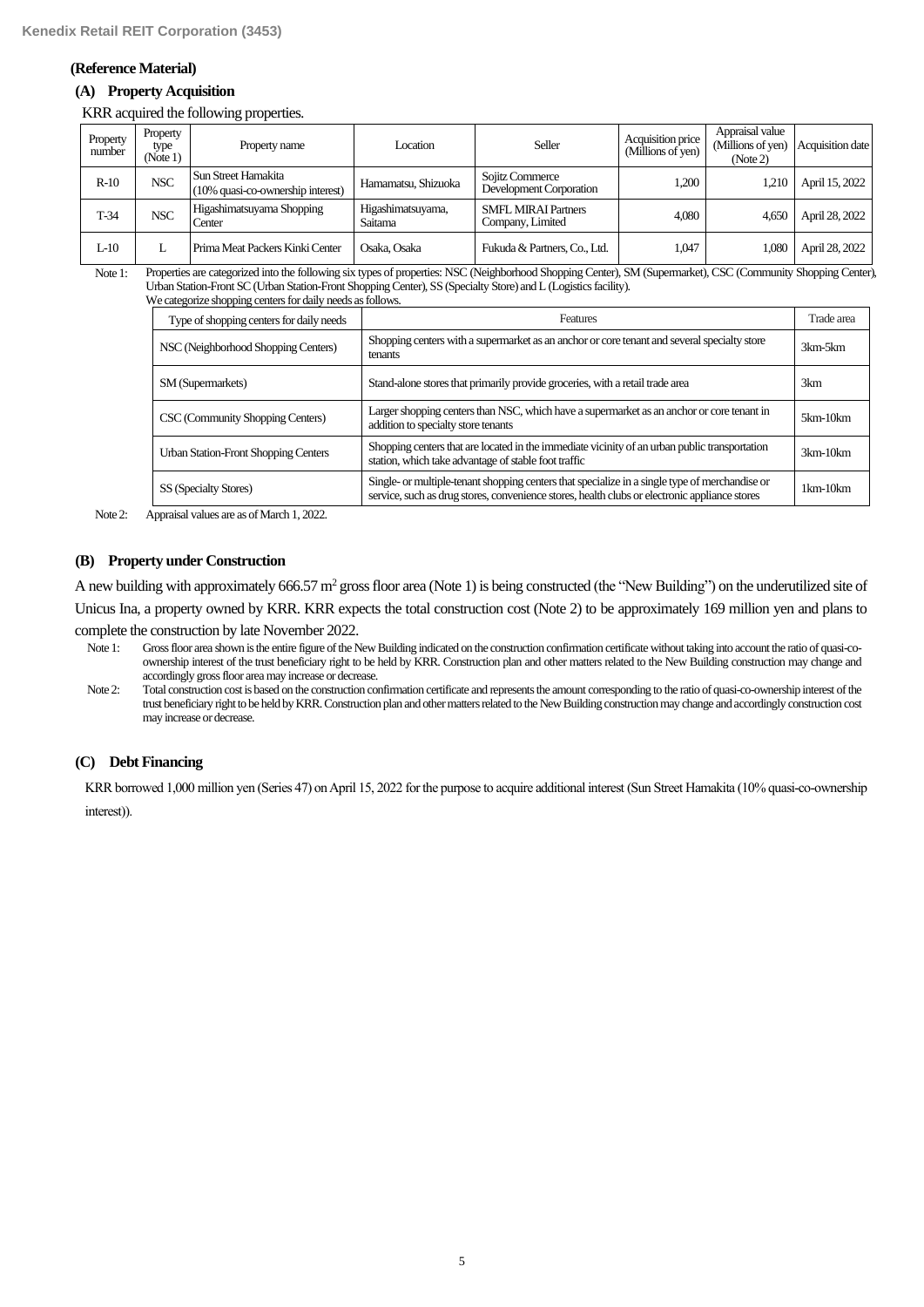**(Reference Material)**

### (A) Property Acquisition

KRR acquired the following properties.

| Property number | Property type (Note 1) | Property name | Location | Seller | Acquisition price (Millions of yen) | Appraisal value (Millions of yen) (Note 2) | Acquisition date |
|---|---|---|---|---|---|---|---|
| R-10 | NSC | Sun Street Hamakita (10% quasi-co-ownership interest) | Hamamatsu, Shizuoka | Sojitz Commerce Development Corporation | 1,200 | 1,210 | April 15, 2022 |
| T-34 | NSC | Higashimatsuyama Shopping Center | Higashimatsuyama, Saitama | SMFL MIRAI Partners Company, Limited | 4,080 | 4,650 | April 28, 2022 |
| L-10 | L | Prima Meat Packers Kinki Center | Osaka, Osaka | Fukuda & Partners, Co., Ltd. | 1,047 | 1,080 | April 28, 2022 |

Note 1: Properties are categorized into the following six types of properties: NSC (Neighborhood Shopping Center), SM (Supermarket), CSC (Community Shopping Center), Urban Station-Front SC (Urban Station-Front Shopping Center), SS (Specialty Store) and L (Logistics facility).
We categorize shopping centers for daily needs as follows.

| Type of shopping centers for daily needs | Features | Trade area |
|---|---|---|
| NSC (Neighborhood Shopping Centers) | Shopping centers with a supermarket as an anchor or core tenant and several specialty store tenants | 3km-5km |
| SM (Supermarkets) | Stand-alone stores that primarily provide groceries, with a retail trade area | 3km |
| CSC (Community Shopping Centers) | Larger shopping centers than NSC, which have a supermarket as an anchor or core tenant in addition to specialty store tenants | 5km-10km |
| Urban Station-Front Shopping Centers | Shopping centers that are located in the immediate vicinity of an urban public transportation station, which take advantage of stable foot traffic | 3km-10km |
| SS (Specialty Stores) | Single- or multiple-tenant shopping centers that specialize in a single type of merchandise or service, such as drug stores, convenience stores, health clubs or electronic appliance stores | 1km-10km |

Note 2: Appraisal values are as of March 1, 2022.

### (B) Property under Construction

A new building with approximately 666.57 m$^2$ gross floor area (Note 1) is being constructed (the "New Building") on the underutilized site of Unicus Ina, a property owned by KRR. KRR expects the total construction cost (Note 2) to be approximately 169 million yen and plans to complete the construction by late November 2022.

Note 1: Gross floor area shown is the entire figure of the New Building indicated on the construction confirmation certificate without taking into account the ratio of quasi-co-ownership interest of the trust beneficiary right to be held by KRR. Construction plan and other matters related to the New Building construction may change and accordingly gross floor area may increase or decrease.

Note 2: Total construction cost is based on the construction confirmation certificate and represents the amount corresponding to the ratio of quasi-co-ownership interest of the trust beneficiary right to be held by KRR. Construction plan and other matters related to the New Building construction may change and accordingly construction cost may increase or decrease.

### (C) Debt Financing

KRR borrowed 1,000 million yen (Series 47) on April 15, 2022 for the purpose to acquire additional interest (Sun Street Hamakita (10% quasi-co-ownership interest)).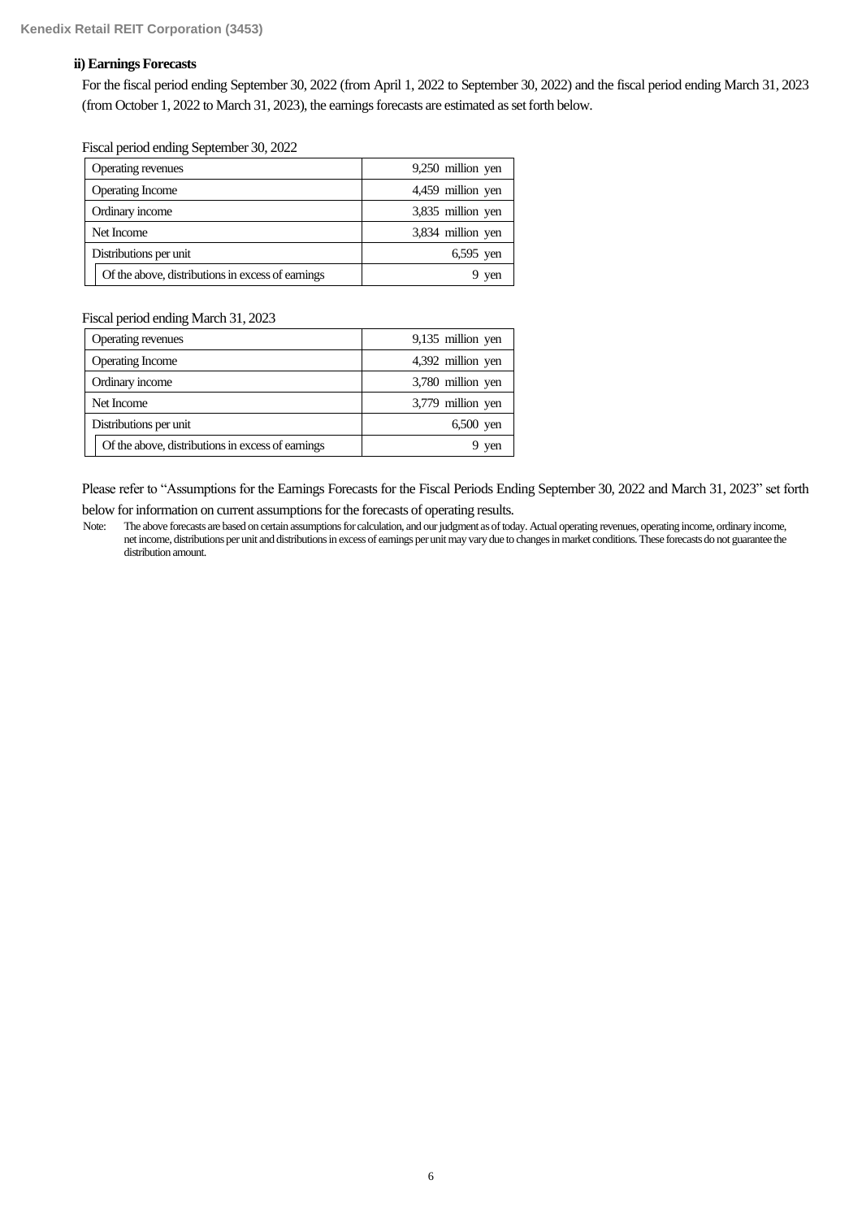### ii) Earnings Forecasts

For the fiscal period ending September 30, 2022 (from April 1, 2022 to September 30, 2022) and the fiscal period ending March 31, 2023 (from October 1, 2022 to March 31, 2023), the earnings forecasts are estimated as set forth below.

Fiscal period ending September 30, 2022

| | |
|---|---|
| Operating revenues | 9,250 million yen |
| Operating Income | 4,459 million yen |
| Ordinary income | 3,835 million yen |
| Net Income | 3,834 million yen |
| Distributions per unit | 6,595 yen |
| Of the above, distributions in excess of earnings | 9 yen |

Fiscal period ending March 31, 2023

| | |
|---|---|
| Operating revenues | 9,135 million yen |
| Operating Income | 4,392 million yen |
| Ordinary income | 3,780 million yen |
| Net Income | 3,779 million yen |
| Distributions per unit | 6,500 yen |
| Of the above, distributions in excess of earnings | 9 yen |

Please refer to "Assumptions for the Earnings Forecasts for the Fiscal Periods Ending September 30, 2022 and March 31, 2023" set forth below for information on current assumptions for the forecasts of operating results.

Note: The above forecasts are based on certain assumptions for calculation, and our judgment as of today. Actual operating revenues, operating income, ordinary income, net income, distributions per unit and distributions in excess of earnings per unit may vary due to changes in market conditions. These forecasts do not guarantee the distribution amount.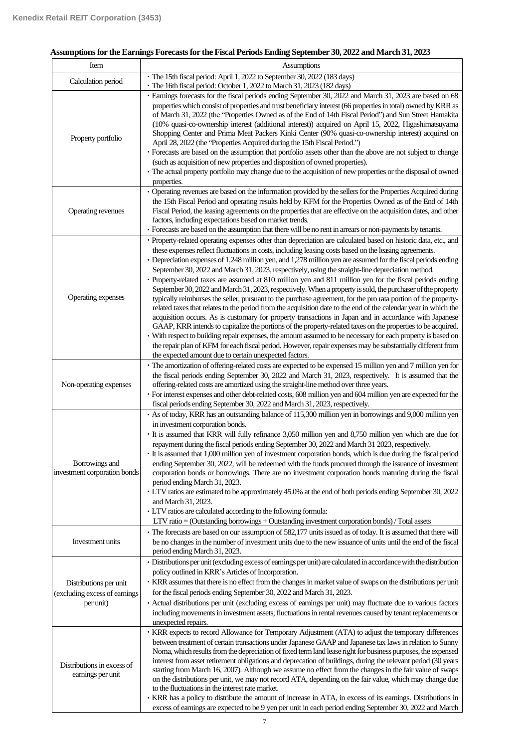**Assumptions for the Earnings Forecasts for the Fiscal Periods Ending September 30, 2022 and March 31, 2023**

| Item | Assumptions |
|---|---|
| Calculation period | ・The 15th fiscal period: April 1, 2022 to September 30, 2022 (183 days)<br>・The 16th fiscal period: October 1, 2022 to March 31, 2023 (182 days) |
| Property portfolio | ・Earnings forecasts for the fiscal periods ending September 30, 2022 and March 31, 2023 are based on 68 properties which consist of properties and trust beneficiary interest (66 properties in total) owned by KRR as of March 31, 2022 (the "Properties Owned as of the End of 14th Fiscal Period") and Sun Street Hamakita (10% quasi-co-ownership interest (additional interest)) acquired on April 15, 2022, Higashimatsuyama Shopping Center and Prima Meat Packers Kinki Center (90% quasi-co-ownership interest) acquired on April 28, 2022 (the "Properties Acquired during the 15th Fiscal Period.")<br>・Forecasts are based on the assumption that portfolio assets other than the above are not subject to change (such as acquisition of new properties and disposition of owned properties).<br>・The actual property portfolio may change due to the acquisition of new properties or the disposal of owned properties. |
| Operating revenues | ・Operating revenues are based on the information provided by the sellers for the Properties Acquired during the 15th Fiscal Period and operating results held by KFM for the Properties Owned as of the End of 14th Fiscal Period, the leasing agreements on the properties that are effective on the acquisition dates, and other factors, including expectations based on market trends.<br>・Forecasts are based on the assumption that there will be no rent in arrears or non-payments by tenants. |
| Operating expenses | ・Property-related operating expenses other than depreciation are calculated based on historic data, etc., and these expenses reflect fluctuations in costs, including leasing costs based on the leasing agreements.<br>・Depreciation expenses of 1,248 million yen, and 1,278 million yen are assumed for the fiscal periods ending September 30, 2022 and March 31, 2023, respectively, using the straight-line depreciation method.<br>・Property-related taxes are assumed at 810 million yen and 811 million yen for the fiscal periods ending September 30, 2022 and March 31, 2023, respectively. When a property is sold, the purchaser of the property typically reimburses the seller, pursuant to the purchase agreement, for the pro rata portion of the property-related taxes that relates to the period from the acquisition date to the end of the calendar year in which the acquisition occurs. As is customary for property transactions in Japan and in accordance with Japanese GAAP, KRR intends to capitalize the portions of the property-related taxes on the properties to be acquired.<br>・With respect to building repair expenses, the amount assumed to be necessary for each property is based on the repair plan of KFM for each fiscal period. However, repair expenses may be substantially different from the expected amount due to certain unexpected factors. |
| Non-operating expenses | ・The amortization of offering-related costs are expected to be expensed 15 million yen and 7 million yen for the fiscal periods ending September 30, 2022 and March 31, 2023, respectively. It is assumed that the offering-related costs are amortized using the straight-line method over three years.<br>・For interest expenses and other debt-related costs, 608 million yen and 604 million yen are expected for the fiscal periods ending September 30, 2022 and March 31, 2023, respectively. |
| Borrowings and investment corporation bonds | ・As of today, KRR has an outstanding balance of 115,300 million yen in borrowings and 9,000 million yen in investment corporation bonds.<br>・It is assumed that KRR will fully refinance 3,050 million yen and 8,750 million yen which are due for repayment during the fiscal periods ending September 30, 2022 and March 31 2023, respectively.<br>・It is assumed that 1,000 million yen of investment corporation bonds, which is due during the fiscal period ending September 30, 2022, will be redeemed with the funds procured through the issuance of investment corporation bonds or borrowings. There are no investment corporation bonds maturing during the fiscal period ending March 31, 2023.<br>・LTV ratios are estimated to be approximately 45.0% at the end of both periods ending September 30, 2022 and March 31, 2023.<br>・LTV ratios are calculated according to the following formula:<br>LTV ratio = (Outstanding borrowings + Outstanding investment corporation bonds) / Total assets |
| Investment units | ・The forecasts are based on our assumption of 582,177 units issued as of today. It is assumed that there will be no changes in the number of investment units due to the new issuance of units until the end of the fiscal period ending March 31, 2023. |
| Distributions per unit (excluding excess of earnings per unit) | ・Distributions per unit (excluding excess of earnings per unit) are calculated in accordance with the distribution policy outlined in KRR's Articles of Incorporation.<br>・KRR assumes that there is no effect from the changes in market value of swaps on the distributions per unit for the fiscal periods ending September 30, 2022 and March 31, 2023.<br>・Actual distributions per unit (excluding excess of earnings per unit) may fluctuate due to various factors including movements in investment assets, fluctuations in rental revenues caused by tenant replacements or unexpected repairs. |
| Distributions in excess of earnings per unit | ・KRR expects to record Allowance for Temporary Adjustment (ATA) to adjust the temporary differences between treatment of certain transactions under Japanese GAAP and Japanese tax laws in relation to Sunny Noma, which results from the depreciation of fixed term land lease right for business purposes, the expensed interest from asset retirement obligations and deprecation of buildings, during the relevant period (30 years starting from March 16, 2007). Although we assume no effect from the changes in the fair value of swaps on the distributions per unit, we may not record ATA, depending on the fair value, which may change due to the fluctuations in the interest rate market.<br>・KRR has a policy to distribute the amount of increase in ATA, in excess of its earnings. Distributions in excess of earnings are expected to be 9 yen per unit in each period ending September 30, 2022 and March |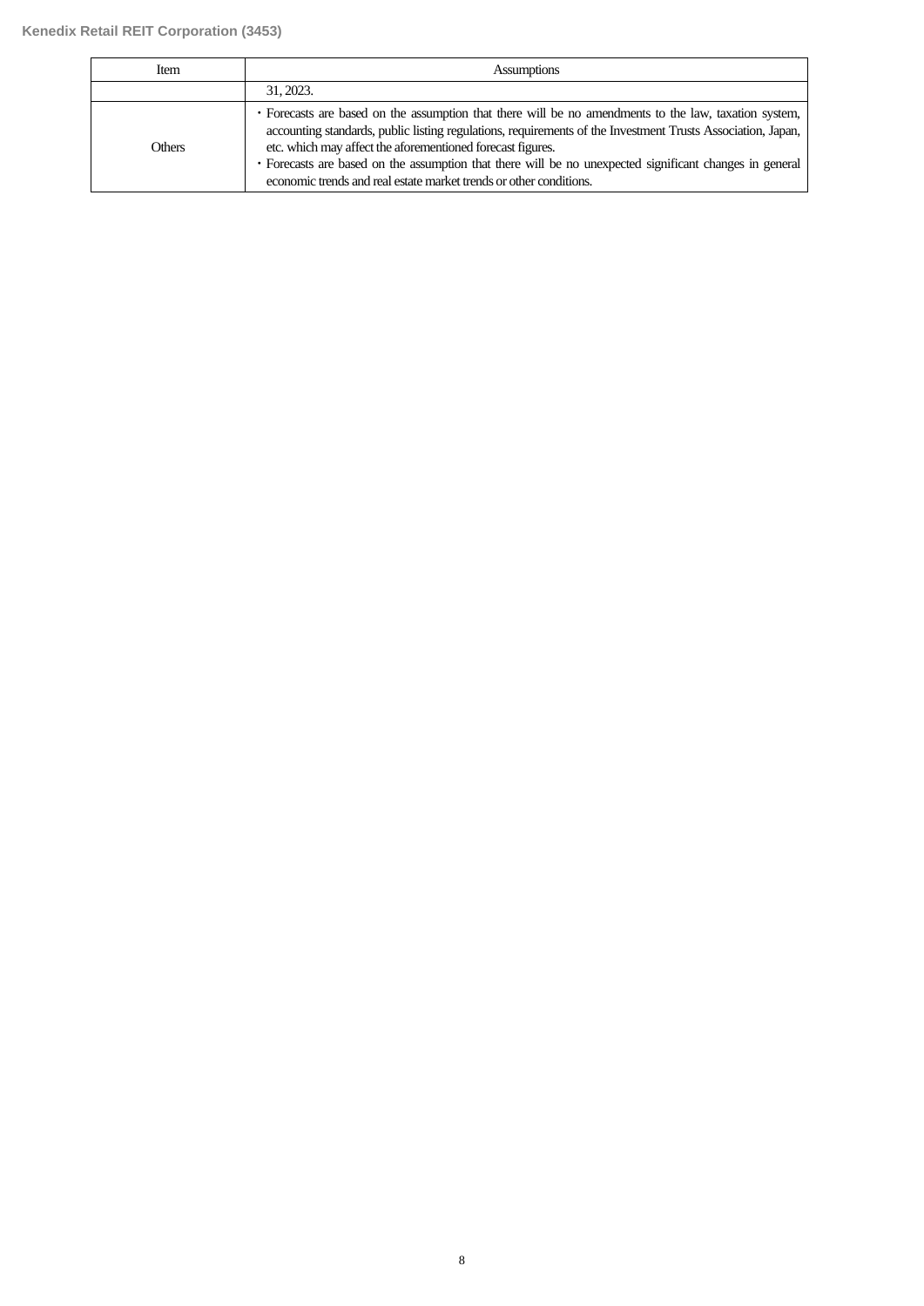| Item | Assumptions |
|---|---|
| | 31, 2023. |
| Others | ・Forecasts are based on the assumption that there will be no amendments to the law, taxation system, accounting standards, public listing regulations, requirements of the Investment Trusts Association, Japan, etc. which may affect the aforementioned forecast figures.<br>・Forecasts are based on the assumption that there will be no unexpected significant changes in general economic trends and real estate market trends or other conditions. |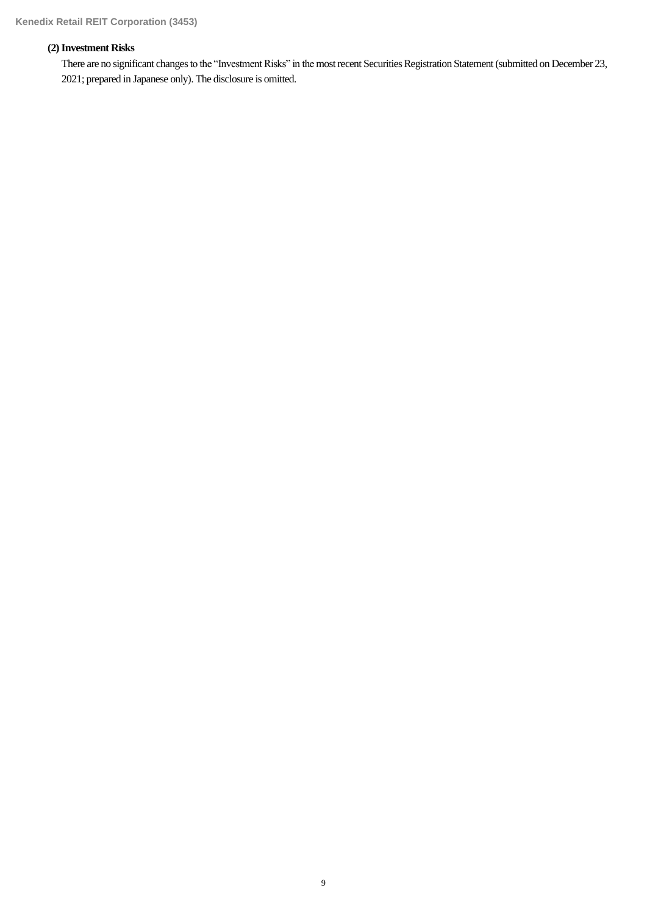### (2) Investment Risks

There are no significant changes to the "Investment Risks" in the most recent Securities Registration Statement (submitted on December 23, 2021; prepared in Japanese only). The disclosure is omitted.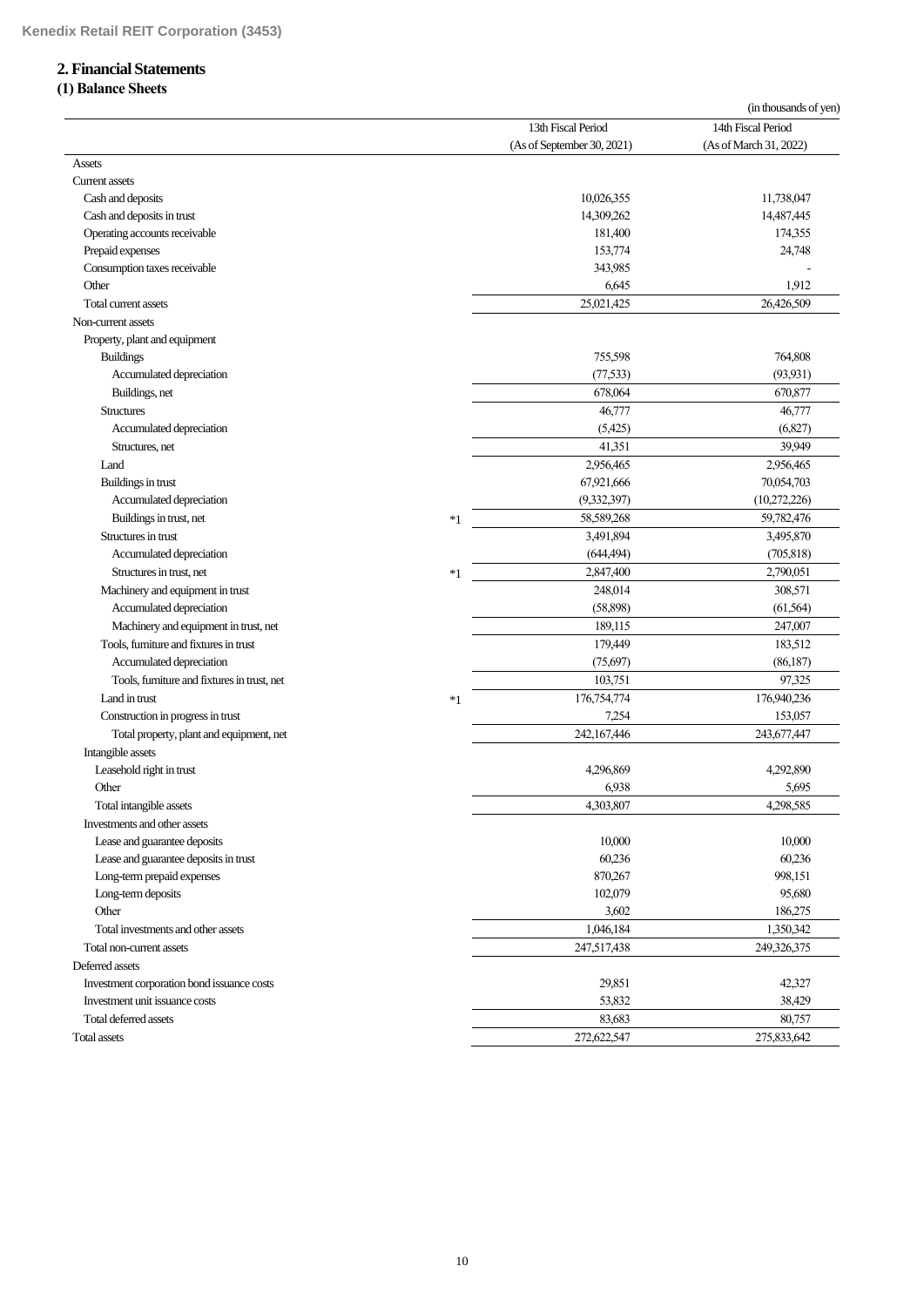## 2. Financial Statements

### (1) Balance Sheets

(in thousands of yen)

| | | 13th Fiscal Period (As of September 30, 2021) | 14th Fiscal Period (As of March 31, 2022) |
|---|---|---|---|
| Assets | | | |
| Current assets | | | |
| Cash and deposits | | 10,026,355 | 11,738,047 |
| Cash and deposits in trust | | 14,309,262 | 14,487,445 |
| Operating accounts receivable | | 181,400 | 174,355 |
| Prepaid expenses | | 153,774 | 24,748 |
| Consumption taxes receivable | | 343,985 | - |
| Other | | 6,645 | 1,912 |
| Total current assets | | 25,021,425 | 26,426,509 |
| Non-current assets | | | |
| Property, plant and equipment | | | |
| Buildings | | 755,598 | 764,808 |
| Accumulated depreciation | | (77,533) | (93,931) |
| Buildings, net | | 678,064 | 670,877 |
| Structures | | 46,777 | 46,777 |
| Accumulated depreciation | | (5,425) | (6,827) |
| Structures, net | | 41,351 | 39,949 |
| Land | | 2,956,465 | 2,956,465 |
| Buildings in trust | | 67,921,666 | 70,054,703 |
| Accumulated depreciation | | (9,332,397) | (10,272,226) |
| Buildings in trust, net | *1 | 58,589,268 | 59,782,476 |
| Structures in trust | | 3,491,894 | 3,495,870 |
| Accumulated depreciation | | (644,494) | (705,818) |
| Structures in trust, net | *1 | 2,847,400 | 2,790,051 |
| Machinery and equipment in trust | | 248,014 | 308,571 |
| Accumulated depreciation | | (58,898) | (61,564) |
| Machinery and equipment in trust, net | | 189,115 | 247,007 |
| Tools, furniture and fixtures in trust | | 179,449 | 183,512 |
| Accumulated depreciation | | (75,697) | (86,187) |
| Tools, furniture and fixtures in trust, net | | 103,751 | 97,325 |
| Land in trust | *1 | 176,754,774 | 176,940,236 |
| Construction in progress in trust | | 7,254 | 153,057 |
| Total property, plant and equipment, net | | 242,167,446 | 243,677,447 |
| Intangible assets | | | |
| Leasehold right in trust | | 4,296,869 | 4,292,890 |
| Other | | 6,938 | 5,695 |
| Total intangible assets | | 4,303,807 | 4,298,585 |
| Investments and other assets | | | |
| Lease and guarantee deposits | | 10,000 | 10,000 |
| Lease and guarantee deposits in trust | | 60,236 | 60,236 |
| Long-term prepaid expenses | | 870,267 | 998,151 |
| Long-term deposits | | 102,079 | 95,680 |
| Other | | 3,602 | 186,275 |
| Total investments and other assets | | 1,046,184 | 1,350,342 |
| Total non-current assets | | 247,517,438 | 249,326,375 |
| Deferred assets | | | |
| Investment corporation bond issuance costs | | 29,851 | 42,327 |
| Investment unit issuance costs | | 53,832 | 38,429 |
| Total deferred assets | | 83,683 | 80,757 |
| Total assets | | 272,622,547 | 275,833,642 |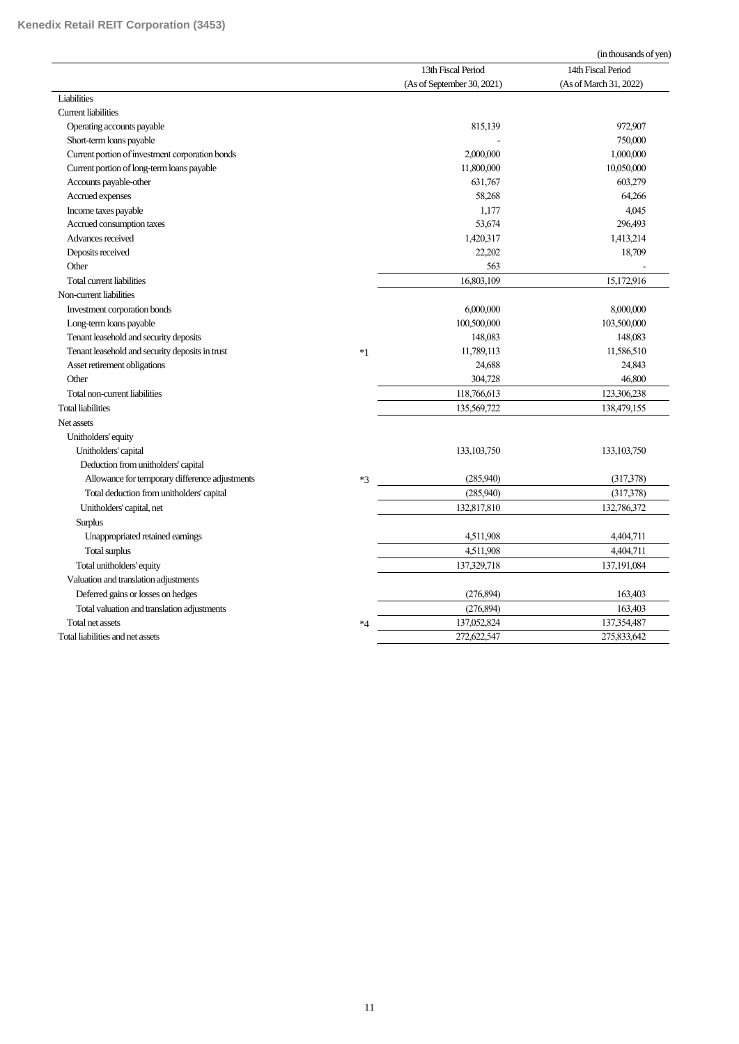(in thousands of yen)

| | | 13th Fiscal Period (As of September 30, 2021) | 14th Fiscal Period (As of March 31, 2022) |
|---|---|---|---|
| Liabilities | | | |
| Current liabilities | | | |
| Operating accounts payable | | 815,139 | 972,907 |
| Short-term loans payable | | - | 750,000 |
| Current portion of investment corporation bonds | | 2,000,000 | 1,000,000 |
| Current portion of long-term loans payable | | 11,800,000 | 10,050,000 |
| Accounts payable-other | | 631,767 | 603,279 |
| Accrued expenses | | 58,268 | 64,266 |
| Income taxes payable | | 1,177 | 4,045 |
| Accrued consumption taxes | | 53,674 | 296,493 |
| Advances received | | 1,420,317 | 1,413,214 |
| Deposits received | | 22,202 | 18,709 |
| Other | | 563 | - |
| Total current liabilities | | 16,803,109 | 15,172,916 |
| Non-current liabilities | | | |
| Investment corporation bonds | | 6,000,000 | 8,000,000 |
| Long-term loans payable | | 100,500,000 | 103,500,000 |
| Tenant leasehold and security deposits | | 148,083 | 148,083 |
| Tenant leasehold and security deposits in trust | *1 | 11,789,113 | 11,586,510 |
| Asset retirement obligations | | 24,688 | 24,843 |
| Other | | 304,728 | 46,800 |
| Total non-current liabilities | | 118,766,613 | 123,306,238 |
| Total liabilities | | 135,569,722 | 138,479,155 |
| Net assets | | | |
| Unitholders' equity | | | |
| Unitholders' capital | | 133,103,750 | 133,103,750 |
| Deduction from unitholders' capital | | | |
| Allowance for temporary difference adjustments | *3 | (285,940) | (317,378) |
| Total deduction from unitholders' capital | | (285,940) | (317,378) |
| Unitholders' capital, net | | 132,817,810 | 132,786,372 |
| Surplus | | | |
| Unappropriated retained earnings | | 4,511,908 | 4,404,711 |
| Total surplus | | 4,511,908 | 4,404,711 |
| Total unitholders' equity | | 137,329,718 | 137,191,084 |
| Valuation and translation adjustments | | | |
| Deferred gains or losses on hedges | | (276,894) | 163,403 |
| Total valuation and translation adjustments | | (276,894) | 163,403 |
| Total net assets | *4 | 137,052,824 | 137,354,487 |
| Total liabilities and net assets | | 272,622,547 | 275,833,642 |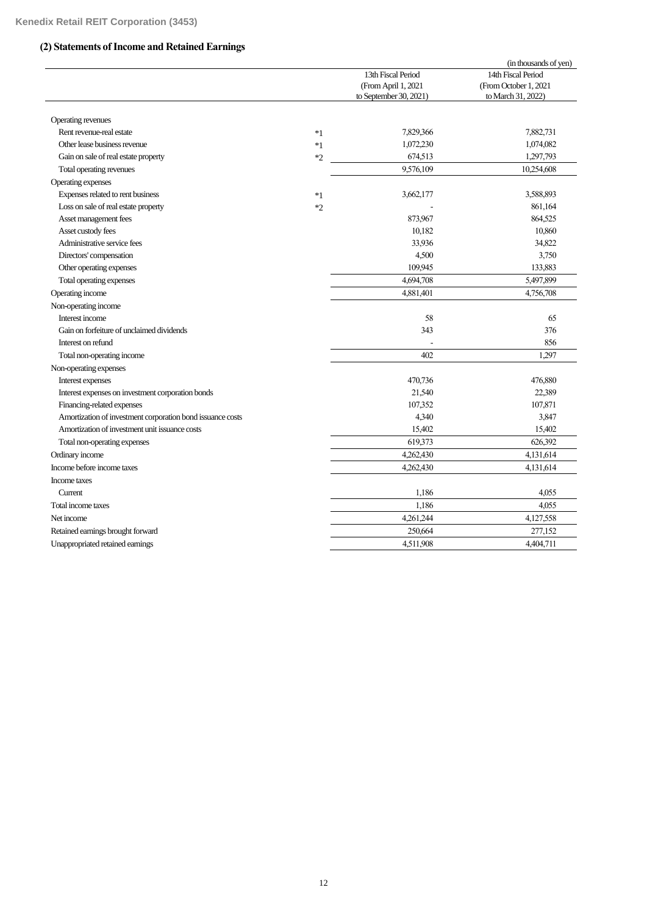## (2) Statements of Income and Retained Earnings

(in thousands of yen)

| | | 13th Fiscal Period (From April 1, 2021 to September 30, 2021) | 14th Fiscal Period (From October 1, 2021 to March 31, 2022) |
|---|---|---|---|
| Operating revenues | | | |
| Rent revenue-real estate | *1 | 7,829,366 | 7,882,731 |
| Other lease business revenue | *1 | 1,072,230 | 1,074,082 |
| Gain on sale of real estate property | *2 | 674,513 | 1,297,793 |
| Total operating revenues | | 9,576,109 | 10,254,608 |
| Operating expenses | | | |
| Expenses related to rent business | *1 | 3,662,177 | 3,588,893 |
| Loss on sale of real estate property | *2 | - | 861,164 |
| Asset management fees | | 873,967 | 864,525 |
| Asset custody fees | | 10,182 | 10,860 |
| Administrative service fees | | 33,936 | 34,822 |
| Directors' compensation | | 4,500 | 3,750 |
| Other operating expenses | | 109,945 | 133,883 |
| Total operating expenses | | 4,694,708 | 5,497,899 |
| Operating income | | 4,881,401 | 4,756,708 |
| Non-operating income | | | |
| Interest income | | 58 | 65 |
| Gain on forfeiture of unclaimed dividends | | 343 | 376 |
| Interest on refund | | - | 856 |
| Total non-operating income | | 402 | 1,297 |
| Non-operating expenses | | | |
| Interest expenses | | 470,736 | 476,880 |
| Interest expenses on investment corporation bonds | | 21,540 | 22,389 |
| Financing-related expenses | | 107,352 | 107,871 |
| Amortization of investment corporation bond issuance costs | | 4,340 | 3,847 |
| Amortization of investment unit issuance costs | | 15,402 | 15,402 |
| Total non-operating expenses | | 619,373 | 626,392 |
| Ordinary income | | 4,262,430 | 4,131,614 |
| Income before income taxes | | 4,262,430 | 4,131,614 |
| Income taxes | | | |
| Current | | 1,186 | 4,055 |
| Total income taxes | | 1,186 | 4,055 |
| Net income | | 4,261,244 | 4,127,558 |
| Retained earnings brought forward | | 250,664 | 277,152 |
| Unappropriated retained earnings | | 4,511,908 | 4,404,711 |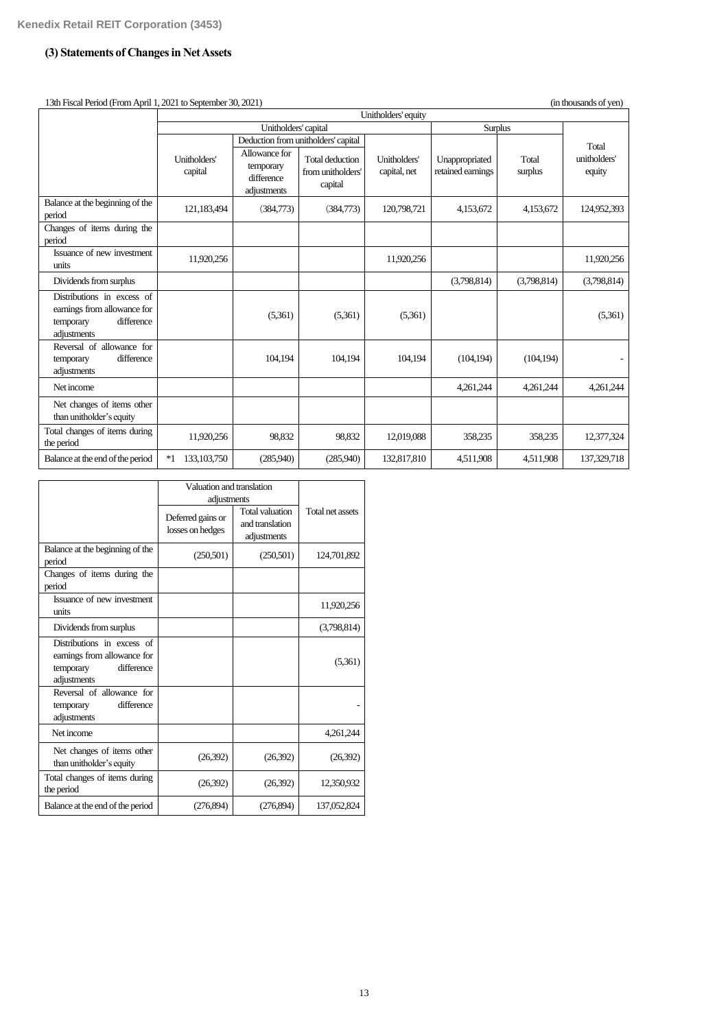## (3) Statements of Changes in Net Assets

13th Fiscal Period (From April 1, 2021 to September 30, 2021) (in thousands of yen)

| | Unitholders' equity | | | | | | |
|---|---|---|---|---|---|---|---|
| | Unitholders' capital | | | | Surplus | | Total unitholders' equity |
| | Unitholders' capital | Deduction from unitholders' capital | | Unitholders' capital, net | Unappropriated retained earnings | Total surplus | |
| | | Allowance for temporary difference adjustments | Total deduction from unitholders' capital | | | | |
| Balance at the beginning of the period | 121,183,494 | (384,773) | (384,773) | 120,798,721 | 4,153,672 | 4,153,672 | 124,952,393 |
| Changes of items during the period | | | | | | | |
| Issuance of new investment units | 11,920,256 | | | 11,920,256 | | | 11,920,256 |
| Dividends from surplus | | | | | (3,798,814) | (3,798,814) | (3,798,814) |
| Distributions in excess of earnings from allowance for temporary difference adjustments | | (5,361) | (5,361) | (5,361) | | | (5,361) |
| Reversal of allowance for temporary difference adjustments | | 104,194 | 104,194 | 104,194 | (104,194) | (104,194) | - |
| Net income | | | | | 4,261,244 | 4,261,244 | 4,261,244 |
| Net changes of items other than unitholder's equity | | | | | | | |
| Total changes of items during the period | 11,920,256 | 98,832 | 98,832 | 12,019,088 | 358,235 | 358,235 | 12,377,324 |
| Balance at the end of the period | *1 133,103,750 | (285,940) | (285,940) | 132,817,810 | 4,511,908 | 4,511,908 | 137,329,718 |

| | Valuation and translation adjustments | | Total net assets |
|---|---|---|---|
| | Deferred gains or losses on hedges | Total valuation and translation adjustments | |
| Balance at the beginning of the period | (250,501) | (250,501) | 124,701,892 |
| Changes of items during the period | | | |
| Issuance of new investment units | | | 11,920,256 |
| Dividends from surplus | | | (3,798,814) |
| Distributions in excess of earnings from allowance for temporary difference adjustments | | | (5,361) |
| Reversal of allowance for temporary difference adjustments | | | - |
| Net income | | | 4,261,244 |
| Net changes of items other than unitholder's equity | (26,392) | (26,392) | (26,392) |
| Total changes of items during the period | (26,392) | (26,392) | 12,350,932 |
| Balance at the end of the period | (276,894) | (276,894) | 137,052,824 |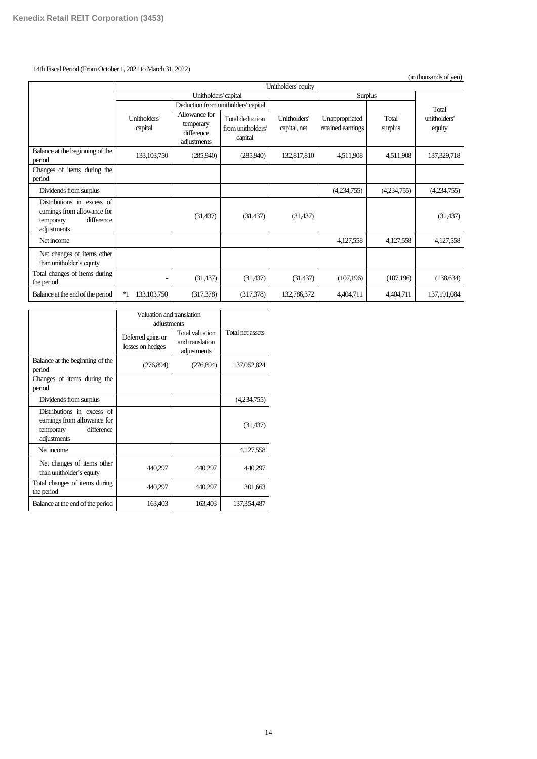14th Fiscal Period (From October 1, 2021 to March 31, 2022)

(in thousands of yen)

| | Unitholders' equity | | | | | | |
|---|---|---|---|---|---|---|---|
| | Unitholders' capital | | | | Surplus | | Total unitholders' equity |
| | Unitholders' capital | Deduction from unitholders' capital | | Unitholders' capital, net | Unappropriated retained earnings | Total surplus | |
| | | Allowance for temporary difference adjustments | Total deduction from unitholders' capital | | | | |
| Balance at the beginning of the period | 133,103,750 | (285,940) | (285,940) | 132,817,810 | 4,511,908 | 4,511,908 | 137,329,718 |
| Changes of items during the period | | | | | | | |
| Dividends from surplus | | | | | (4,234,755) | (4,234,755) | (4,234,755) |
| Distributions in excess of earnings from allowance for temporary difference adjustments | | (31,437) | (31,437) | (31,437) | | | (31,437) |
| Net income | | | | | 4,127,558 | 4,127,558 | 4,127,558 |
| Net changes of items other than unitholder's equity | | | | | | | |
| Total changes of items during the period | - | (31,437) | (31,437) | (31,437) | (107,196) | (107,196) | (138,634) |
| Balance at the end of the period | *1 133,103,750 | (317,378) | (317,378) | 132,786,372 | 4,404,711 | 4,404,711 | 137,191,084 |

| | Valuation and translation adjustments | | Total net assets |
|---|---|---|---|
| | Deferred gains or losses on hedges | Total valuation and translation adjustments | |
| Balance at the beginning of the period | (276,894) | (276,894) | 137,052,824 |
| Changes of items during the period | | | |
| Dividends from surplus | | | (4,234,755) |
| Distributions in excess of earnings from allowance for temporary difference adjustments | | | (31,437) |
| Net income | | | 4,127,558 |
| Net changes of items other than unitholder's equity | 440,297 | 440,297 | 440,297 |
| Total changes of items during the period | 440,297 | 440,297 | 301,663 |
| Balance at the end of the period | 163,403 | 163,403 | 137,354,487 |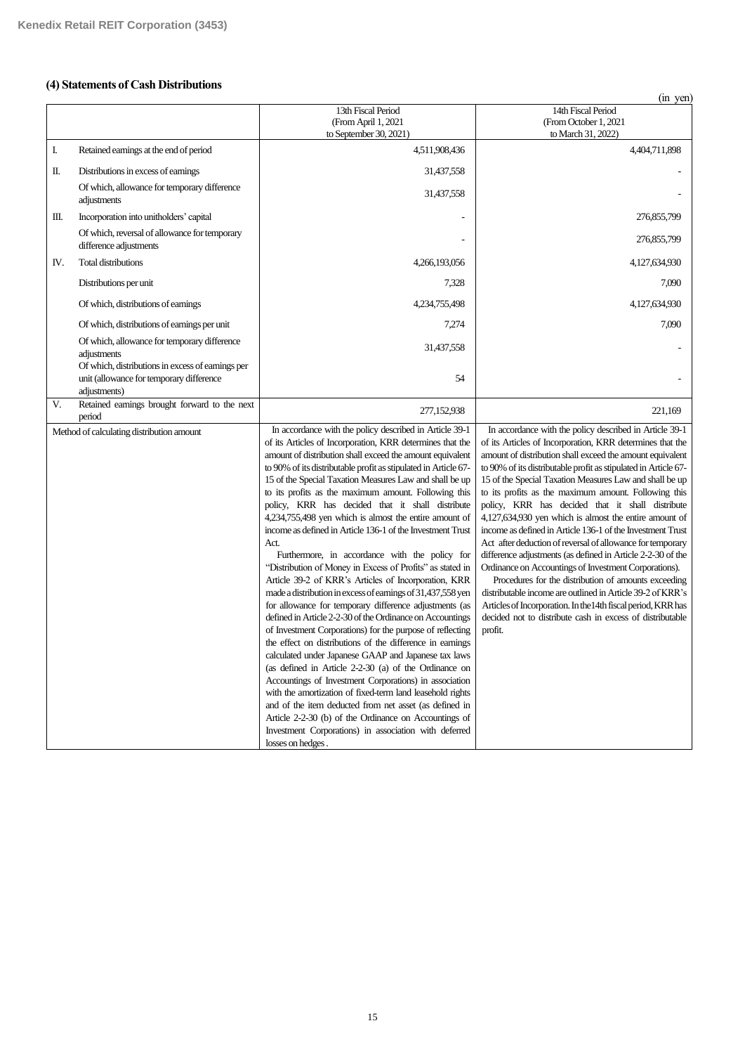### (4) Statements of Cash Distributions

(in yen)

| | | 13th Fiscal Period (From April 1, 2021 to September 30, 2021) | 14th Fiscal Period (From October 1, 2021 to March 31, 2022) |
|---|---|---|---|
| I. | Retained earnings at the end of period | 4,511,908,436 | 4,404,711,898 |
| II. | Distributions in excess of earnings | 31,437,558 | - |
| | Of which, allowance for temporary difference adjustments | 31,437,558 | - |
| III. | Incorporation into unitholders' capital | - | 276,855,799 |
| | Of which, reversal of allowance for temporary difference adjustments | - | 276,855,799 |
| IV. | Total distributions | 4,266,193,056 | 4,127,634,930 |
| | Distributions per unit | 7,328 | 7,090 |
| | Of which, distributions of earnings | 4,234,755,498 | 4,127,634,930 |
| | Of which, distributions of earnings per unit | 7,274 | 7,090 |
| | Of which, allowance for temporary difference adjustments | 31,437,558 | - |
| | Of which, distributions in excess of earnings per unit (allowance for temporary difference adjustments) | 54 | - |
| V. | Retained earnings brought forward to the next period | 277,152,938 | 221,169 |
| Method of calculating distribution amount | | In accordance with the policy described in Article 39-1 of its Articles of Incorporation, KRR determines that the amount of distribution shall exceed the amount equivalent to 90% of its distributable profit as stipulated in Article 67-15 of the Special Taxation Measures Law and shall be up to its profits as the maximum amount. Following this policy, KRR has decided that it shall distribute 4,234,755,498 yen which is almost the entire amount of income as defined in Article 136-1 of the Investment Trust Act.<br>Furthermore, in accordance with the policy for "Distribution of Money in Excess of Profits" as stated in Article 39-2 of KRR's Articles of Incorporation, KRR made a distribution in excess of earnings of 31,437,558 yen for allowance for temporary difference adjustments (as defined in Article 2-2-30 of the Ordinance on Accountings of Investment Corporations) for the purpose of reflecting the effect on distributions of the difference in earnings calculated under Japanese GAAP and Japanese tax laws (as defined in Article 2-2-30 (a) of the Ordinance on Accountings of Investment Corporations) in association with the amortization of fixed-term land leasehold rights and of the item deducted from net asset (as defined in Article 2-2-30 (b) of the Ordinance on Accountings of Investment Corporations) in association with deferred losses on hedges. | In accordance with the policy described in Article 39-1 of its Articles of Incorporation, KRR determines that the amount of distribution shall exceed the amount equivalent to 90% of its distributable profit as stipulated in Article 67-15 of the Special Taxation Measures Law and shall be up to its profits as the maximum amount. Following this policy, KRR has decided that it shall distribute 4,127,634,930 yen which is almost the entire amount of income as defined in Article 136-1 of the Investment Trust Act after deduction of reversal of allowance for temporary difference adjustments (as defined in Article 2-2-30 of the Ordinance on Accountings of Investment Corporations).<br>Procedures for the distribution of amounts exceeding distributable income are outlined in Article 39-2 of KRR's Articles of Incorporation. In the 14th fiscal period, KRR has decided not to distribute cash in excess of distributable profit. |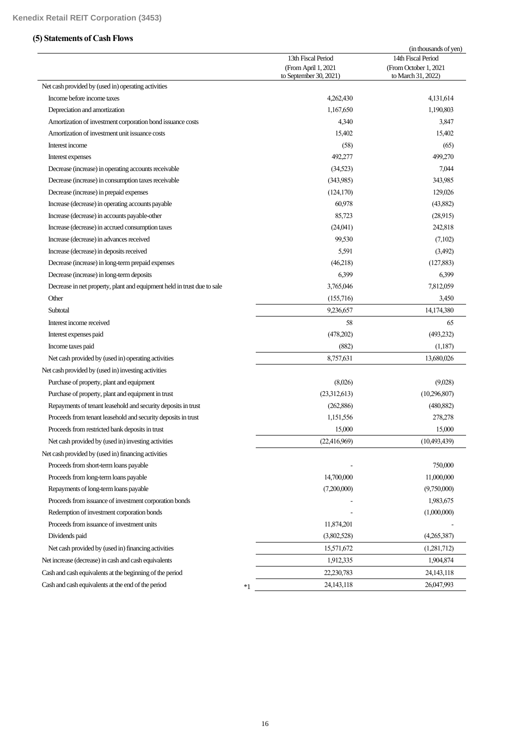### (5) Statements of Cash Flows

(in thousands of yen)

| | 13th Fiscal Period (From April 1, 2021 to September 30, 2021) | 14th Fiscal Period (From October 1, 2021 to March 31, 2022) |
|---|---|---|
| Net cash provided by (used in) operating activities | | |
| Income before income taxes | 4,262,430 | 4,131,614 |
| Depreciation and amortization | 1,167,650 | 1,190,803 |
| Amortization of investment corporation bond issuance costs | 4,340 | 3,847 |
| Amortization of investment unit issuance costs | 15,402 | 15,402 |
| Interest income | (58) | (65) |
| Interest expenses | 492,277 | 499,270 |
| Decrease (increase) in operating accounts receivable | (34,523) | 7,044 |
| Decrease (increase) in consumption taxes receivable | (343,985) | 343,985 |
| Decrease (increase) in prepaid expenses | (124,170) | 129,026 |
| Increase (decrease) in operating accounts payable | 60,978 | (43,882) |
| Increase (decrease) in accounts payable-other | 85,723 | (28,915) |
| Increase (decrease) in accrued consumption taxes | (24,041) | 242,818 |
| Increase (decrease) in advances received | 99,530 | (7,102) |
| Increase (decrease) in deposits received | 5,591 | (3,492) |
| Decrease (increase) in long-term prepaid expenses | (46,218) | (127,883) |
| Decrease (increase) in long-term deposits | 6,399 | 6,399 |
| Decrease in net property, plant and equipment held in trust due to sale | 3,765,046 | 7,812,059 |
| Other | (155,716) | 3,450 |
| Subtotal | 9,236,657 | 14,174,380 |
| Interest income received | 58 | 65 |
| Interest expenses paid | (478,202) | (493,232) |
| Income taxes paid | (882) | (1,187) |
| Net cash provided by (used in) operating activities | 8,757,631 | 13,680,026 |
| Net cash provided by (used in) investing activities | | |
| Purchase of property, plant and equipment | (8,026) | (9,028) |
| Purchase of property, plant and equipment in trust | (23,312,613) | (10,296,807) |
| Repayments of tenant leasehold and security deposits in trust | (262,886) | (480,882) |
| Proceeds from tenant leasehold and security deposits in trust | 1,151,556 | 278,278 |
| Proceeds from restricted bank deposits in trust | 15,000 | 15,000 |
| Net cash provided by (used in) investing activities | (22,416,969) | (10,493,439) |
| Net cash provided by (used in) financing activities | | |
| Proceeds from short-term loans payable | - | 750,000 |
| Proceeds from long-term loans payable | 14,700,000 | 11,000,000 |
| Repayments of long-term loans payable | (7,200,000) | (9,750,000) |
| Proceeds from issuance of investment corporation bonds | - | 1,983,675 |
| Redemption of investment corporation bonds | - | (1,000,000) |
| Proceeds from issuance of investment units | 11,874,201 | - |
| Dividends paid | (3,802,528) | (4,265,387) |
| Net cash provided by (used in) financing activities | 15,571,672 | (1,281,712) |
| Net increase (decrease) in cash and cash equivalents | 1,912,335 | 1,904,874 |
| Cash and cash equivalents at the beginning of the period | 22,230,783 | 24,143,118 |
| Cash and cash equivalents at the end of the period *1 | 24,143,118 | 26,047,993 |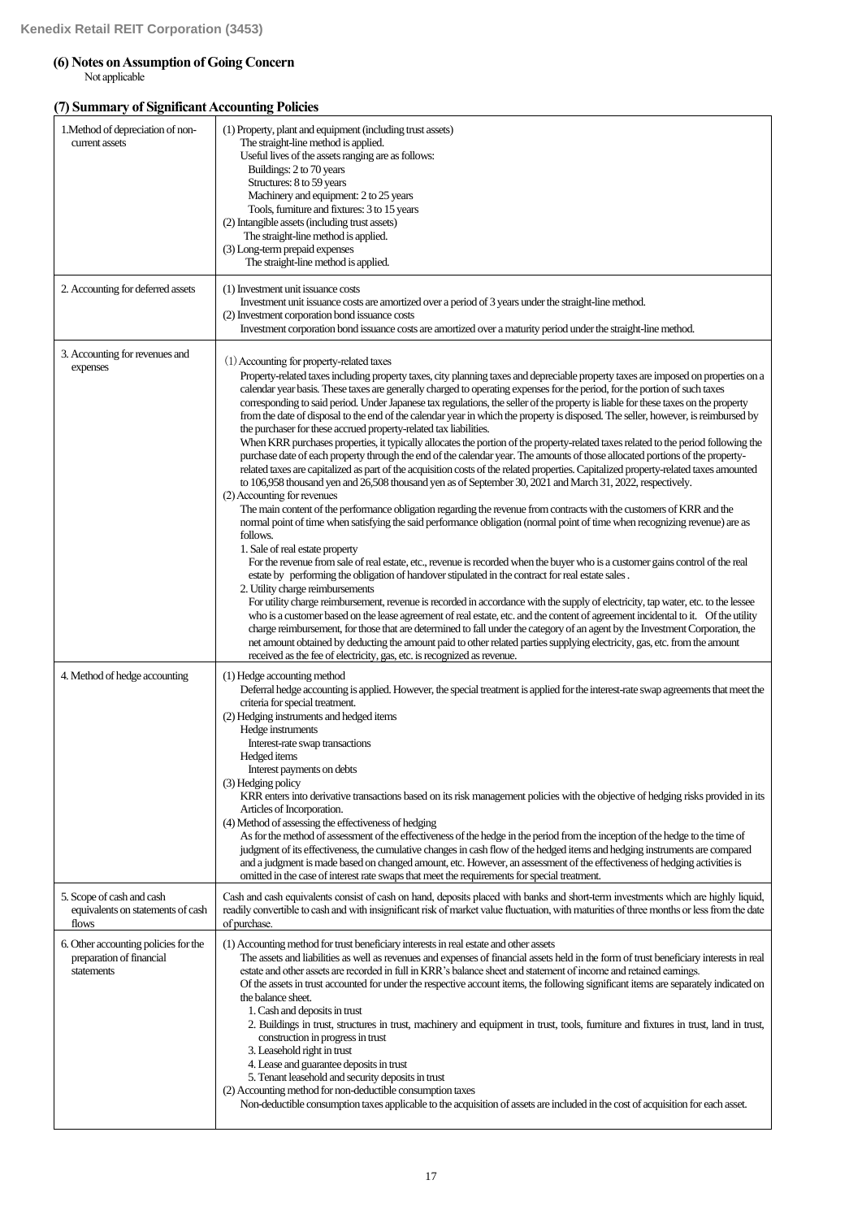### (6) Notes on Assumption of Going Concern

Not applicable

### (7) Summary of Significant Accounting Policies

| | |
|---|---|
| 1.Method of depreciation of non-current assets | (1) Property, plant and equipment (including trust assets)<br>The straight-line method is applied.<br>Useful lives of the assets ranging are as follows:<br>Buildings: 2 to 70 years<br>Structures: 8 to 59 years<br>Machinery and equipment: 2 to 25 years<br>Tools, furniture and fixtures: 3 to 15 years<br>(2) Intangible assets (including trust assets)<br>The straight-line method is applied.<br>(3) Long-term prepaid expenses<br>The straight-line method is applied. |
| 2. Accounting for deferred assets | (1) Investment unit issuance costs<br>Investment unit issuance costs are amortized over a period of 3 years under the straight-line method.<br>(2) Investment corporation bond issuance costs<br>Investment corporation bond issuance costs are amortized over a maturity period under the straight-line method. |
| 3. Accounting for revenues and expenses | (1) Accounting for property-related taxes<br>Property-related taxes including property taxes, city planning taxes and depreciable property taxes are imposed on properties on a calendar year basis. These taxes are generally charged to operating expenses for the period, for the portion of such taxes corresponding to said period. Under Japanese tax regulations, the seller of the property is liable for these taxes on the property from the date of disposal to the end of the calendar year in which the property is disposed. The seller, however, is reimbursed by the purchaser for these accrued property-related tax liabilities.<br>When KRR purchases properties, it typically allocates the portion of the property-related taxes related to the period following the purchase date of each property through the end of the calendar year. The amounts of those allocated portions of the property-related taxes are capitalized as part of the acquisition costs of the related properties. Capitalized property-related taxes amounted to 106,958 thousand yen and 26,508 thousand yen as of September 30, 2021 and March 31, 2022, respectively.<br>(2) Accounting for revenues<br>The main content of the performance obligation regarding the revenue from contracts with the customers of KRR and the normal point of time when satisfying the said performance obligation (normal point of time when recognizing revenue) are as follows.<br>1. Sale of real estate property<br>For the revenue from sale of real estate, etc., revenue is recorded when the buyer who is a customer gains control of the real estate by performing the obligation of handover stipulated in the contract for real estate sales .<br>2. Utility charge reimbursements<br>For utility charge reimbursement, revenue is recorded in accordance with the supply of electricity, tap water, etc. to the lessee who is a customer based on the lease agreement of real estate, etc. and the content of agreement incidental to it. Of the utility charge reimbursement, for those that are determined to fall under the category of an agent by the Investment Corporation, the net amount obtained by deducting the amount paid to other related parties supplying electricity, gas, etc. from the amount received as the fee of electricity, gas, etc. is recognized as revenue. |
| 4. Method of hedge accounting | (1) Hedge accounting method<br>Deferral hedge accounting is applied. However, the special treatment is applied for the interest-rate swap agreements that meet the criteria for special treatment.<br>(2) Hedging instruments and hedged items<br>Hedge instruments<br>Interest-rate swap transactions<br>Hedged items<br>Interest payments on debts<br>(3) Hedging policy<br>KRR enters into derivative transactions based on its risk management policies with the objective of hedging risks provided in its Articles of Incorporation.<br>(4) Method of assessing the effectiveness of hedging<br>As for the method of assessment of the effectiveness of the hedge in the period from the inception of the hedge to the time of judgment of its effectiveness, the cumulative changes in cash flow of the hedged items and hedging instruments are compared and a judgment is made based on changed amount, etc. However, an assessment of the effectiveness of hedging activities is omitted in the case of interest rate swaps that meet the requirements for special treatment. |
| 5. Scope of cash and cash equivalents on statements of cash flows | Cash and cash equivalents consist of cash on hand, deposits placed with banks and short-term investments which are highly liquid, readily convertible to cash and with insignificant risk of market value fluctuation, with maturities of three months or less from the date of purchase. |
| 6. Other accounting policies for the preparation of financial statements | (1) Accounting method for trust beneficiary interests in real estate and other assets<br>The assets and liabilities as well as revenues and expenses of financial assets held in the form of trust beneficiary interests in real estate and other assets are recorded in full in KRR's balance sheet and statement of income and retained earnings.<br>Of the assets in trust accounted for under the respective account items, the following significant items are separately indicated on the balance sheet.<br>1. Cash and deposits in trust<br>2. Buildings in trust, structures in trust, machinery and equipment in trust, tools, furniture and fixtures in trust, land in trust, construction in progress in trust<br>3. Leasehold right in trust<br>4. Lease and guarantee deposits in trust<br>5. Tenant leasehold and security deposits in trust<br>(2) Accounting method for non-deductible consumption taxes<br>Non-deductible consumption taxes applicable to the acquisition of assets are included in the cost of acquisition for each asset. |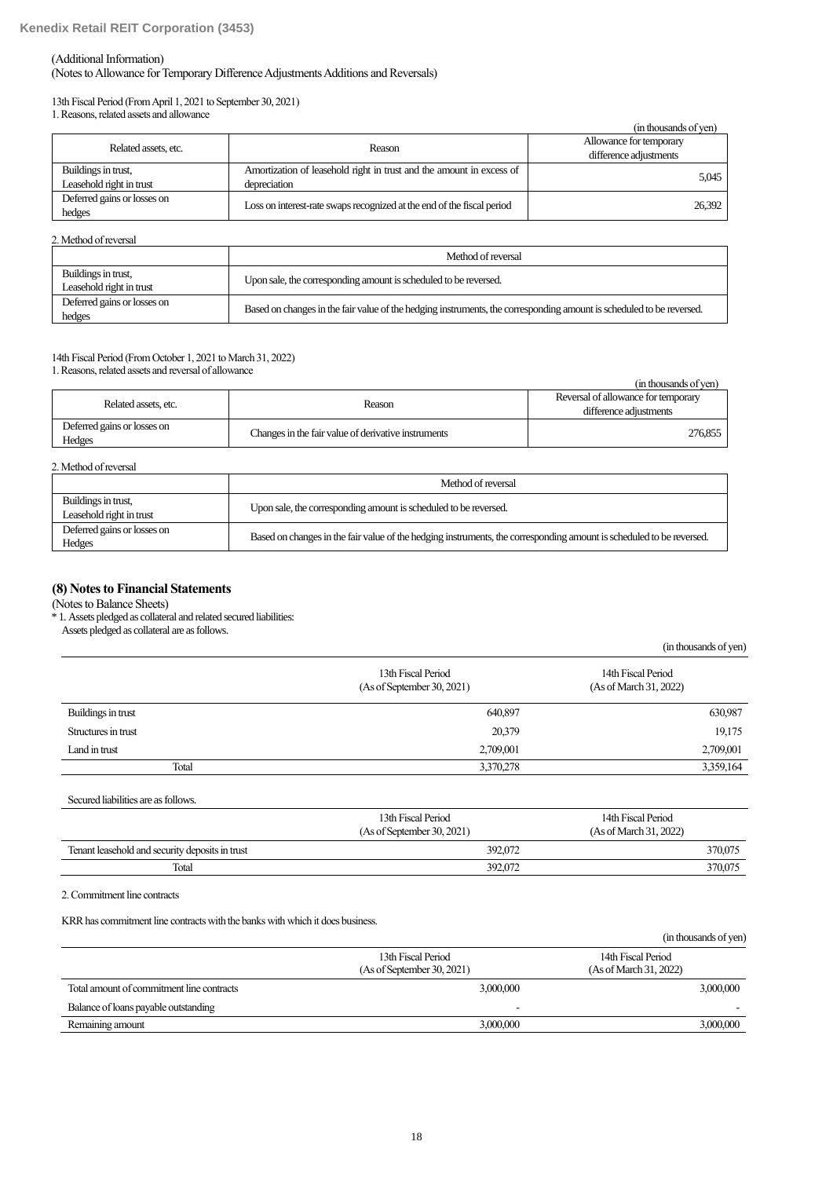(Additional Information)

(Notes to Allowance for Temporary Difference Adjustments Additions and Reversals)

13th Fiscal Period (From April 1, 2021 to September 30, 2021)

1. Reasons, related assets and allowance

(in thousands of yen)

| Related assets, etc. | Reason | Allowance for temporary difference adjustments |
|---|---|---|
| Buildings in trust, Leasehold right in trust | Amortization of leasehold right in trust and the amount in excess of depreciation | 5,045 |
| Deferred gains or losses on hedges | Loss on interest-rate swaps recognized at the end of the fiscal period | 26,392 |

2. Method of reversal

| | Method of reversal |
|---|---|
| Buildings in trust, Leasehold right in trust | Upon sale, the corresponding amount is scheduled to be reversed. |
| Deferred gains or losses on hedges | Based on changes in the fair value of the hedging instruments, the corresponding amount is scheduled to be reversed. |

14th Fiscal Period (From October 1, 2021 to March 31, 2022)

1. Reasons, related assets and reversal of allowance

(in thousands of yen)

| Related assets, etc. | Reason | Reversal of allowance for temporary difference adjustments |
|---|---|---|
| Deferred gains or losses on Hedges | Changes in the fair value of derivative instruments | 276,855 |

2. Method of reversal

| | Method of reversal |
|---|---|
| Buildings in trust, Leasehold right in trust | Upon sale, the corresponding amount is scheduled to be reversed. |
| Deferred gains or losses on Hedges | Based on changes in the fair value of the hedging instruments, the corresponding amount is scheduled to be reversed. |

## (8) Notes to Financial Statements

(Notes to Balance Sheets)

\* 1. Assets pledged as collateral and related secured liabilities:

Assets pledged as collateral are as follows.

(in thousands of yen)

| | 13th Fiscal Period (As of September 30, 2021) | 14th Fiscal Period (As of March 31, 2022) |
|---|---|---|
| Buildings in trust | 640,897 | 630,987 |
| Structures in trust | 20,379 | 19,175 |
| Land in trust | 2,709,001 | 2,709,001 |
| Total | 3,370,278 | 3,359,164 |

Secured liabilities are as follows.

| | 13th Fiscal Period (As of September 30, 2021) | 14th Fiscal Period (As of March 31, 2022) |
|---|---|---|
| Tenant leasehold and security deposits in trust | 392,072 | 370,075 |
| Total | 392,072 | 370,075 |

2. Commitment line contracts

KRR has commitment line contracts with the banks with which it does business.

(in thousands of yen)

| | 13th Fiscal Period (As of September 30, 2021) | 14th Fiscal Period (As of March 31, 2022) |
|---|---|---|
| Total amount of commitment line contracts | 3,000,000 | 3,000,000 |
| Balance of loans payable outstanding | - | - |
| Remaining amount | 3,000,000 | 3,000,000 |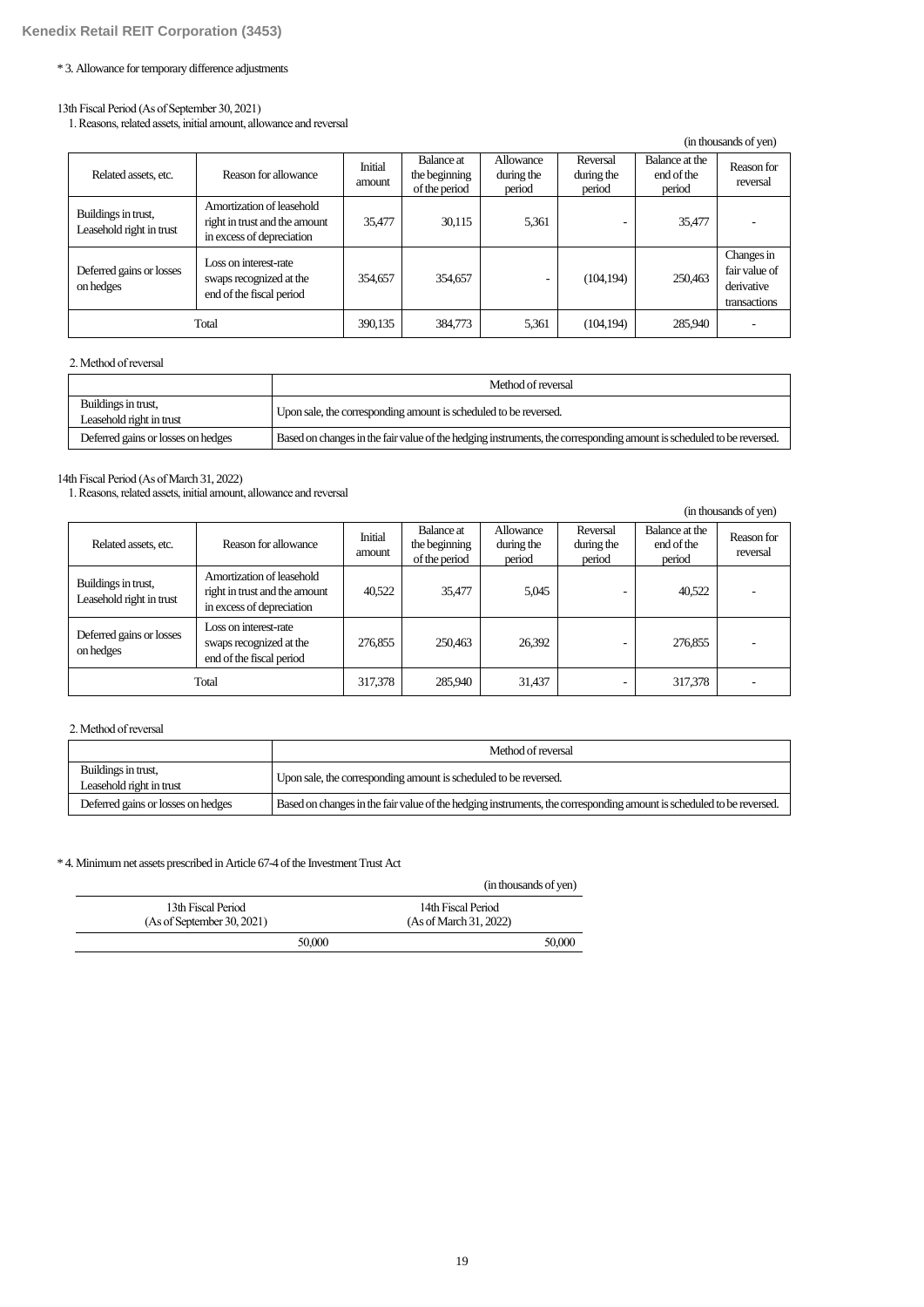\* 3. Allowance for temporary difference adjustments

13th Fiscal Period (As of September 30, 2021)

1. Reasons, related assets, initial amount, allowance and reversal

(in thousands of yen)

| Related assets, etc. | Reason for allowance | Initial amount | Balance at the beginning of the period | Allowance during the period | Reversal during the period | Balance at the end of the period | Reason for reversal |
|---|---|---|---|---|---|---|---|
| Buildings in trust, Leasehold right in trust | Amortization of leasehold right in trust and the amount in excess of depreciation | 35,477 | 30,115 | 5,361 | - | 35,477 | - |
| Deferred gains or losses on hedges | Loss on interest-rate swaps recognized at the end of the fiscal period | 354,657 | 354,657 | - | (104,194) | 250,463 | Changes in fair value of derivative transactions |
| Total | | 390,135 | 384,773 | 5,361 | (104,194) | 285,940 | - |

2. Method of reversal

| | Method of reversal |
|---|---|
| Buildings in trust, Leasehold right in trust | Upon sale, the corresponding amount is scheduled to be reversed. |
| Deferred gains or losses on hedges | Based on changes in the fair value of the hedging instruments, the corresponding amount is scheduled to be reversed. |

14th Fiscal Period (As of March 31, 2022)

1. Reasons, related assets, initial amount, allowance and reversal

(in thousands of yen)

| Related assets, etc. | Reason for allowance | Initial amount | Balance at the beginning of the period | Allowance during the period | Reversal during the period | Balance at the end of the period | Reason for reversal |
|---|---|---|---|---|---|---|---|
| Buildings in trust, Leasehold right in trust | Amortization of leasehold right in trust and the amount in excess of depreciation | 40,522 | 35,477 | 5,045 | - | 40,522 | - |
| Deferred gains or losses on hedges | Loss on interest-rate swaps recognized at the end of the fiscal period | 276,855 | 250,463 | 26,392 | - | 276,855 | - |
| Total | | 317,378 | 285,940 | 31,437 | - | 317,378 | - |

2. Method of reversal

| | Method of reversal |
|---|---|
| Buildings in trust, Leasehold right in trust | Upon sale, the corresponding amount is scheduled to be reversed. |
| Deferred gains or losses on hedges | Based on changes in the fair value of the hedging instruments, the corresponding amount is scheduled to be reversed. |

\* 4. Minimum net assets prescribed in Article 67-4 of the Investment Trust Act

(in thousands of yen)

| 13th Fiscal Period (As of September 30, 2021) | 14th Fiscal Period (As of March 31, 2022) |
|---|---|
| 50,000 | 50,000 |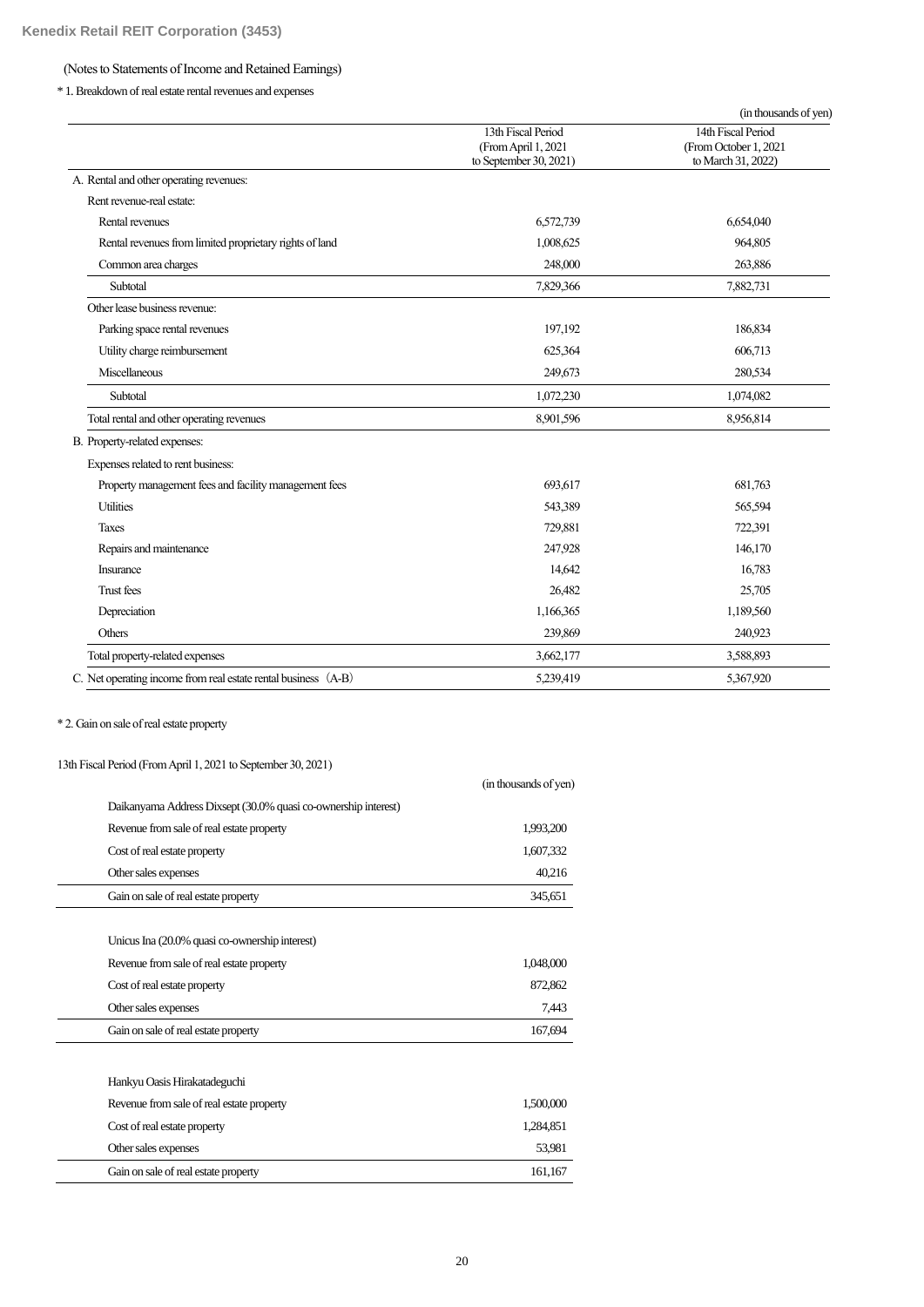(Notes to Statements of Income and Retained Earnings)

\* 1. Breakdown of real estate rental revenues and expenses

(in thousands of yen)

| | 13th Fiscal Period (From April 1, 2021 to September 30, 2021) | 14th Fiscal Period (From October 1, 2021 to March 31, 2022) |
|---|---|---|
| A. Rental and other operating revenues: | | |
| Rent revenue-real estate: | | |
| Rental revenues | 6,572,739 | 6,654,040 |
| Rental revenues from limited proprietary rights of land | 1,008,625 | 964,805 |
| Common area charges | 248,000 | 263,886 |
| Subtotal | 7,829,366 | 7,882,731 |
| Other lease business revenue: | | |
| Parking space rental revenues | 197,192 | 186,834 |
| Utility charge reimbursement | 625,364 | 606,713 |
| Miscellaneous | 249,673 | 280,534 |
| Subtotal | 1,072,230 | 1,074,082 |
| Total rental and other operating revenues | 8,901,596 | 8,956,814 |
| B. Property-related expenses: | | |
| Expenses related to rent business: | | |
| Property management fees and facility management fees | 693,617 | 681,763 |
| Utilities | 543,389 | 565,594 |
| Taxes | 729,881 | 722,391 |
| Repairs and maintenance | 247,928 | 146,170 |
| Insurance | 14,642 | 16,783 |
| Trust fees | 26,482 | 25,705 |
| Depreciation | 1,166,365 | 1,189,560 |
| Others | 239,869 | 240,923 |
| Total property-related expenses | 3,662,177 | 3,588,893 |
| C. Net operating income from real estate rental business (A-B) | 5,239,419 | 5,367,920 |

\* 2. Gain on sale of real estate property

13th Fiscal Period (From April 1, 2021 to September 30, 2021)

| | (in thousands of yen) |
|---|---|
| Daikanyama Address Dixsept (30.0% quasi co-ownership interest) | |
| Revenue from sale of real estate property | 1,993,200 |
| Cost of real estate property | 1,607,332 |
| Other sales expenses | 40,216 |
| Gain on sale of real estate property | 345,651 |

| | |
|---|---|
| Unicus Ina (20.0% quasi co-ownership interest) | |
| Revenue from sale of real estate property | 1,048,000 |
| Cost of real estate property | 872,862 |
| Other sales expenses | 7,443 |
| Gain on sale of real estate property | 167,694 |

| | |
|---|---|
| Hankyu Oasis Hirakatadeguchi | |
| Revenue from sale of real estate property | 1,500,000 |
| Cost of real estate property | 1,284,851 |
| Other sales expenses | 53,981 |
| Gain on sale of real estate property | 161,167 |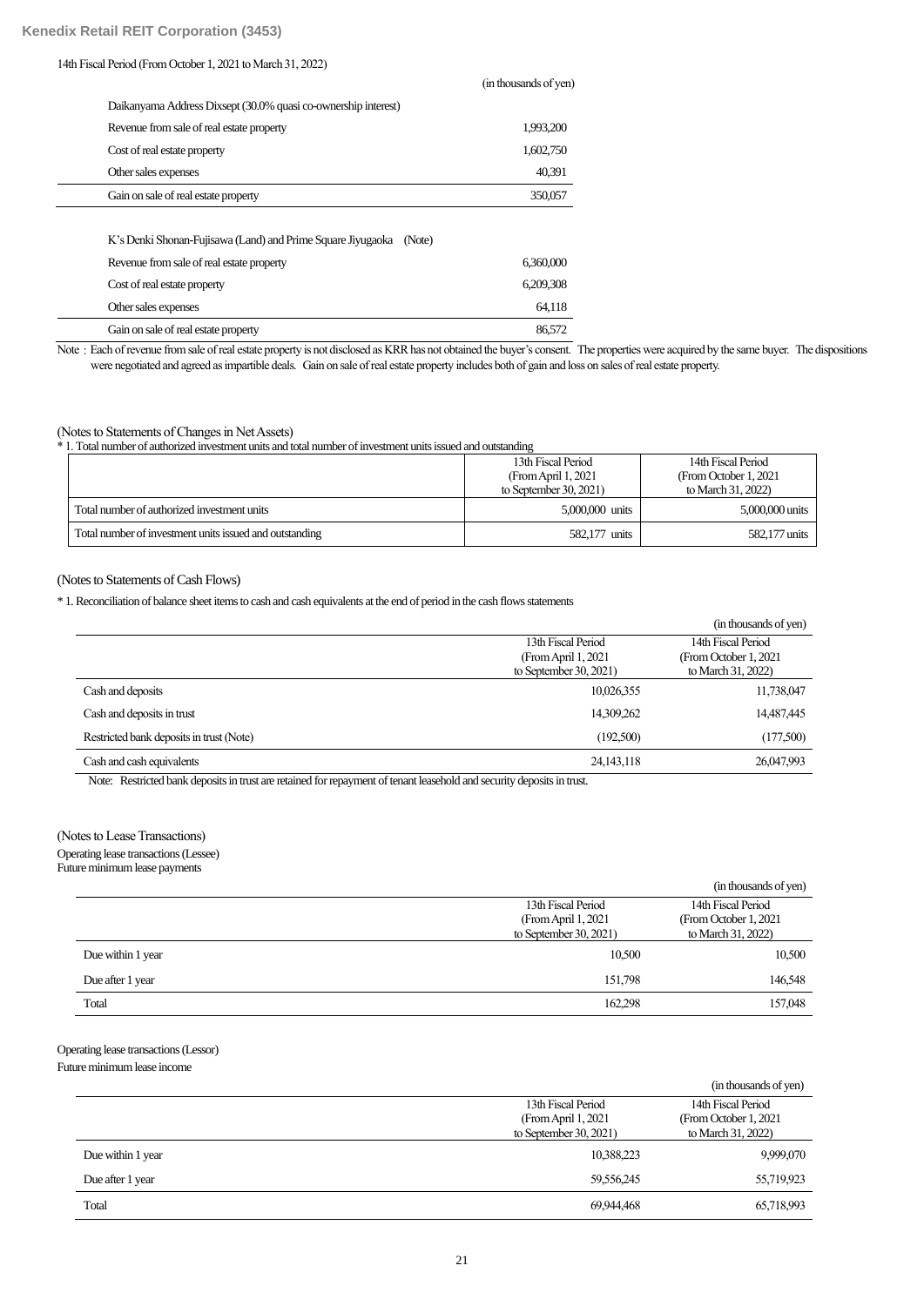14th Fiscal Period (From October 1, 2021 to March 31, 2022)

| | (in thousands of yen) |
|---|---:|
| Daikanyama Address Dixsept (30.0% quasi co-ownership interest) | |
| Revenue from sale of real estate property | 1,993,200 |
| Cost of real estate property | 1,602,750 |
| Other sales expenses | 40,391 |
| Gain on sale of real estate property | 350,057 |

| | |
|---|---:|
| K's Denki Shonan-Fujisawa (Land) and Prime Square Jiyugaoka (Note) | |
| Revenue from sale of real estate property | 6,360,000 |
| Cost of real estate property | 6,209,308 |
| Other sales expenses | 64,118 |
| Gain on sale of real estate property | 86,572 |

Note : Each of revenue from sale of real estate property is not disclosed as KRR has not obtained the buyer's consent. The properties were acquired by the same buyer. The dispositions were negotiated and agreed as impartible deals. Gain on sale of real estate property includes both of gain and loss on sales of real estate property.

(Notes to Statements of Changes in Net Assets)

* 1. Total number of authorized investment units and total number of investment units issued and outstanding

| | 13th Fiscal Period (From April 1, 2021 to September 30, 2021) | 14th Fiscal Period (From October 1, 2021 to March 31, 2022) |
|---|---:|---:|
| Total number of authorized investment units | 5,000,000 units | 5,000,000 units |
| Total number of investment units issued and outstanding | 582,177 units | 582,177 units |

(Notes to Statements of Cash Flows)

* 1. Reconciliation of balance sheet items to cash and cash equivalents at the end of period in the cash flows statements

(in thousands of yen)

| | 13th Fiscal Period (From April 1, 2021 to September 30, 2021) | 14th Fiscal Period (From October 1, 2021 to March 31, 2022) |
|---|---:|---:|
| Cash and deposits | 10,026,355 | 11,738,047 |
| Cash and deposits in trust | 14,309,262 | 14,487,445 |
| Restricted bank deposits in trust (Note) | (192,500) | (177,500) |
| Cash and cash equivalents | 24,143,118 | 26,047,993 |

Note: Restricted bank deposits in trust are retained for repayment of tenant leasehold and security deposits in trust.

(Notes to Lease Transactions)

Operating lease transactions (Lessee)

Future minimum lease payments

(in thousands of yen)

| | 13th Fiscal Period (From April 1, 2021 to September 30, 2021) | 14th Fiscal Period (From October 1, 2021 to March 31, 2022) |
|---|---:|---:|
| Due within 1 year | 10,500 | 10,500 |
| Due after 1 year | 151,798 | 146,548 |
| Total | 162,298 | 157,048 |

Operating lease transactions (Lessor)

Future minimum lease income

(in thousands of yen)

| | 13th Fiscal Period (From April 1, 2021 to September 30, 2021) | 14th Fiscal Period (From October 1, 2021 to March 31, 2022) |
|---|---:|---:|
| Due within 1 year | 10,388,223 | 9,999,070 |
| Due after 1 year | 59,556,245 | 55,719,923 |
| Total | 69,944,468 | 65,718,993 |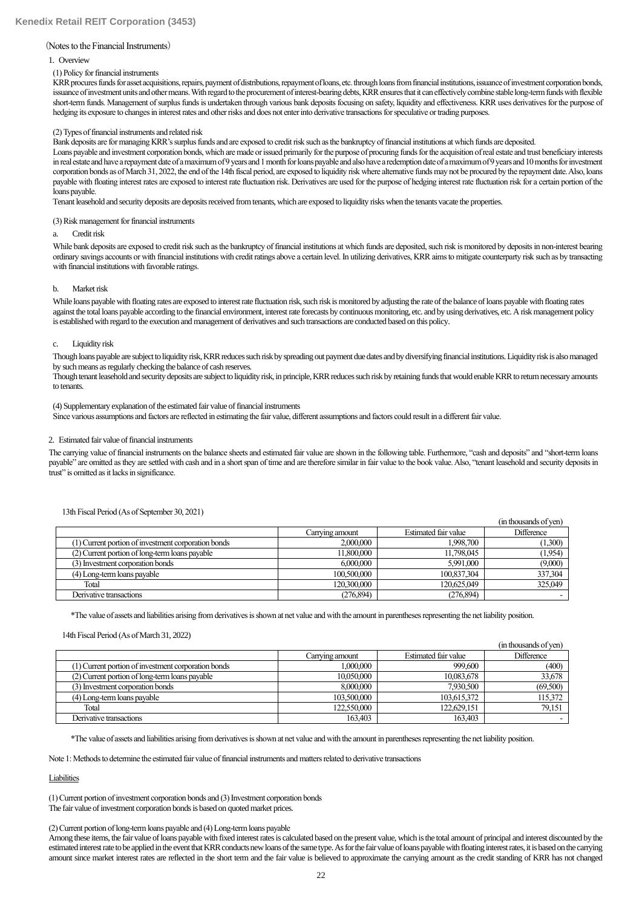（Notes to the Financial Instruments）

1. Overview

(1) Policy for financial instruments

KRR procures funds for asset acquisitions, repairs, payment of distributions, repayment of loans, etc. through loans from financial institutions, issuance of investment corporation bonds, issuance of investment units and other means. With regard to the procurement of interest-bearing debts, KRR ensures that it can effectively combine stable long-term funds with flexible short-term funds. Management of surplus funds is undertaken through various bank deposits focusing on safety, liquidity and effectiveness. KRR uses derivatives for the purpose of hedging its exposure to changes in interest rates and other risks and does not enter into derivative transactions for speculative or trading purposes.

(2) Types of financial instruments and related risk

Bank deposits are for managing KRR's surplus funds and are exposed to credit risk such as the bankruptcy of financial institutions at which funds are deposited.

Loans payable and investment corporation bonds, which are made or issued primarily for the purpose of procuring funds for the acquisition of real estate and trust beneficiary interests in real estate and have a repayment date of a maximum of 9 years and 1 month for loans payable and also have a redemption date of a maximum of 9 years and 10 months for investment corporation bonds as of March 31, 2022, the end of the 14th fiscal period, are exposed to liquidity risk where alternative funds may not be procured by the repayment date. Also, loans payable with floating interest rates are exposed to interest rate fluctuation risk. Derivatives are used for the purpose of hedging interest rate fluctuation risk for a certain portion of the loans payable.

Tenant leasehold and security deposits are deposits received from tenants, which are exposed to liquidity risks when the tenants vacate the properties.

(3) Risk management for financial instruments

a. Credit risk

While bank deposits are exposed to credit risk such as the bankruptcy of financial institutions at which funds are deposited, such risk is monitored by deposits in non-interest bearing ordinary savings accounts or with financial institutions with credit ratings above a certain level. In utilizing derivatives, KRR aims to mitigate counterparty risk such as by transacting with financial institutions with favorable ratings.

b. Market risk

While loans payable with floating rates are exposed to interest rate fluctuation risk, such risk is monitored by adjusting the rate of the balance of loans payable with floating rates against the total loans payable according to the financial environment, interest rate forecasts by continuous monitoring, etc. and by using derivatives, etc. A risk management policy is established with regard to the execution and management of derivatives and such transactions are conducted based on this policy.

c. Liquidity risk

Though loans payable are subject to liquidity risk, KRR reduces such risk by spreading out payment due dates and by diversifying financial institutions. Liquidity risk is also managed by such means as regularly checking the balance of cash reserves.

Though tenant leasehold and security deposits are subject to liquidity risk, in principle, KRR reduces such risk by retaining funds that would enable KRR to return necessary amounts to tenants.

(4) Supplementary explanation of the estimated fair value of financial instruments

Since various assumptions and factors are reflected in estimating the fair value, different assumptions and factors could result in a different fair value.

2. Estimated fair value of financial instruments

The carrying value of financial instruments on the balance sheets and estimated fair value are shown in the following table. Furthermore, "cash and deposits" and "short-term loans payable" are omitted as they are settled with cash and in a short span of time and are therefore similar in fair value to the book value. Also, "tenant leasehold and security deposits in trust" is omitted as it lacks in significance.

13th Fiscal Period (As of September 30, 2021)

(in thousands of yen)

| | Carrying amount | Estimated fair value | Difference |
|---|---|---|---|
| (1) Current portion of investment corporation bonds | 2,000,000 | 1,998,700 | (1,300) |
| (2) Current portion of long-term loans payable | 11,800,000 | 11,798,045 | (1,954) |
| (3) Investment corporation bonds | 6,000,000 | 5,991,000 | (9,000) |
| (4) Long-term loans payable | 100,500,000 | 100,837,304 | 337,304 |
| Total | 120,300,000 | 120,625,049 | 325,049 |
| Derivative transactions | (276,894) | (276,894) | - |

*The value of assets and liabilities arising from derivatives is shown at net value and with the amount in parentheses representing the net liability position.

14th Fiscal Period (As of March 31, 2022)

(in thousands of yen)

| | Carrying amount | Estimated fair value | Difference |
|---|---|---|---|
| (1) Current portion of investment corporation bonds | 1,000,000 | 999,600 | (400) |
| (2) Current portion of long-term loans payable | 10,050,000 | 10,083,678 | 33,678 |
| (3) Investment corporation bonds | 8,000,000 | 7,930,500 | (69,500) |
| (4) Long-term loans payable | 103,500,000 | 103,615,372 | 115,372 |
| Total | 122,550,000 | 122,629,151 | 79,151 |
| Derivative transactions | 163,403 | 163,403 | - |

*The value of assets and liabilities arising from derivatives is shown at net value and with the amount in parentheses representing the net liability position.

Note 1: Methods to determine the estimated fair value of financial instruments and matters related to derivative transactions

Liabilities

(1) Current portion of investment corporation bonds and (3) Investment corporation bonds

The fair value of investment corporation bonds is based on quoted market prices.

(2) Current portion of long-term loans payable and (4) Long-term loans payable

Among these items, the fair value of loans payable with fixed interest rates is calculated based on the present value, which is the total amount of principal and interest discounted by the estimated interest rate to be applied in the event that KRR conducts new loans of the same type. As for the fair value of loans payable with floating interest rates, it is based on the carrying amount since market interest rates are reflected in the short term and the fair value is believed to approximate the carrying amount as the credit standing of KRR has not changed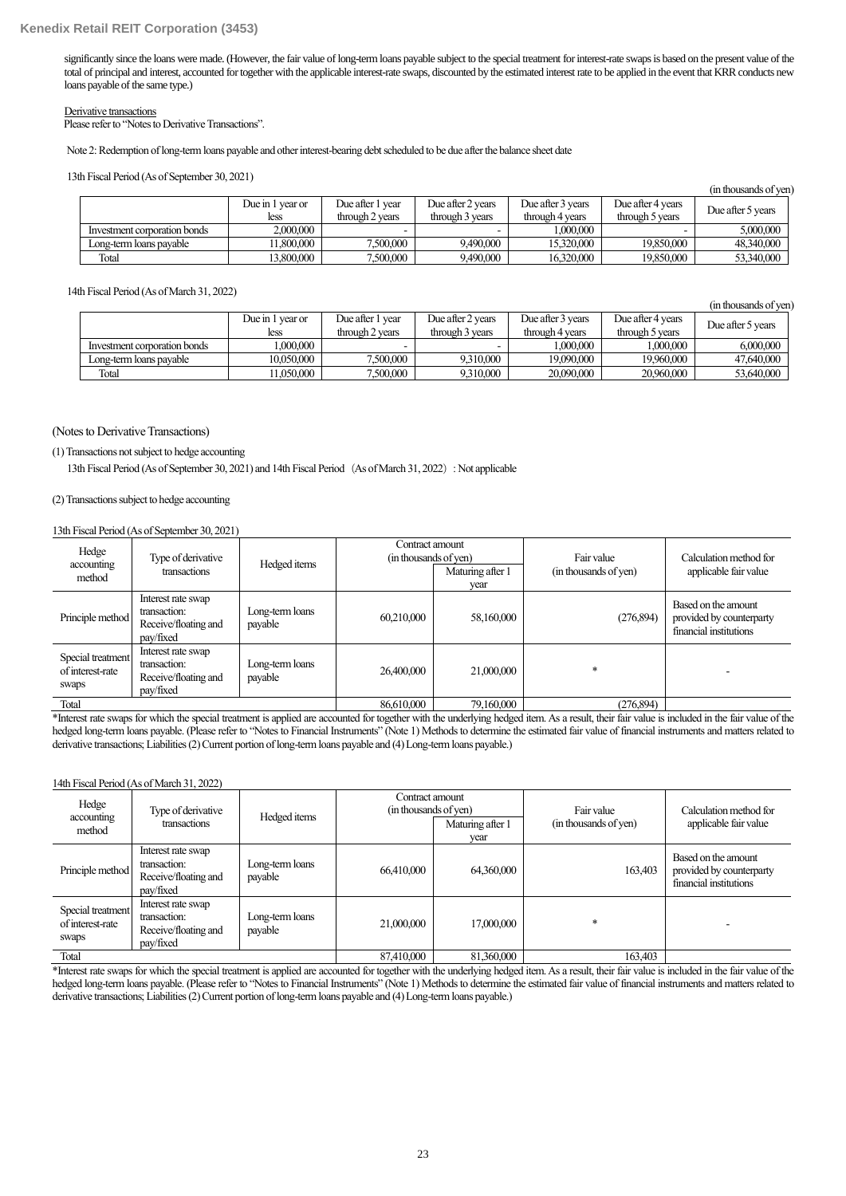significantly since the loans were made. (However, the fair value of long-term loans payable subject to the special treatment for interest-rate swaps is based on the present value of the total of principal and interest, accounted for together with the applicable interest-rate swaps, discounted by the estimated interest rate to be applied in the event that KRR conducts new loans payable of the same type.)

Derivative transactions
Please refer to "Notes to Derivative Transactions".

Note 2: Redemption of long-term loans payable and other interest-bearing debt scheduled to be due after the balance sheet date

13th Fiscal Period (As of September 30, 2021)

(in thousands of yen)

| | Due in 1 year or less | Due after 1 year through 2 years | Due after 2 years through 3 years | Due after 3 years through 4 years | Due after 4 years through 5 years | Due after 5 years |
|---|---|---|---|---|---|---|
| Investment corporation bonds | 2,000,000 | - | - | 1,000,000 | - | 5,000,000 |
| Long-term loans payable | 11,800,000 | 7,500,000 | 9,490,000 | 15,320,000 | 19,850,000 | 48,340,000 |
| Total | 13,800,000 | 7,500,000 | 9,490,000 | 16,320,000 | 19,850,000 | 53,340,000 |

14th Fiscal Period (As of March 31, 2022)

(in thousands of yen)

| | Due in 1 year or less | Due after 1 year through 2 years | Due after 2 years through 3 years | Due after 3 years through 4 years | Due after 4 years through 5 years | Due after 5 years |
|---|---|---|---|---|---|---|
| Investment corporation bonds | 1,000,000 | - | - | 1,000,000 | 1,000,000 | 6,000,000 |
| Long-term loans payable | 10,050,000 | 7,500,000 | 9,310,000 | 19,090,000 | 19,960,000 | 47,640,000 |
| Total | 11,050,000 | 7,500,000 | 9,310,000 | 20,090,000 | 20,960,000 | 53,640,000 |

(Notes to Derivative Transactions)

(1) Transactions not subject to hedge accounting

13th Fiscal Period (As of September 30, 2021) and 14th Fiscal Period（As of March 31, 2022）: Not applicable

(2) Transactions subject to hedge accounting

13th Fiscal Period (As of September 30, 2021)

| Hedge accounting method | Type of derivative transactions | Hedged items | Contract amount (in thousands of yen) | | Fair value (in thousands of yen) | Calculation method for applicable fair value |
|---|---|---|---|---|---|---|
| | | | | Maturing after 1 year | | |
| Principle method | Interest rate swap transaction: Receive/floating and pay/fixed | Long-term loans payable | 60,210,000 | 58,160,000 | (276,894) | Based on the amount provided by counterparty financial institutions |
| Special treatment of interest-rate swaps | Interest rate swap transaction: Receive/floating and pay/fixed | Long-term loans payable | 26,400,000 | 21,000,000 | * | - |
| Total | | | 86,610,000 | 79,160,000 | (276,894) | |

*Interest rate swaps for which the special treatment is applied are accounted for together with the underlying hedged item. As a result, their fair value is included in the fair value of the hedged long-term loans payable. (Please refer to "Notes to Financial Instruments" (Note 1) Methods to determine the estimated fair value of financial instruments and matters related to derivative transactions; Liabilities (2) Current portion of long-term loans payable and (4) Long-term loans payable.)

14th Fiscal Period (As of March 31, 2022)

| Hedge accounting method | Type of derivative transactions | Hedged items | Contract amount (in thousands of yen) | | Fair value (in thousands of yen) | Calculation method for applicable fair value |
|---|---|---|---|---|---|---|
| | | | | Maturing after 1 year | | |
| Principle method | Interest rate swap transaction: Receive/floating and pay/fixed | Long-term loans payable | 66,410,000 | 64,360,000 | 163,403 | Based on the amount provided by counterparty financial institutions |
| Special treatment of interest-rate swaps | Interest rate swap transaction: Receive/floating and pay/fixed | Long-term loans payable | 21,000,000 | 17,000,000 | * | - |
| Total | | | 87,410,000 | 81,360,000 | 163,403 | |

*Interest rate swaps for which the special treatment is applied are accounted for together with the underlying hedged item. As a result, their fair value is included in the fair value of the hedged long-term loans payable. (Please refer to "Notes to Financial Instruments" (Note 1) Methods to determine the estimated fair value of financial instruments and matters related to derivative transactions; Liabilities (2) Current portion of long-term loans payable and (4) Long-term loans payable.)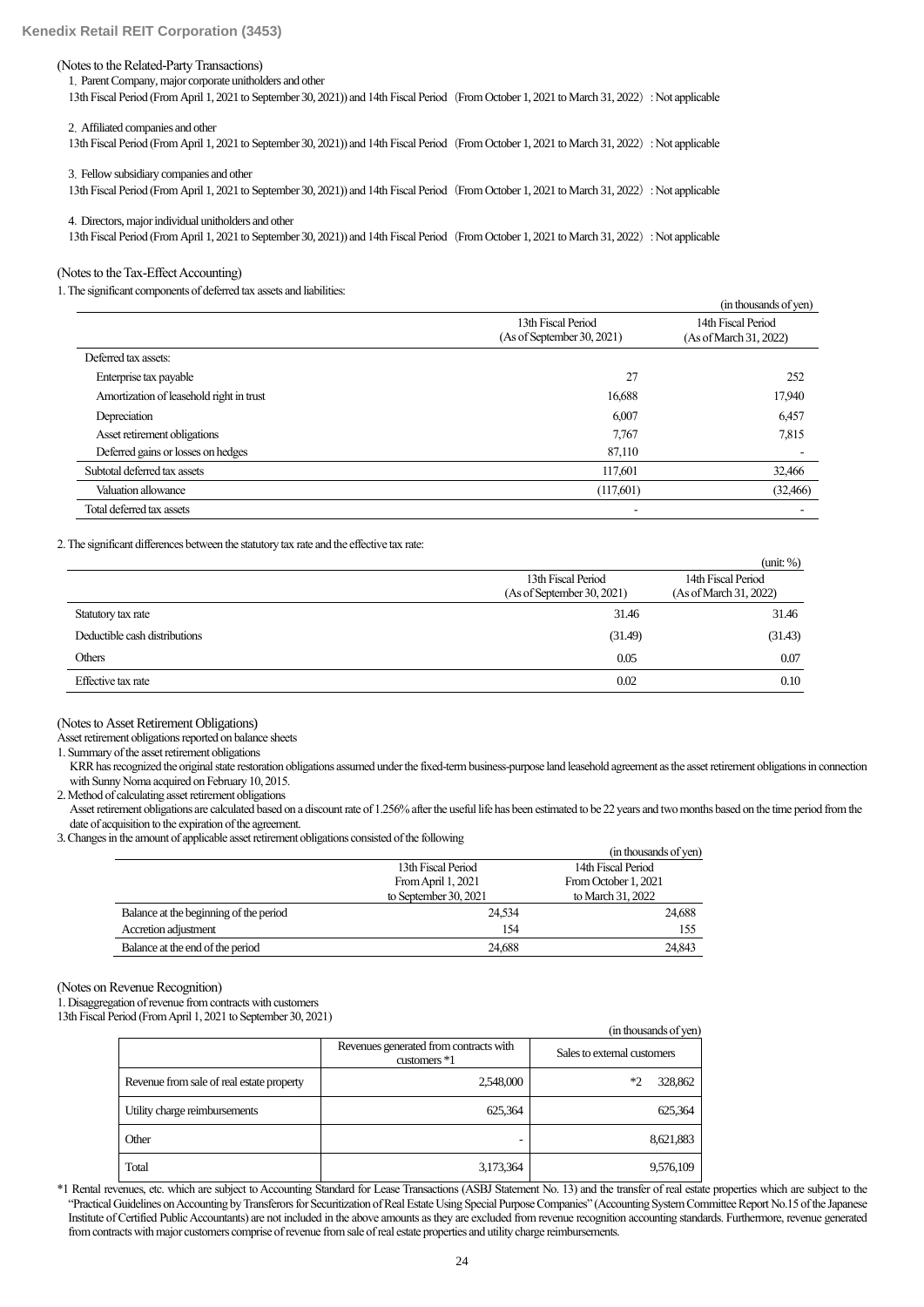(Notes to the Related-Party Transactions)

1. Parent Company, major corporate unitholders and other

13th Fiscal Period (From April 1, 2021 to September 30, 2021)) and 14th Fiscal Period（From October 1, 2021 to March 31, 2022）: Not applicable

2. Affiliated companies and other

13th Fiscal Period (From April 1, 2021 to September 30, 2021)) and 14th Fiscal Period（From October 1, 2021 to March 31, 2022）: Not applicable

3. Fellow subsidiary companies and other

13th Fiscal Period (From April 1, 2021 to September 30, 2021)) and 14th Fiscal Period（From October 1, 2021 to March 31, 2022）: Not applicable

4. Directors, major individual unitholders and other

13th Fiscal Period (From April 1, 2021 to September 30, 2021)) and 14th Fiscal Period（From October 1, 2021 to March 31, 2022）: Not applicable

(Notes to the Tax-Effect Accounting)

1. The significant components of deferred tax assets and liabilities:

(in thousands of yen)

| | 13th Fiscal Period (As of September 30, 2021) | 14th Fiscal Period (As of March 31, 2022) |
|---|---|---|
| Deferred tax assets: | | |
| Enterprise tax payable | 27 | 252 |
| Amortization of leasehold right in trust | 16,688 | 17,940 |
| Depreciation | 6,007 | 6,457 |
| Asset retirement obligations | 7,767 | 7,815 |
| Deferred gains or losses on hedges | 87,110 | - |
| Subtotal deferred tax assets | 117,601 | 32,466 |
| Valuation allowance | (117,601) | (32,466) |
| Total deferred tax assets | - | - |

2. The significant differences between the statutory tax rate and the effective tax rate:

(unit: %)

| | 13th Fiscal Period (As of September 30, 2021) | 14th Fiscal Period (As of March 31, 2022) |
|---|---|---|
| Statutory tax rate | 31.46 | 31.46 |
| Deductible cash distributions | (31.49) | (31.43) |
| Others | 0.05 | 0.07 |
| Effective tax rate | 0.02 | 0.10 |

(Notes to Asset Retirement Obligations)

Asset retirement obligations reported on balance sheets

1. Summary of the asset retirement obligations

KRR has recognized the original state restoration obligations assumed under the fixed-term business-purpose land leasehold agreement as the asset retirement obligations in connection with Sunny Noma acquired on February 10, 2015.

2. Method of calculating asset retirement obligations

Asset retirement obligations are calculated based on a discount rate of 1.256% after the useful life has been estimated to be 22 years and two months based on the time period from the date of acquisition to the expiration of the agreement.

3. Changes in the amount of applicable asset retirement obligations consisted of the following

(in thousands of yen)

| | 13th Fiscal Period From April 1, 2021 to September 30, 2021 | 14th Fiscal Period From October 1, 2021 to March 31, 2022 |
|---|---|---|
| Balance at the beginning of the period | 24,534 | 24,688 |
| Accretion adjustment | 154 | 155 |
| Balance at the end of the period | 24,688 | 24,843 |

(Notes on Revenue Recognition)

1. Disaggregation of revenue from contracts with customers

13th Fiscal Period (From April 1, 2021 to September 30, 2021)

(in thousands of yen)

| | Revenues generated from contracts with customers *1 | Sales to external customers |
|---|---|---|
| Revenue from sale of real estate property | 2,548,000 | *2 328,862 |
| Utility charge reimbursements | 625,364 | 625,364 |
| Other | - | 8,621,883 |
| Total | 3,173,364 | 9,576,109 |

*1 Rental revenues, etc. which are subject to Accounting Standard for Lease Transactions (ASBJ Statement No. 13) and the transfer of real estate properties which are subject to the "Practical Guidelines on Accounting by Transferors for Securitization of Real Estate Using Special Purpose Companies" (Accounting System Committee Report No.15 of the Japanese Institute of Certified Public Accountants) are not included in the above amounts as they are excluded from revenue recognition accounting standards. Furthermore, revenue generated from contracts with major customers comprise of revenue from sale of real estate properties and utility charge reimbursements.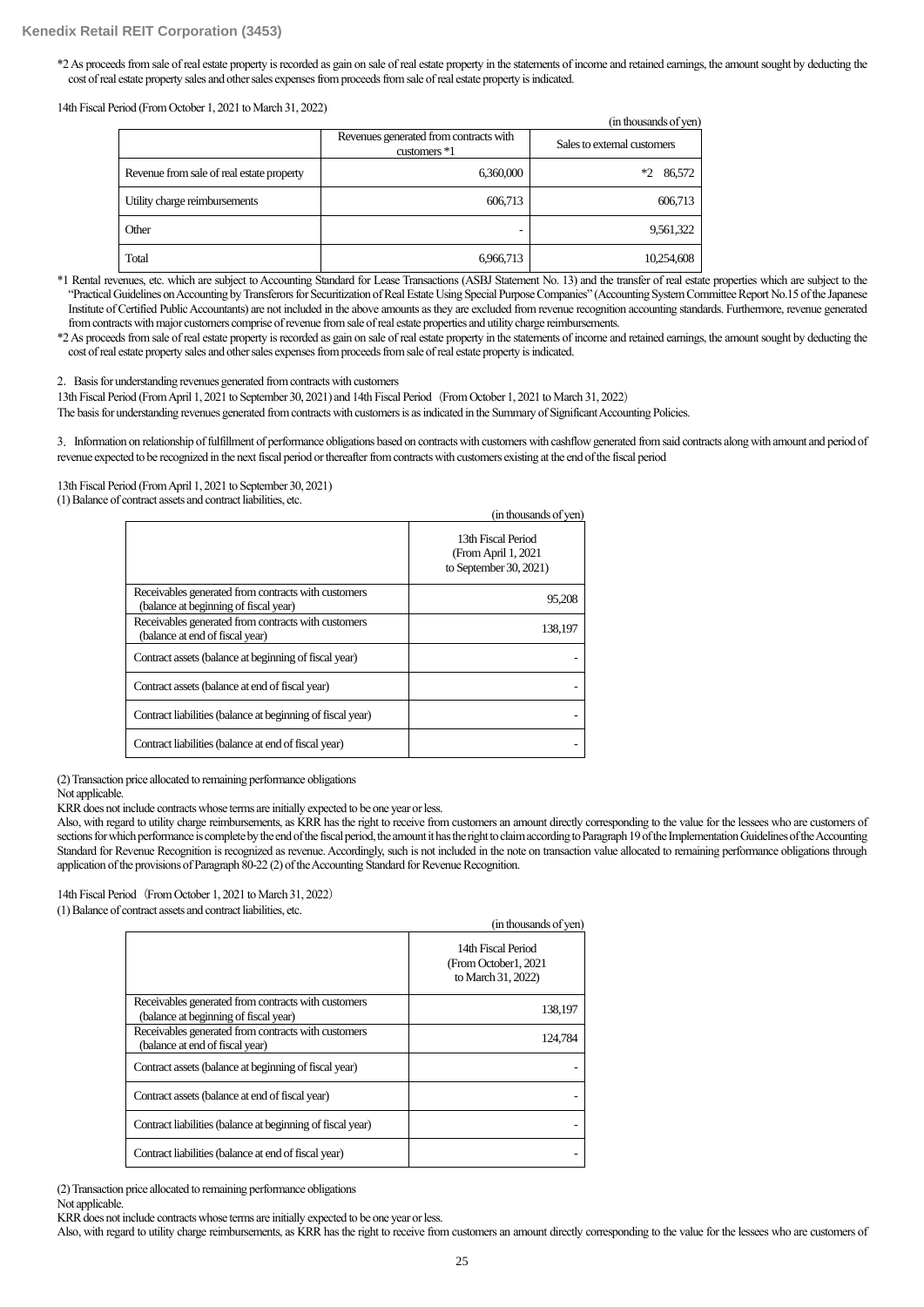*2 As proceeds from sale of real estate property is recorded as gain on sale of real estate property in the statements of income and retained earnings, the amount sought by deducting the cost of real estate property sales and other sales expenses from proceeds from sale of real estate property is indicated.

14th Fiscal Period (From October 1, 2021 to March 31, 2022)

(in thousands of yen)

| | Revenues generated from contracts with customers *1 | Sales to external customers |
|---|---|---|
| Revenue from sale of real estate property | 6,360,000 | *2 86,572 |
| Utility charge reimbursements | 606,713 | 606,713 |
| Other | - | 9,561,322 |
| Total | 6,966,713 | 10,254,608 |

*1 Rental revenues, etc. which are subject to Accounting Standard for Lease Transactions (ASBJ Statement No. 13) and the transfer of real estate properties which are subject to the "Practical Guidelines on Accounting by Transferors for Securitization of Real Estate Using Special Purpose Companies" (Accounting System Committee Report No.15 of the Japanese Institute of Certified Public Accountants) are not included in the above amounts as they are excluded from revenue recognition accounting standards. Furthermore, revenue generated from contracts with major customers comprise of revenue from sale of real estate properties and utility charge reimbursements.

*2 As proceeds from sale of real estate property is recorded as gain on sale of real estate property in the statements of income and retained earnings, the amount sought by deducting the cost of real estate property sales and other sales expenses from proceeds from sale of real estate property is indicated.

2. Basis for understanding revenues generated from contracts with customers

13th Fiscal Period (From April 1, 2021 to September 30, 2021) and 14th Fiscal Period (From October 1, 2021 to March 31, 2022)

The basis for understanding revenues generated from contracts with customers is as indicated in the Summary of Significant Accounting Policies.

3. Information on relationship of fulfillment of performance obligations based on contracts with customers with cashflow generated from said contracts along with amount and period of revenue expected to be recognized in the next fiscal period or thereafter from contracts with customers existing at the end of the fiscal period

13th Fiscal Period (From April 1, 2021 to September 30, 2021)

(1) Balance of contract assets and contract liabilities, etc.

(in thousands of yen)

| | 13th Fiscal Period (From April 1, 2021 to September 30, 2021) |
|---|---|
| Receivables generated from contracts with customers (balance at beginning of fiscal year) | 95,208 |
| Receivables generated from contracts with customers (balance at end of fiscal year) | 138,197 |
| Contract assets (balance at beginning of fiscal year) | - |
| Contract assets (balance at end of fiscal year) | - |
| Contract liabilities (balance at beginning of fiscal year) | - |
| Contract liabilities (balance at end of fiscal year) | - |

(2) Transaction price allocated to remaining performance obligations

Not applicable.

KRR does not include contracts whose terms are initially expected to be one year or less.

Also, with regard to utility charge reimbursements, as KRR has the right to receive from customers an amount directly corresponding to the value for the lessees who are customers of sections for which performance is complete by the end of the fiscal period, the amount it has the right to claim according to Paragraph 19 of the Implementation Guidelines of the Accounting Standard for Revenue Recognition is recognized as revenue. Accordingly, such is not included in the note on transaction value allocated to remaining performance obligations through application of the provisions of Paragraph 80-22 (2) of the Accounting Standard for Revenue Recognition.

14th Fiscal Period (From October 1, 2021 to March 31, 2022)

(1) Balance of contract assets and contract liabilities, etc.

(in thousands of yen)

| | 14th Fiscal Period (From October1, 2021 to March 31, 2022) |
|---|---|
| Receivables generated from contracts with customers (balance at beginning of fiscal year) | 138,197 |
| Receivables generated from contracts with customers (balance at end of fiscal year) | 124,784 |
| Contract assets (balance at beginning of fiscal year) | - |
| Contract assets (balance at end of fiscal year) | - |
| Contract liabilities (balance at beginning of fiscal year) | - |
| Contract liabilities (balance at end of fiscal year) | - |

(2) Transaction price allocated to remaining performance obligations

Not applicable.

KRR does not include contracts whose terms are initially expected to be one year or less.

Also, with regard to utility charge reimbursements, as KRR has the right to receive from customers an amount directly corresponding to the value for the lessees who are customers of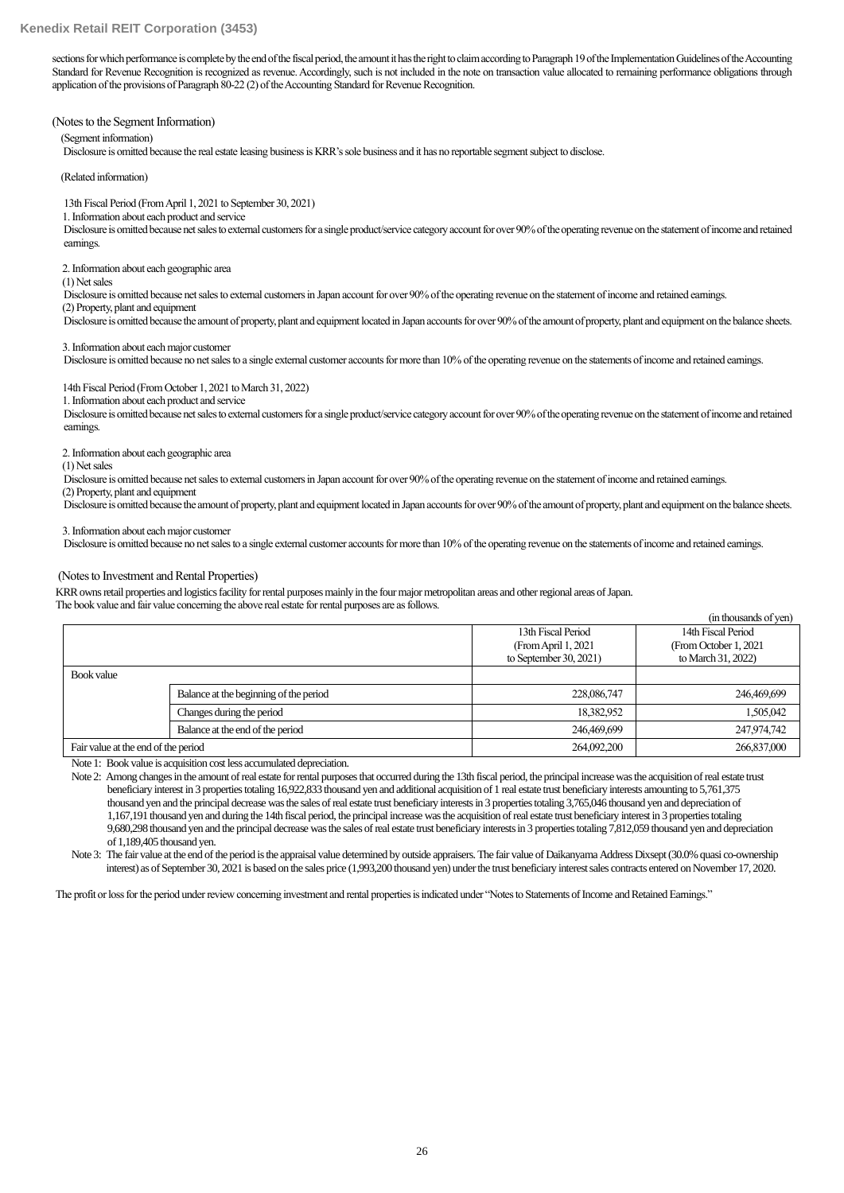sections for which performance is complete by the end of the fiscal period, the amount it has the right to claim according to Paragraph 19 of the Implementation Guidelines of the Accounting Standard for Revenue Recognition is recognized as revenue. Accordingly, such is not included in the note on transaction value allocated to remaining performance obligations through application of the provisions of Paragraph 80-22 (2) of the Accounting Standard for Revenue Recognition.

(Notes to the Segment Information)

(Segment information)

Disclosure is omitted because the real estate leasing business is KRR's sole business and it has no reportable segment subject to disclose.

(Related information)

13th Fiscal Period (From April 1, 2021 to September 30, 2021)

1. Information about each product and service

Disclosure is omitted because net sales to external customers for a single product/service category account for over 90% of the operating revenue on the statement of income and retained earnings.

2. Information about each geographic area

(1) Net sales

Disclosure is omitted because net sales to external customers in Japan account for over 90% of the operating revenue on the statement of income and retained earnings.

(2) Property, plant and equipment

Disclosure is omitted because the amount of property, plant and equipment located in Japan accounts for over 90% of the amount of property, plant and equipment on the balance sheets.

3. Information about each major customer

Disclosure is omitted because no net sales to a single external customer accounts for more than 10% of the operating revenue on the statements of income and retained earnings.

14th Fiscal Period (From October 1, 2021 to March 31, 2022)

1. Information about each product and service

Disclosure is omitted because net sales to external customers for a single product/service category account for over 90% of the operating revenue on the statement of income and retained earnings.

2. Information about each geographic area

(1) Net sales

Disclosure is omitted because net sales to external customers in Japan account for over 90% of the operating revenue on the statement of income and retained earnings.

(2) Property, plant and equipment

Disclosure is omitted because the amount of property, plant and equipment located in Japan accounts for over 90% of the amount of property, plant and equipment on the balance sheets.

3. Information about each major customer

Disclosure is omitted because no net sales to a single external customer accounts for more than 10% of the operating revenue on the statements of income and retained earnings.

(Notes to Investment and Rental Properties)

KRR owns retail properties and logistics facility for rental purposes mainly in the four major metropolitan areas and other regional areas of Japan.
The book value and fair value concerning the above real estate for rental purposes are as follows.

(in thousands of yen)

| | | 13th Fiscal Period (From April 1, 2021 to September 30, 2021) | 14th Fiscal Period (From October 1, 2021 to March 31, 2022) |
|---|---|---|---|
| Book value | | | |
| | Balance at the beginning of the period | 228,086,747 | 246,469,699 |
| | Changes during the period | 18,382,952 | 1,505,042 |
| | Balance at the end of the period | 246,469,699 | 247,974,742 |
| Fair value at the end of the period | | 264,092,200 | 266,837,000 |

Note 1: Book value is acquisition cost less accumulated depreciation.

Note 2: Among changes in the amount of real estate for rental purposes that occurred during the 13th fiscal period, the principal increase was the acquisition of real estate trust beneficiary interest in 3 properties totaling 16,922,833 thousand yen and additional acquisition of 1 real estate trust beneficiary interests amounting to 5,761,375 thousand yen and the principal decrease was the sales of real estate trust beneficiary interests in 3 properties totaling 3,765,046 thousand yen and depreciation of 1,167,191 thousand yen and during the 14th fiscal period, the principal increase was the acquisition of real estate trust beneficiary interest in 3 properties totaling 9,680,298 thousand yen and the principal decrease was the sales of real estate trust beneficiary interests in 3 properties totaling 7,812,059 thousand yen and depreciation of 1,189,405 thousand yen.

Note 3: The fair value at the end of the period is the appraisal value determined by outside appraisers. The fair value of Daikanyama Address Dixsept (30.0% quasi co-ownership interest) as of September 30, 2021 is based on the sales price (1,993,200 thousand yen) under the trust beneficiary interest sales contracts entered on November 17, 2020.

The profit or loss for the period under review concerning investment and rental properties is indicated under "Notes to Statements of Income and Retained Earnings."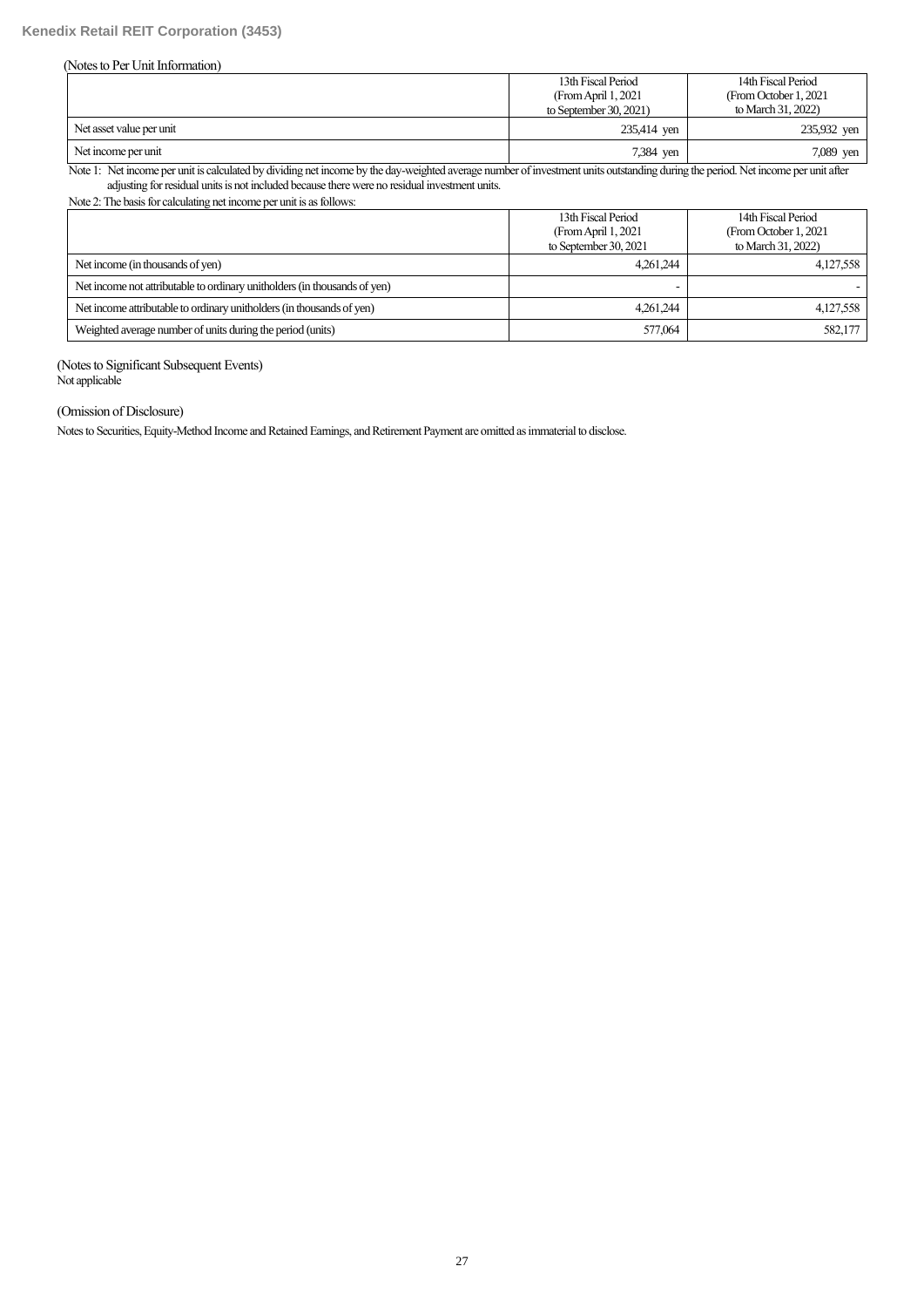(Notes to Per Unit Information)

| | 13th Fiscal Period (From April 1, 2021 to September 30, 2021) | 14th Fiscal Period (From October 1, 2021 to March 31, 2022) |
|---|---|---|
| Net asset value per unit | 235,414 yen | 235,932 yen |
| Net income per unit | 7,384 yen | 7,089 yen |

Note 1: Net income per unit is calculated by dividing net income by the day-weighted average number of investment units outstanding during the period. Net income per unit after adjusting for residual units is not included because there were no residual investment units.

Note 2: The basis for calculating net income per unit is as follows:

| | 13th Fiscal Period (From April 1, 2021 to September 30, 2021 | 14th Fiscal Period (From October 1, 2021 to March 31, 2022) |
|---|---|---|
| Net income (in thousands of yen) | 4,261,244 | 4,127,558 |
| Net income not attributable to ordinary unitholders (in thousands of yen) | - | - |
| Net income attributable to ordinary unitholders (in thousands of yen) | 4,261,244 | 4,127,558 |
| Weighted average number of units during the period (units) | 577,064 | 582,177 |

(Notes to Significant Subsequent Events)

Not applicable

(Omission of Disclosure)

Notes to Securities, Equity-Method Income and Retained Earnings, and Retirement Payment are omitted as immaterial to disclose.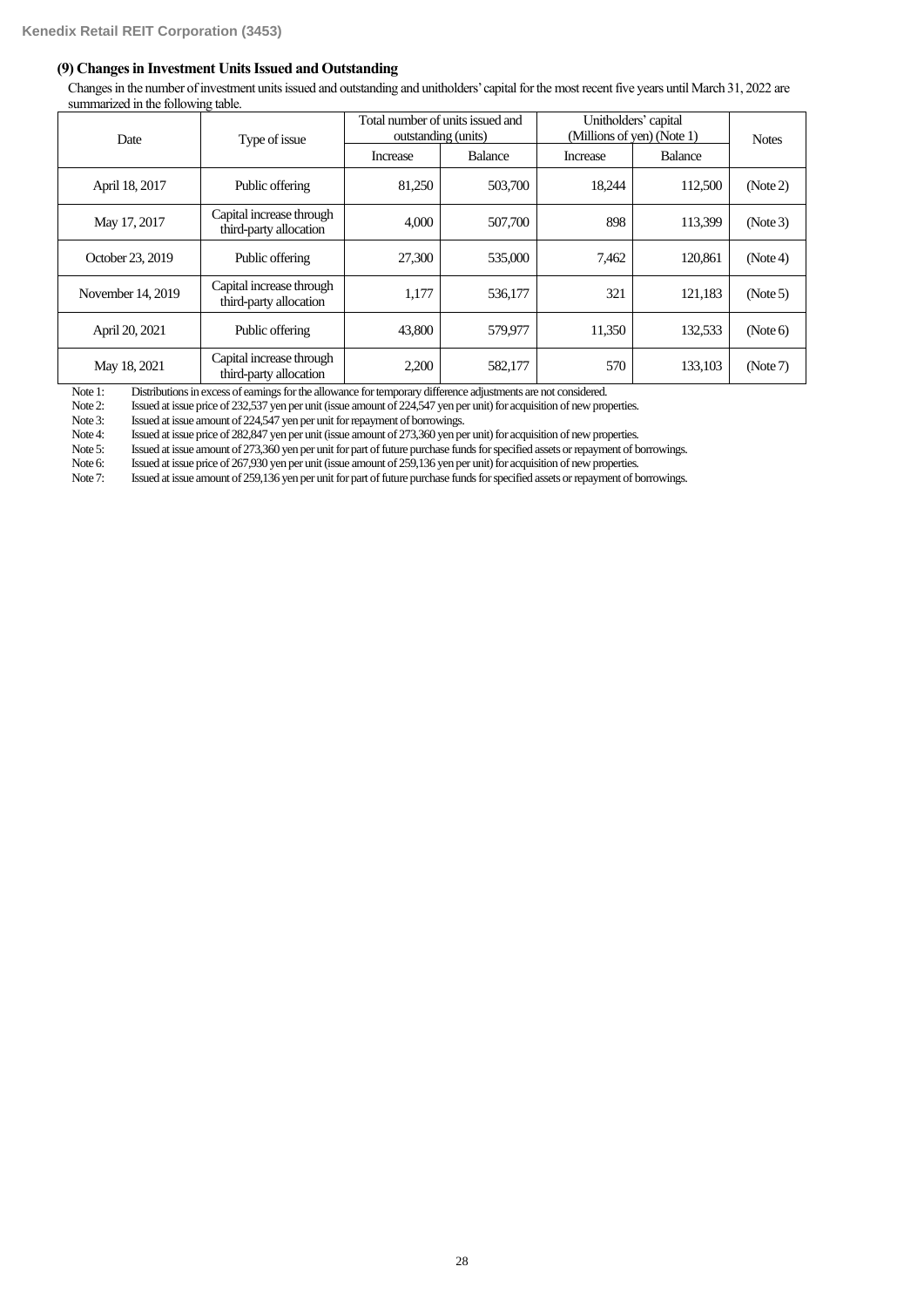### (9) Changes in Investment Units Issued and Outstanding

Changes in the number of investment units issued and outstanding and unitholders' capital for the most recent five years until March 31, 2022 are summarized in the following table.

| Date | Type of issue | Total number of units issued and outstanding (units) | | Unitholders' capital (Millions of yen) (Note 1) | | Notes |
|---|---|---|---|---|---|---|
| | | Increase | Balance | Increase | Balance | |
| April 18, 2017 | Public offering | 81,250 | 503,700 | 18,244 | 112,500 | (Note 2) |
| May 17, 2017 | Capital increase through third-party allocation | 4,000 | 507,700 | 898 | 113,399 | (Note 3) |
| October 23, 2019 | Public offering | 27,300 | 535,000 | 7,462 | 120,861 | (Note 4) |
| November 14, 2019 | Capital increase through third-party allocation | 1,177 | 536,177 | 321 | 121,183 | (Note 5) |
| April 20, 2021 | Public offering | 43,800 | 579,977 | 11,350 | 132,533 | (Note 6) |
| May 18, 2021 | Capital increase through third-party allocation | 2,200 | 582,177 | 570 | 133,103 | (Note 7) |

Note 1: Distributions in excess of earnings for the allowance for temporary difference adjustments are not considered.
Note 2: Issued at issue price of 232,537 yen per unit (issue amount of 224,547 yen per unit) for acquisition of new properties.
Note 3: Issued at issue amount of 224,547 yen per unit for repayment of borrowings.
Note 4: Issued at issue price of 282,847 yen per unit (issue amount of 273,360 yen per unit) for acquisition of new properties.
Note 5: Issued at issue amount of 273,360 yen per unit for part of future purchase funds for specified assets or repayment of borrowings.
Note 6: Issued at issue price of 267,930 yen per unit (issue amount of 259,136 yen per unit) for acquisition of new properties.
Note 7: Issued at issue amount of 259,136 yen per unit for part of future purchase funds for specified assets or repayment of borrowings.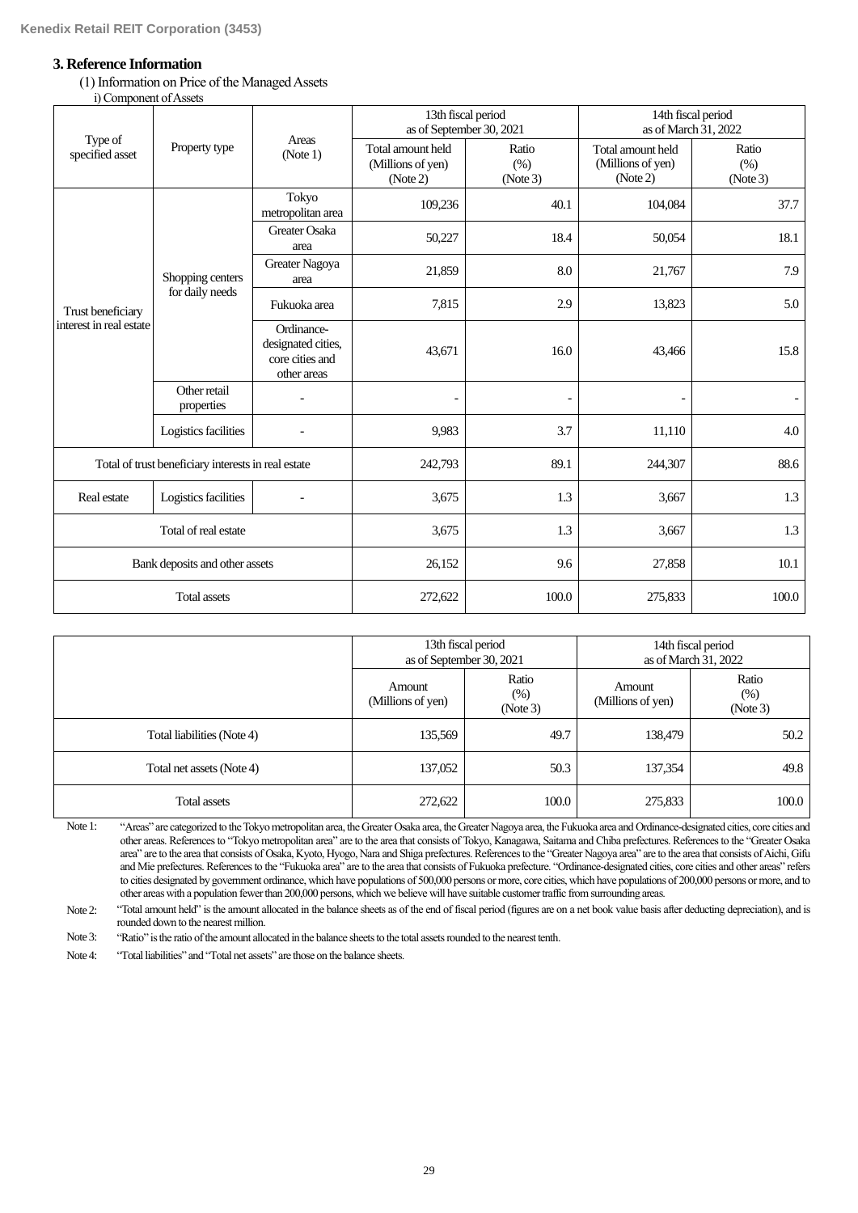## 3. Reference Information

(1) Information on Price of the Managed Assets

i) Component of Assets

| Type of specified asset | Property type | Areas (Note 1) | 13th fiscal period as of September 30, 2021 | | 14th fiscal period as of March 31, 2022 | |
|---|---|---|---|---|---|---|
| | | | Total amount held (Millions of yen) (Note 2) | Ratio (%) (Note 3) | Total amount held (Millions of yen) (Note 2) | Ratio (%) (Note 3) |
| Trust beneficiary interest in real estate | Shopping centers for daily needs | Tokyo metropolitan area | 109,236 | 40.1 | 104,084 | 37.7 |
| | | Greater Osaka area | 50,227 | 18.4 | 50,054 | 18.1 |
| | | Greater Nagoya area | 21,859 | 8.0 | 21,767 | 7.9 |
| | | Fukuoka area | 7,815 | 2.9 | 13,823 | 5.0 |
| | | Ordinance-designated cities, core cities and other areas | 43,671 | 16.0 | 43,466 | 15.8 |
| | Other retail properties | - | - | - | - | - |
| | Logistics facilities | - | 9,983 | 3.7 | 11,110 | 4.0 |
| Total of trust beneficiary interests in real estate | | | 242,793 | 89.1 | 244,307 | 88.6 |
| Real estate | Logistics facilities | - | 3,675 | 1.3 | 3,667 | 1.3 |
| Total of real estate | | | 3,675 | 1.3 | 3,667 | 1.3 |
| Bank deposits and other assets | | | 26,152 | 9.6 | 27,858 | 10.1 |
| Total assets | | | 272,622 | 100.0 | 275,833 | 100.0 |

| | 13th fiscal period as of September 30, 2021 | | 14th fiscal period as of March 31, 2022 | |
|---|---|---|---|---|
| | Amount (Millions of yen) | Ratio (%) (Note 3) | Amount (Millions of yen) | Ratio (%) (Note 3) |
| Total liabilities (Note 4) | 135,569 | 49.7 | 138,479 | 50.2 |
| Total net assets (Note 4) | 137,052 | 50.3 | 137,354 | 49.8 |
| Total assets | 272,622 | 100.0 | 275,833 | 100.0 |

Note 1: "Areas" are categorized to the Tokyo metropolitan area, the Greater Osaka area, the Greater Nagoya area, the Fukuoka area and Ordinance-designated cities, core cities and other areas. References to "Tokyo metropolitan area" are to the area that consists of Tokyo, Kanagawa, Saitama and Chiba prefectures. References to the "Greater Osaka area" are to the area that consists of Osaka, Kyoto, Hyogo, Nara and Shiga prefectures. References to the "Greater Nagoya area" are to the area that consists of Aichi, Gifu and Mie prefectures. References to the "Fukuoka area" are to the area that consists of Fukuoka prefecture. "Ordinance-designated cities, core cities and other areas" refers to cities designated by government ordinance, which have populations of 500,000 persons or more, core cities, which have populations of 200,000 persons or more, and to other areas with a population fewer than 200,000 persons, which we believe will have suitable customer traffic from surrounding areas.

Note 2: "Total amount held" is the amount allocated in the balance sheets as of the end of fiscal period (figures are on a net book value basis after deducting depreciation), and is rounded down to the nearest million.

Note 3: "Ratio" is the ratio of the amount allocated in the balance sheets to the total assets rounded to the nearest tenth.

Note 4: "Total liabilities" and "Total net assets" are those on the balance sheets.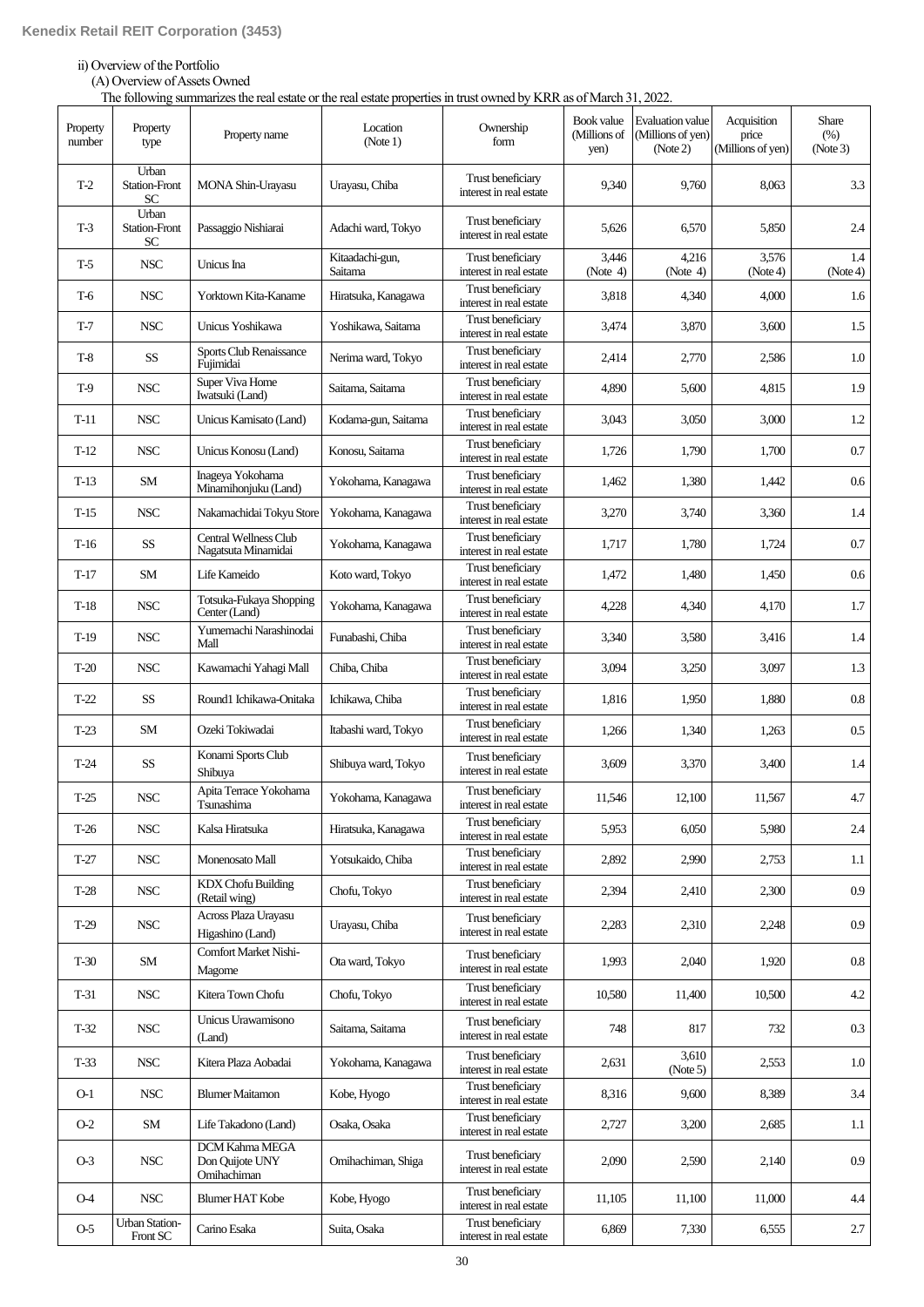ii) Overview of the Portfolio

(A) Overview of Assets Owned

The following summarizes the real estate or the real estate properties in trust owned by KRR as of March 31, 2022.

| Property number | Property type | Property name | Location (Note 1) | Ownership form | Book value (Millions of yen) | Evaluation value (Millions of yen) (Note 2) | Acquisition price (Millions of yen) | Share (%) (Note 3) |
|---|---|---|---|---|---|---|---|---|
| T-2 | Urban Station-Front SC | MONA Shin-Urayasu | Urayasu, Chiba | Trust beneficiary interest in real estate | 9,340 | 9,760 | 8,063 | 3.3 |
| T-3 | Urban Station-Front SC | Passaggio Nishiarai | Adachi ward, Tokyo | Trust beneficiary interest in real estate | 5,626 | 6,570 | 5,850 | 2.4 |
| T-5 | NSC | Unicus Ina | Kitaadachi-gun, Saitama | Trust beneficiary interest in real estate | 3,446 (Note 4) | 4,216 (Note 4) | 3,576 (Note 4) | 1.4 (Note 4) |
| T-6 | NSC | Yorktown Kita-Kaname | Hiratsuka, Kanagawa | Trust beneficiary interest in real estate | 3,818 | 4,340 | 4,000 | 1.6 |
| T-7 | NSC | Unicus Yoshikawa | Yoshikawa, Saitama | Trust beneficiary interest in real estate | 3,474 | 3,870 | 3,600 | 1.5 |
| T-8 | SS | Sports Club Renaissance Fujimidai | Nerima ward, Tokyo | Trust beneficiary interest in real estate | 2,414 | 2,770 | 2,586 | 1.0 |
| T-9 | NSC | Super Viva Home Iwatsuki (Land) | Saitama, Saitama | Trust beneficiary interest in real estate | 4,890 | 5,600 | 4,815 | 1.9 |
| T-11 | NSC | Unicus Kamisato (Land) | Kodama-gun, Saitama | Trust beneficiary interest in real estate | 3,043 | 3,050 | 3,000 | 1.2 |
| T-12 | NSC | Unicus Konosu (Land) | Konosu, Saitama | Trust beneficiary interest in real estate | 1,726 | 1,790 | 1,700 | 0.7 |
| T-13 | SM | Inageya Yokohama Minamihonjuku (Land) | Yokohama, Kanagawa | Trust beneficiary interest in real estate | 1,462 | 1,380 | 1,442 | 0.6 |
| T-15 | NSC | Nakamachidai Tokyu Store | Yokohama, Kanagawa | Trust beneficiary interest in real estate | 3,270 | 3,740 | 3,360 | 1.4 |
| T-16 | SS | Central Wellness Club Nagatsuta Minamidai | Yokohama, Kanagawa | Trust beneficiary interest in real estate | 1,717 | 1,780 | 1,724 | 0.7 |
| T-17 | SM | Life Kameido | Koto ward, Tokyo | Trust beneficiary interest in real estate | 1,472 | 1,480 | 1,450 | 0.6 |
| T-18 | NSC | Totsuka-Fukaya Shopping Center (Land) | Yokohama, Kanagawa | Trust beneficiary interest in real estate | 4,228 | 4,340 | 4,170 | 1.7 |
| T-19 | NSC | Yumemachi Narashinodai Mall | Funabashi, Chiba | Trust beneficiary interest in real estate | 3,340 | 3,580 | 3,416 | 1.4 |
| T-20 | NSC | Kawamachi Yahagi Mall | Chiba, Chiba | Trust beneficiary interest in real estate | 3,094 | 3,250 | 3,097 | 1.3 |
| T-22 | SS | Round1 Ichikawa-Onitaka | Ichikawa, Chiba | Trust beneficiary interest in real estate | 1,816 | 1,950 | 1,880 | 0.8 |
| T-23 | SM | Ozeki Tokiwadai | Itabashi ward, Tokyo | Trust beneficiary interest in real estate | 1,266 | 1,340 | 1,263 | 0.5 |
| T-24 | SS | Konami Sports Club Shibuya | Shibuya ward, Tokyo | Trust beneficiary interest in real estate | 3,609 | 3,370 | 3,400 | 1.4 |
| T-25 | NSC | Apita Terrace Yokohama Tsunashima | Yokohama, Kanagawa | Trust beneficiary interest in real estate | 11,546 | 12,100 | 11,567 | 4.7 |
| T-26 | NSC | Kalsa Hiratsuka | Hiratsuka, Kanagawa | Trust beneficiary interest in real estate | 5,953 | 6,050 | 5,980 | 2.4 |
| T-27 | NSC | Monenosato Mall | Yotsukaido, Chiba | Trust beneficiary interest in real estate | 2,892 | 2,990 | 2,753 | 1.1 |
| T-28 | NSC | KDX Chofu Building (Retail wing) | Chofu, Tokyo | Trust beneficiary interest in real estate | 2,394 | 2,410 | 2,300 | 0.9 |
| T-29 | NSC | Across Plaza Urayasu Higashino (Land) | Urayasu, Chiba | Trust beneficiary interest in real estate | 2,283 | 2,310 | 2,248 | 0.9 |
| T-30 | SM | Comfort Market Nishi-Magome | Ota ward, Tokyo | Trust beneficiary interest in real estate | 1,993 | 2,040 | 1,920 | 0.8 |
| T-31 | NSC | Kitera Town Chofu | Chofu, Tokyo | Trust beneficiary interest in real estate | 10,580 | 11,400 | 10,500 | 4.2 |
| T-32 | NSC | Unicus Urawamisono (Land) | Saitama, Saitama | Trust beneficiary interest in real estate | 748 | 817 | 732 | 0.3 |
| T-33 | NSC | Kitera Plaza Aobadai | Yokohama, Kanagawa | Trust beneficiary interest in real estate | 2,631 | 3,610 (Note 5) | 2,553 | 1.0 |
| O-1 | NSC | Blumer Maitamon | Kobe, Hyogo | Trust beneficiary interest in real estate | 8,316 | 9,600 | 8,389 | 3.4 |
| O-2 | SM | Life Takadono (Land) | Osaka, Osaka | Trust beneficiary interest in real estate | 2,727 | 3,200 | 2,685 | 1.1 |
| O-3 | NSC | DCM Kahma MEGA Don Quijote UNY Omihachiman | Omihachiman, Shiga | Trust beneficiary interest in real estate | 2,090 | 2,590 | 2,140 | 0.9 |
| O-4 | NSC | Blumer HAT Kobe | Kobe, Hyogo | Trust beneficiary interest in real estate | 11,105 | 11,100 | 11,000 | 4.4 |
| O-5 | Urban Station-Front SC | Carino Esaka | Suita, Osaka | Trust beneficiary interest in real estate | 6,869 | 7,330 | 6,555 | 2.7 |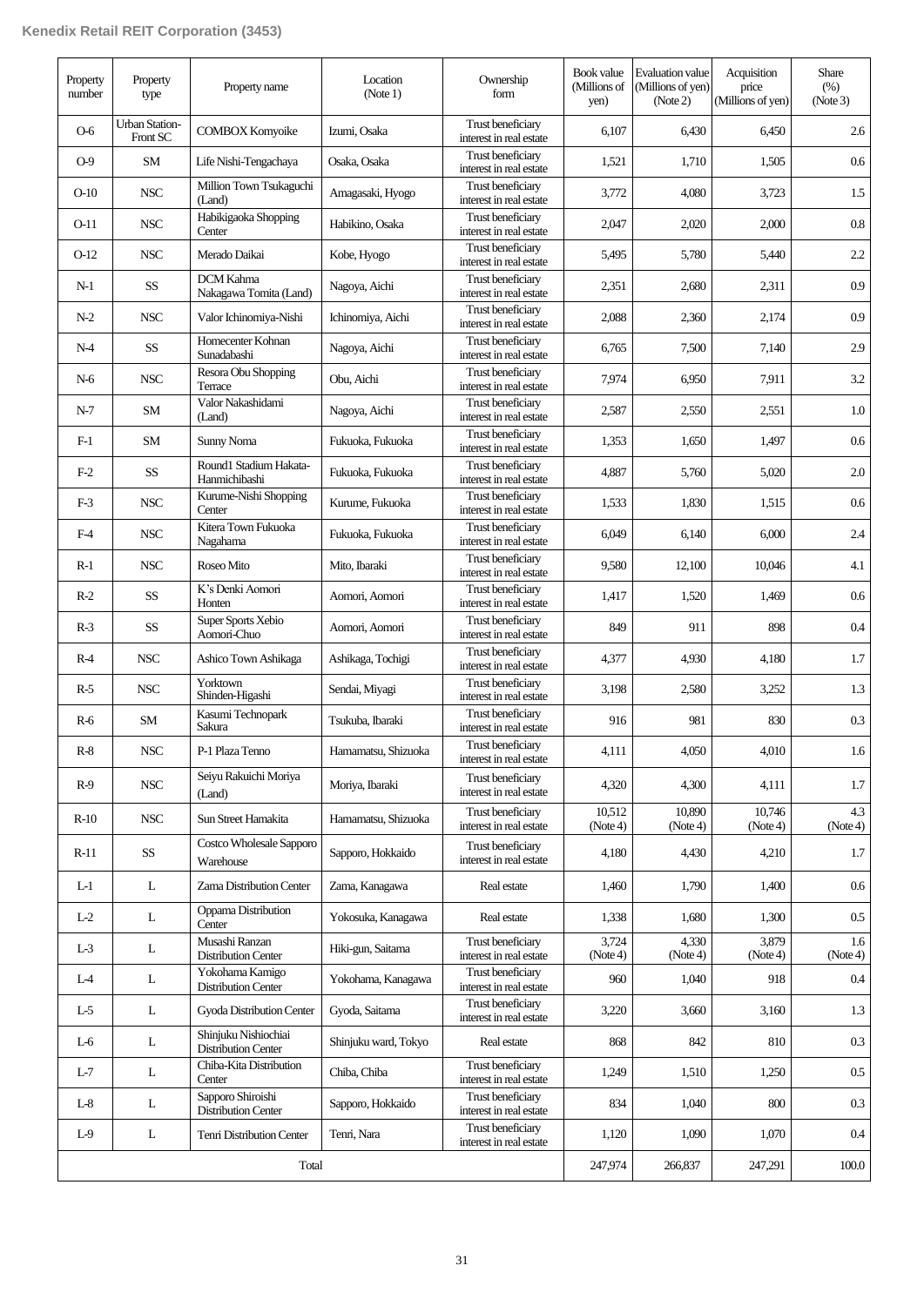| Property number | Property type | Property name | Location (Note 1) | Ownership form | Book value (Millions of yen) | Evaluation value (Millions of yen) (Note 2) | Acquisition price (Millions of yen) | Share (%) (Note 3) |
|---|---|---|---|---|---|---|---|---|
| O-6 | Urban Station-Front SC | COMBOX Komyoike | Izumi, Osaka | Trust beneficiary interest in real estate | 6,107 | 6,430 | 6,450 | 2.6 |
| O-9 | SM | Life Nishi-Tengachaya | Osaka, Osaka | Trust beneficiary interest in real estate | 1,521 | 1,710 | 1,505 | 0.6 |
| O-10 | NSC | Million Town Tsukaguchi (Land) | Amagasaki, Hyogo | Trust beneficiary interest in real estate | 3,772 | 4,080 | 3,723 | 1.5 |
| O-11 | NSC | Habikigaoka Shopping Center | Habikino, Osaka | Trust beneficiary interest in real estate | 2,047 | 2,020 | 2,000 | 0.8 |
| O-12 | NSC | Merado Daikai | Kobe, Hyogo | Trust beneficiary interest in real estate | 5,495 | 5,780 | 5,440 | 2.2 |
| N-1 | SS | DCM Kahma Nakagawa Tomita (Land) | Nagoya, Aichi | Trust beneficiary interest in real estate | 2,351 | 2,680 | 2,311 | 0.9 |
| N-2 | NSC | Valor Ichinomiya-Nishi | Ichinomiya, Aichi | Trust beneficiary interest in real estate | 2,088 | 2,360 | 2,174 | 0.9 |
| N-4 | SS | Homecenter Kohnan Sunadabashi | Nagoya, Aichi | Trust beneficiary interest in real estate | 6,765 | 7,500 | 7,140 | 2.9 |
| N-6 | NSC | Resora Obu Shopping Terrace | Obu, Aichi | Trust beneficiary interest in real estate | 7,974 | 6,950 | 7,911 | 3.2 |
| N-7 | SM | Valor Nakashidami (Land) | Nagoya, Aichi | Trust beneficiary interest in real estate | 2,587 | 2,550 | 2,551 | 1.0 |
| F-1 | SM | Sunny Noma | Fukuoka, Fukuoka | Trust beneficiary interest in real estate | 1,353 | 1,650 | 1,497 | 0.6 |
| F-2 | SS | Round1 Stadium Hakata-Hanmichibashi | Fukuoka, Fukuoka | Trust beneficiary interest in real estate | 4,887 | 5,760 | 5,020 | 2.0 |
| F-3 | NSC | Kurume-Nishi Shopping Center | Kurume, Fukuoka | Trust beneficiary interest in real estate | 1,533 | 1,830 | 1,515 | 0.6 |
| F-4 | NSC | Kitera Town Fukuoka Nagahama | Fukuoka, Fukuoka | Trust beneficiary interest in real estate | 6,049 | 6,140 | 6,000 | 2.4 |
| R-1 | NSC | Roseo Mito | Mito, Ibaraki | Trust beneficiary interest in real estate | 9,580 | 12,100 | 10,046 | 4.1 |
| R-2 | SS | K's Denki Aomori Honten | Aomori, Aomori | Trust beneficiary interest in real estate | 1,417 | 1,520 | 1,469 | 0.6 |
| R-3 | SS | Super Sports Xebio Aomori-Chuo | Aomori, Aomori | Trust beneficiary interest in real estate | 849 | 911 | 898 | 0.4 |
| R-4 | NSC | Ashico Town Ashikaga | Ashikaga, Tochigi | Trust beneficiary interest in real estate | 4,377 | 4,930 | 4,180 | 1.7 |
| R-5 | NSC | Yorktown Shinden-Higashi | Sendai, Miyagi | Trust beneficiary interest in real estate | 3,198 | 2,580 | 3,252 | 1.3 |
| R-6 | SM | Kasumi Technopark Sakura | Tsukuba, Ibaraki | Trust beneficiary interest in real estate | 916 | 981 | 830 | 0.3 |
| R-8 | NSC | P-1 Plaza Tenno | Hamamatsu, Shizuoka | Trust beneficiary interest in real estate | 4,111 | 4,050 | 4,010 | 1.6 |
| R-9 | NSC | Seiyu Rakuichi Moriya (Land) | Moriya, Ibaraki | Trust beneficiary interest in real estate | 4,320 | 4,300 | 4,111 | 1.7 |
| R-10 | NSC | Sun Street Hamakita | Hamamatsu, Shizuoka | Trust beneficiary interest in real estate | 10,512 (Note 4) | 10,890 (Note 4) | 10,746 (Note 4) | 4.3 (Note 4) |
| R-11 | SS | Costco Wholesale Sapporo Warehouse | Sapporo, Hokkaido | Trust beneficiary interest in real estate | 4,180 | 4,430 | 4,210 | 1.7 |
| L-1 | L | Zama Distribution Center | Zama, Kanagawa | Real estate | 1,460 | 1,790 | 1,400 | 0.6 |
| L-2 | L | Oppama Distribution Center | Yokosuka, Kanagawa | Real estate | 1,338 | 1,680 | 1,300 | 0.5 |
| L-3 | L | Musashi Ranzan Distribution Center | Hiki-gun, Saitama | Trust beneficiary interest in real estate | 3,724 (Note 4) | 4,330 (Note 4) | 3,879 (Note 4) | 1.6 (Note 4) |
| L-4 | L | Yokohama Kamigo Distribution Center | Yokohama, Kanagawa | Trust beneficiary interest in real estate | 960 | 1,040 | 918 | 0.4 |
| L-5 | L | Gyoda Distribution Center | Gyoda, Saitama | Trust beneficiary interest in real estate | 3,220 | 3,660 | 3,160 | 1.3 |
| L-6 | L | Shinjuku Nishiochiai Distribution Center | Shinjuku ward, Tokyo | Real estate | 868 | 842 | 810 | 0.3 |
| L-7 | L | Chiba-Kita Distribution Center | Chiba, Chiba | Trust beneficiary interest in real estate | 1,249 | 1,510 | 1,250 | 0.5 |
| L-8 | L | Sapporo Shiroishi Distribution Center | Sapporo, Hokkaido | Trust beneficiary interest in real estate | 834 | 1,040 | 800 | 0.3 |
| L-9 | L | Tenri Distribution Center | Tenri, Nara | Trust beneficiary interest in real estate | 1,120 | 1,090 | 1,070 | 0.4 |
| Total | | | | | 247,974 | 266,837 | 247,291 | 100.0 |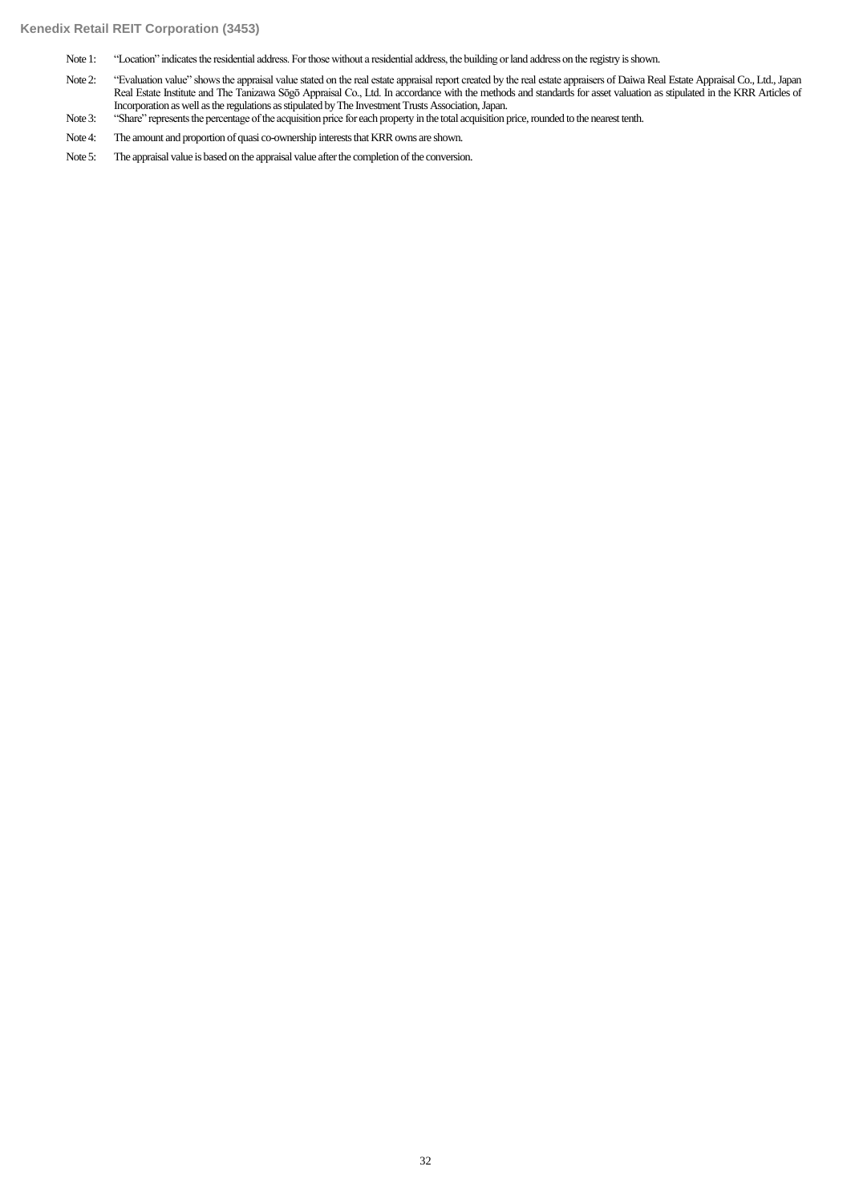Note 1: "Location" indicates the residential address. For those without a residential address, the building or land address on the registry is shown.

Note 2: "Evaluation value" shows the appraisal value stated on the real estate appraisal report created by the real estate appraisers of Daiwa Real Estate Appraisal Co., Ltd., Japan Real Estate Institute and The Tanizawa Sōgō Appraisal Co., Ltd. In accordance with the methods and standards for asset valuation as stipulated in the KRR Articles of Incorporation as well as the regulations as stipulated by The Investment Trusts Association, Japan.

Note 3: "Share" represents the percentage of the acquisition price for each property in the total acquisition price, rounded to the nearest tenth.

Note 4: The amount and proportion of quasi co-ownership interests that KRR owns are shown.

Note 5: The appraisal value is based on the appraisal value after the completion of the conversion.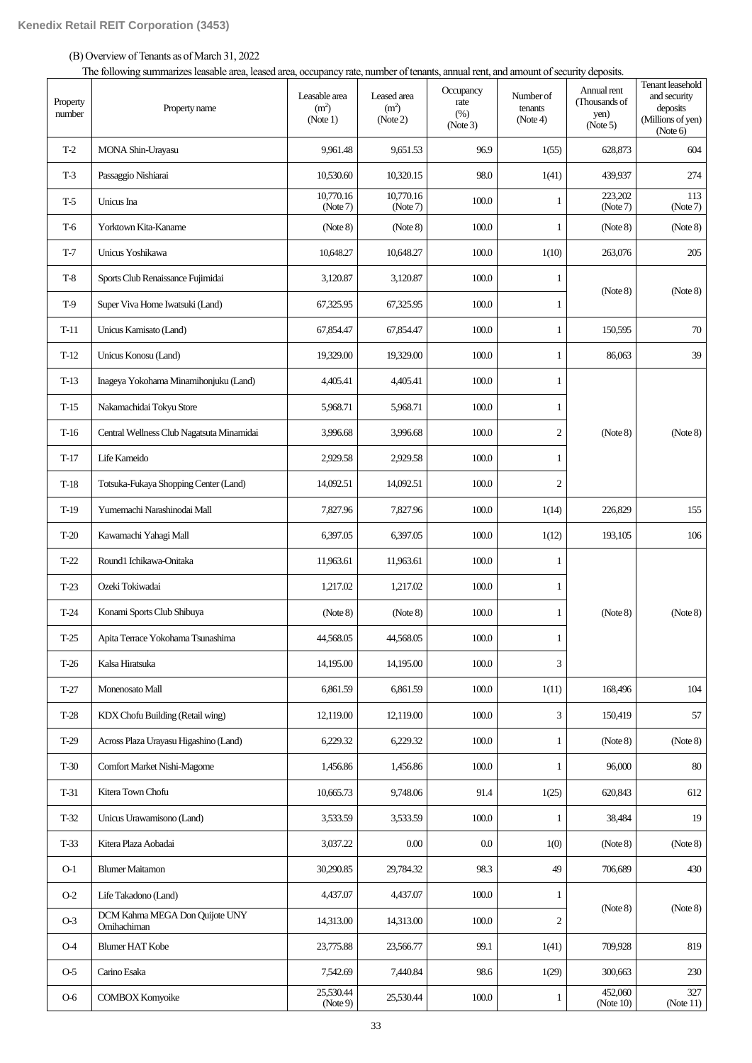(B) Overview of Tenants as of March 31, 2022

The following summarizes leasable area, leased area, occupancy rate, number of tenants, annual rent, and amount of security deposits.

| Property number | Property name | Leasable area ($m^2$) (Note 1) | Leased area ($m^2$) (Note 2) | Occupancy rate (%) (Note 3) | Number of tenants (Note 4) | Annual rent (Thousands of yen) (Note 5) | Tenant leasehold and security deposits (Millions of yen) (Note 6) |
|---|---|---|---|---|---|---|---|
| T-2 | MONA Shin-Urayasu | 9,961.48 | 9,651.53 | 96.9 | 1(55) | 628,873 | 604 |
| T-3 | Passaggio Nishiarai | 10,530.60 | 10,320.15 | 98.0 | 1(41) | 439,937 | 274 |
| T-5 | Unicus Ina | 10,770.16 (Note 7) | 10,770.16 (Note 7) | 100.0 | 1 | 223,202 (Note 7) | 113 (Note 7) |
| T-6 | Yorktown Kita-Kaname | (Note 8) | (Note 8) | 100.0 | 1 | (Note 8) | (Note 8) |
| T-7 | Unicus Yoshikawa | 10,648.27 | 10,648.27 | 100.0 | 1(10) | 263,076 | 205 |
| T-8 | Sports Club Renaissance Fujimidai | 3,120.87 | 3,120.87 | 100.0 | 1 | (Note 8) | (Note 8) |
| T-9 | Super Viva Home Iwatsuki (Land) | 67,325.95 | 67,325.95 | 100.0 | 1 | | |
| T-11 | Unicus Kamisato (Land) | 67,854.47 | 67,854.47 | 100.0 | 1 | 150,595 | 70 |
| T-12 | Unicus Konosu (Land) | 19,329.00 | 19,329.00 | 100.0 | 1 | 86,063 | 39 |
| T-13 | Inageya Yokohama Minamihonjuku (Land) | 4,405.41 | 4,405.41 | 100.0 | 1 | (Note 8) | (Note 8) |
| T-15 | Nakamachidai Tokyu Store | 5,968.71 | 5,968.71 | 100.0 | 1 | | |
| T-16 | Central Wellness Club Nagatsuta Minamidai | 3,996.68 | 3,996.68 | 100.0 | 2 | | |
| T-17 | Life Kameido | 2,929.58 | 2,929.58 | 100.0 | 1 | | |
| T-18 | Totsuka-Fukaya Shopping Center (Land) | 14,092.51 | 14,092.51 | 100.0 | 2 | | |
| T-19 | Yumemachi Narashinodai Mall | 7,827.96 | 7,827.96 | 100.0 | 1(14) | 226,829 | 155 |
| T-20 | Kawamachi Yahagi Mall | 6,397.05 | 6,397.05 | 100.0 | 1(12) | 193,105 | 106 |
| T-22 | Round1 Ichikawa-Onitaka | 11,963.61 | 11,963.61 | 100.0 | 1 | (Note 8) | (Note 8) |
| T-23 | Ozeki Tokiwadai | 1,217.02 | 1,217.02 | 100.0 | 1 | | |
| T-24 | Konami Sports Club Shibuya | (Note 8) | (Note 8) | 100.0 | 1 | | |
| T-25 | Apita Terrace Yokohama Tsunashima | 44,568.05 | 44,568.05 | 100.0 | 1 | | |
| T-26 | Kalsa Hiratsuka | 14,195.00 | 14,195.00 | 100.0 | 3 | | |
| T-27 | Monenosato Mall | 6,861.59 | 6,861.59 | 100.0 | 1(11) | 168,496 | 104 |
| T-28 | KDX Chofu Building (Retail wing) | 12,119.00 | 12,119.00 | 100.0 | 3 | 150,419 | 57 |
| T-29 | Across Plaza Urayasu Higashino (Land) | 6,229.32 | 6,229.32 | 100.0 | 1 | (Note 8) | (Note 8) |
| T-30 | Comfort Market Nishi-Magome | 1,456.86 | 1,456.86 | 100.0 | 1 | 96,000 | 80 |
| T-31 | Kitera Town Chofu | 10,665.73 | 9,748.06 | 91.4 | 1(25) | 620,843 | 612 |
| T-32 | Unicus Urawamisono (Land) | 3,533.59 | 3,533.59 | 100.0 | 1 | 38,484 | 19 |
| T-33 | Kitera Plaza Aobadai | 3,037.22 | 0.00 | 0.0 | 1(0) | (Note 8) | (Note 8) |
| O-1 | Blumer Maitamon | 30,290.85 | 29,784.32 | 98.3 | 49 | 706,689 | 430 |
| O-2 | Life Takadono (Land) | 4,437.07 | 4,437.07 | 100.0 | 1 | (Note 8) | (Note 8) |
| O-3 | DCM Kahma MEGA Don Quijote UNY Omihachiman | 14,313.00 | 14,313.00 | 100.0 | 2 | | |
| O-4 | Blumer HAT Kobe | 23,775.88 | 23,566.77 | 99.1 | 1(41) | 709,928 | 819 |
| O-5 | Carino Esaka | 7,542.69 | 7,440.84 | 98.6 | 1(29) | 300,663 | 230 |
| O-6 | COMBOX Komyoike | 25,530.44 (Note 9) | 25,530.44 | 100.0 | 1 | 452,060 (Note 10) | 327 (Note 11) |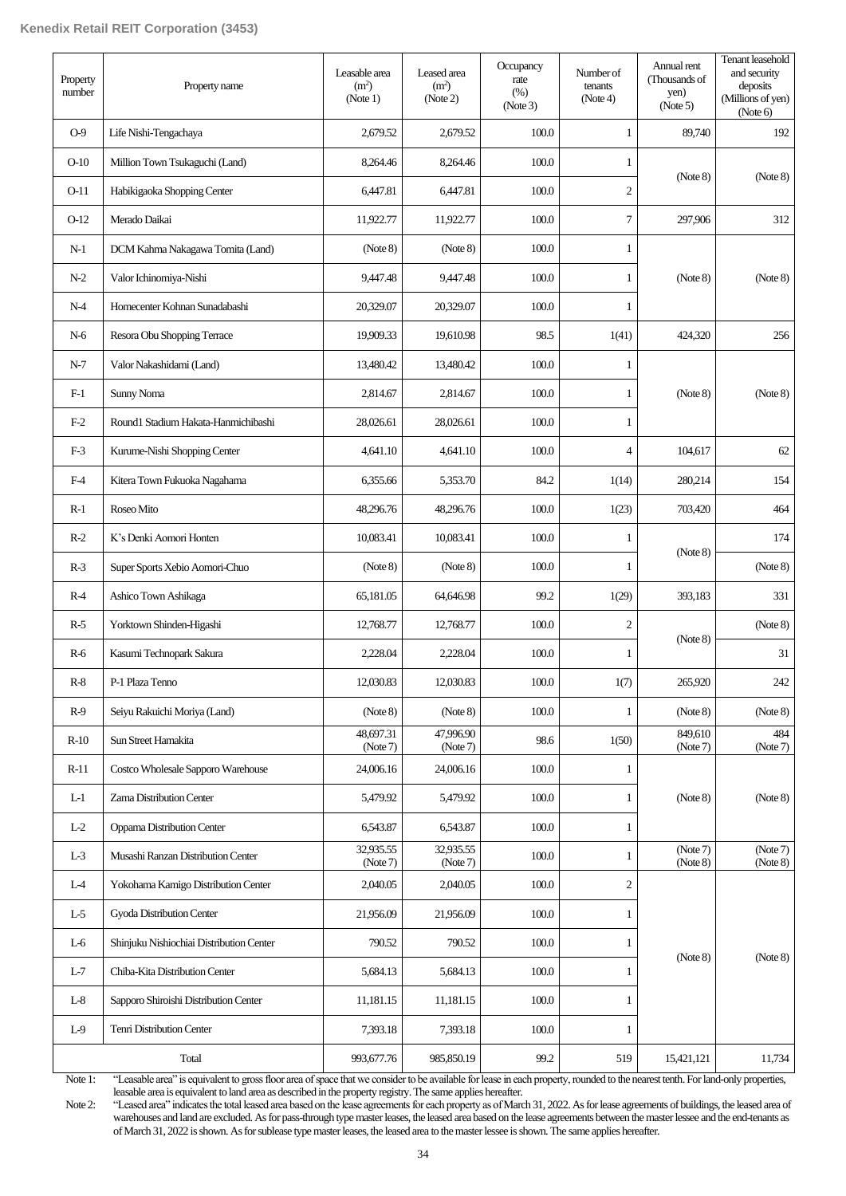| Property number | Property name | Leasable area ($m^2$) (Note 1) | Leased area ($m^2$) (Note 2) | Occupancy rate (%) (Note 3) | Number of tenants (Note 4) | Annual rent (Thousands of yen) (Note 5) | Tenant leasehold and security deposits (Millions of yen) (Note 6) |
|---|---|---|---|---|---|---|---|
| O-9 | Life Nishi-Tengachaya | 2,679.52 | 2,679.52 | 100.0 | 1 | 89,740 | 192 |
| O-10 | Million Town Tsukaguchi (Land) | 8,264.46 | 8,264.46 | 100.0 | 1 | (Note 8) | (Note 8) |
| O-11 | Habikigaoka Shopping Center | 6,447.81 | 6,447.81 | 100.0 | 2 | | |
| O-12 | Merado Daikai | 11,922.77 | 11,922.77 | 100.0 | 7 | 297,906 | 312 |
| N-1 | DCM Kahma Nakagawa Tomita (Land) | (Note 8) | (Note 8) | 100.0 | 1 | (Note 8) | (Note 8) |
| N-2 | Valor Ichinomiya-Nishi | 9,447.48 | 9,447.48 | 100.0 | 1 | | |
| N-4 | Homecenter Kohnan Sunadabashi | 20,329.07 | 20,329.07 | 100.0 | 1 | | |
| N-6 | Resora Obu Shopping Terrace | 19,909.33 | 19,610.98 | 98.5 | 1(41) | 424,320 | 256 |
| N-7 | Valor Nakashidami (Land) | 13,480.42 | 13,480.42 | 100.0 | 1 | (Note 8) | (Note 8) |
| F-1 | Sunny Noma | 2,814.67 | 2,814.67 | 100.0 | 1 | | |
| F-2 | Round1 Stadium Hakata-Hanmichibashi | 28,026.61 | 28,026.61 | 100.0 | 1 | | |
| F-3 | Kurume-Nishi Shopping Center | 4,641.10 | 4,641.10 | 100.0 | 4 | 104,617 | 62 |
| F-4 | Kitera Town Fukuoka Nagahama | 6,355.66 | 5,353.70 | 84.2 | 1(14) | 280,214 | 154 |
| R-1 | Roseo Mito | 48,296.76 | 48,296.76 | 100.0 | 1(23) | 703,420 | 464 |
| R-2 | K's Denki Aomori Honten | 10,083.41 | 10,083.41 | 100.0 | 1 | (Note 8) | 174 |
| R-3 | Super Sports Xebio Aomori-Chuo | (Note 8) | (Note 8) | 100.0 | 1 | | (Note 8) |
| R-4 | Ashico Town Ashikaga | 65,181.05 | 64,646.98 | 99.2 | 1(29) | 393,183 | 331 |
| R-5 | Yorktown Shinden-Higashi | 12,768.77 | 12,768.77 | 100.0 | 2 | (Note 8) | (Note 8) |
| R-6 | Kasumi Technopark Sakura | 2,228.04 | 2,228.04 | 100.0 | 1 | | 31 |
| R-8 | P-1 Plaza Tenno | 12,030.83 | 12,030.83 | 100.0 | 1(7) | 265,920 | 242 |
| R-9 | Seiyu Rakuichi Moriya (Land) | (Note 8) | (Note 8) | 100.0 | 1 | (Note 8) | (Note 8) |
| R-10 | Sun Street Hamakita | 48,697.31 (Note 7) | 47,996.90 (Note 7) | 98.6 | 1(50) | 849,610 (Note 7) | 484 (Note 7) |
| R-11 | Costco Wholesale Sapporo Warehouse | 24,006.16 | 24,006.16 | 100.0 | 1 | (Note 8) | (Note 8) |
| L-1 | Zama Distribution Center | 5,479.92 | 5,479.92 | 100.0 | 1 | | |
| L-2 | Oppama Distribution Center | 6,543.87 | 6,543.87 | 100.0 | 1 | | |
| L-3 | Musashi Ranzan Distribution Center | 32,935.55 (Note 7) | 32,935.55 (Note 7) | 100.0 | 1 | (Note 7) (Note 8) | (Note 7) (Note 8) |
| L-4 | Yokohama Kamigo Distribution Center | 2,040.05 | 2,040.05 | 100.0 | 2 | (Note 8) | (Note 8) |
| L-5 | Gyoda Distribution Center | 21,956.09 | 21,956.09 | 100.0 | 1 | | |
| L-6 | Shinjuku Nishiochiai Distribution Center | 790.52 | 790.52 | 100.0 | 1 | | |
| L-7 | Chiba-Kita Distribution Center | 5,684.13 | 5,684.13 | 100.0 | 1 | | |
| L-8 | Sapporo Shiroishi Distribution Center | 11,181.15 | 11,181.15 | 100.0 | 1 | | |
| L-9 | Tenri Distribution Center | 7,393.18 | 7,393.18 | 100.0 | 1 | | |
| Total | | 993,677.76 | 985,850.19 | 99.2 | 519 | 15,421,121 | 11,734 |

Note 1: "Leasable area" is equivalent to gross floor area of space that we consider to be available for lease in each property, rounded to the nearest tenth. For land-only properties, leasable area is equivalent to land area as described in the property registry. The same applies hereafter.

Note 2: "Leased area" indicates the total leased area based on the lease agreements for each property as of March 31, 2022. As for lease agreements of buildings, the leased area of warehouses and land are excluded. As for pass-through type master leases, the leased area based on the lease agreements between the master lessee and the end-tenants as of March 31, 2022 is shown. As for sublease type master leases, the leased area to the master lessee is shown. The same applies hereafter.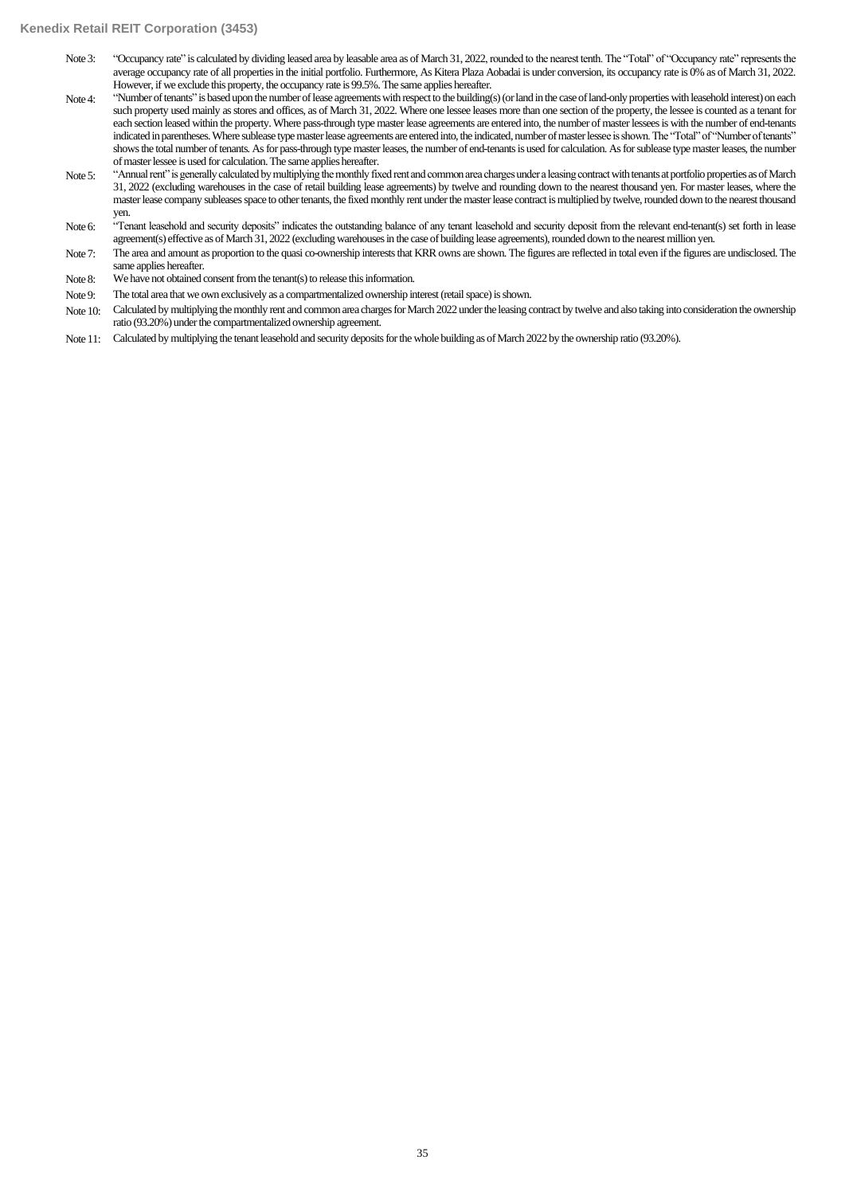Note 3: "Occupancy rate" is calculated by dividing leased area by leasable area as of March 31, 2022, rounded to the nearest tenth. The "Total" of "Occupancy rate" represents the average occupancy rate of all properties in the initial portfolio. Furthermore, As Kitera Plaza Aobadai is under conversion, its occupancy rate is 0% as of March 31, 2022. However, if we exclude this property, the occupancy rate is 99.5%. The same applies hereafter.

Note 4: "Number of tenants" is based upon the number of lease agreements with respect to the building(s) (or land in the case of land-only properties with leasehold interest) on each such property used mainly as stores and offices, as of March 31, 2022. Where one lessee leases more than one section of the property, the lessee is counted as a tenant for each section leased within the property. Where pass-through type master lease agreements are entered into, the number of master lessees is with the number of end-tenants indicated in parentheses. Where sublease type master lease agreements are entered into, the indicated, number of master lessee is shown. The "Total" of "Number of tenants" shows the total number of tenants. As for pass-through type master leases, the number of end-tenants is used for calculation. As for sublease type master leases, the number of master lessee is used for calculation. The same applies hereafter.

Note 5: "Annual rent" is generally calculated by multiplying the monthly fixed rent and common area charges under a leasing contract with tenants at portfolio properties as of March 31, 2022 (excluding warehouses in the case of retail building lease agreements) by twelve and rounding down to the nearest thousand yen. For master leases, where the master lease company subleases space to other tenants, the fixed monthly rent under the master lease contract is multiplied by twelve, rounded down to the nearest thousand yen.

Note 6: "Tenant leasehold and security deposits" indicates the outstanding balance of any tenant leasehold and security deposit from the relevant end-tenant(s) set forth in lease agreement(s) effective as of March 31, 2022 (excluding warehouses in the case of building lease agreements), rounded down to the nearest million yen.

Note 7: The area and amount as proportion to the quasi co-ownership interests that KRR owns are shown. The figures are reflected in total even if the figures are undisclosed. The same applies hereafter.

Note 8: We have not obtained consent from the tenant(s) to release this information.

Note 9: The total area that we own exclusively as a compartmentalized ownership interest (retail space) is shown.

Note 10: Calculated by multiplying the monthly rent and common area charges for March 2022 under the leasing contract by twelve and also taking into consideration the ownership ratio (93.20%) under the compartmentalized ownership agreement.

Note 11: Calculated by multiplying the tenant leasehold and security deposits for the whole building as of March 2022 by the ownership ratio (93.20%).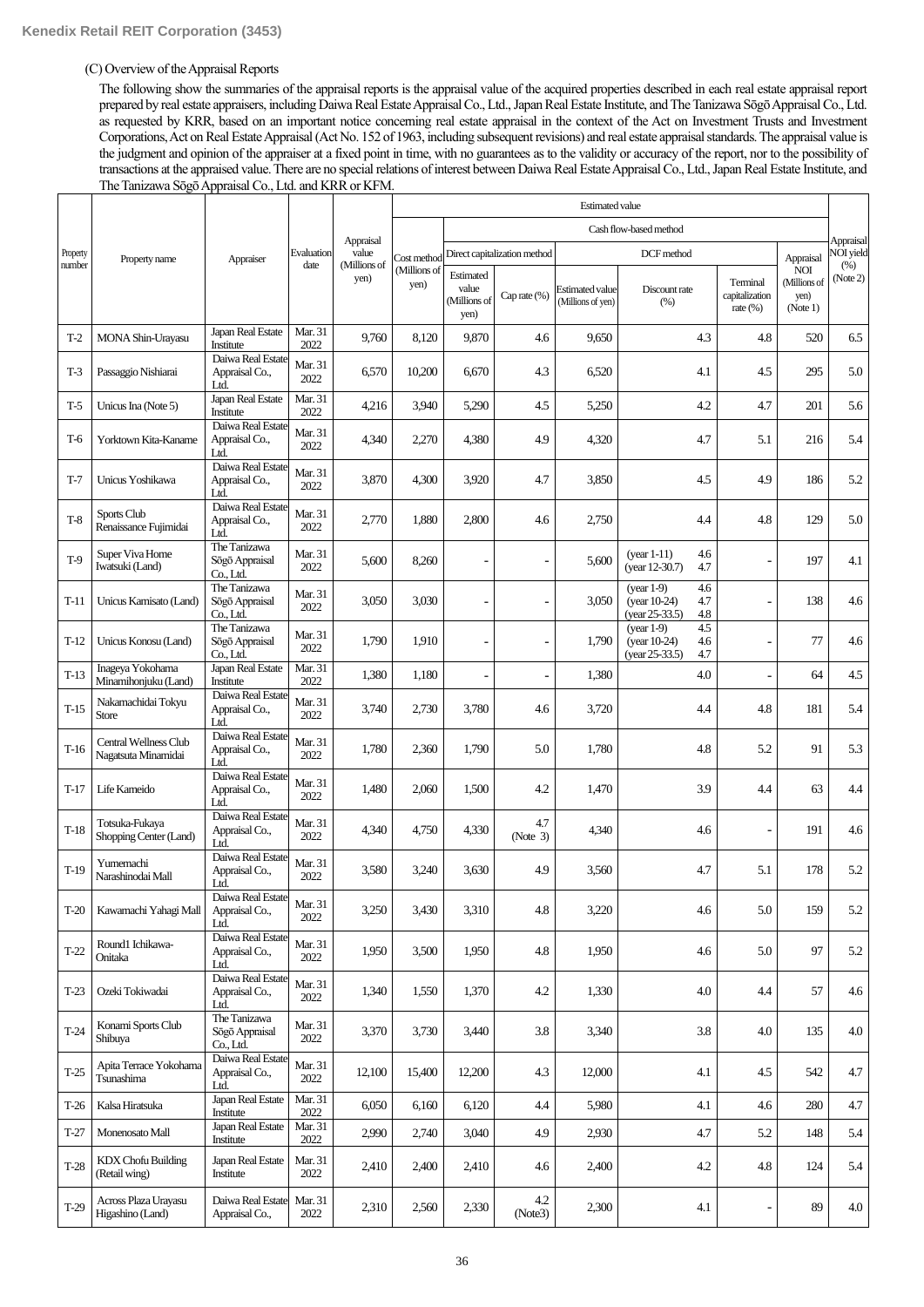(C) Overview of the Appraisal Reports

The following show the summaries of the appraisal reports is the appraisal value of the acquired properties described in each real estate appraisal report prepared by real estate appraisers, including Daiwa Real Estate Appraisal Co., Ltd., Japan Real Estate Institute, and The Tanizawa Sōgō Appraisal Co., Ltd. as requested by KRR, based on an important notice concerning real estate appraisal in the context of the Act on Investment Trusts and Investment Corporations, Act on Real Estate Appraisal (Act No. 152 of 1963, including subsequent revisions) and real estate appraisal standards. The appraisal value is the judgment and opinion of the appraiser at a fixed point in time, with no guarantees as to the validity or accuracy of the report, nor to the possibility of transactions at the appraised value. There are no special relations of interest between Daiwa Real Estate Appraisal Co., Ltd., Japan Real Estate Institute, and The Tanizawa Sōgō Appraisal Co., Ltd. and KRR or KFM.

| Property number | Property name | Appraiser | Evaluation date | Appraisal value (Millions of yen) | Estimated value | | | | | | | Appraisal NOI (Millions of yen) (Note 1) | Appraisal NOI yield (%) (Note 2) |
|---|---|---|---|---|---|---|---|---|---|---|---|---|---|
| | | | | | Cost method (Millions of yen) | Cash flow-based method | | | | | | | |
| | | | | | | Direct capitalization method | | DCF method | | | | | |
| | | | | | | Estimated value (Millions of yen) | Cap rate (%) | Estimated value (Millions of yen) | Discount rate (%) | | Terminal capitalization rate (%) | | |
| T-2 | MONA Shin-Urayasu | Japan Real Estate Institute | Mar. 31 2022 | 9,760 | 8,120 | 9,870 | 4.6 | 9,650 | | 4.3 | 4.8 | 520 | 6.5 |
| T-3 | Passaggio Nishiarai | Daiwa Real Estate Appraisal Co., Ltd. | Mar. 31 2022 | 6,570 | 10,200 | 6,670 | 4.3 | 6,520 | | 4.1 | 4.5 | 295 | 5.0 |
| T-5 | Unicus Ina (Note 5) | Japan Real Estate Institute | Mar. 31 2022 | 4,216 | 3,940 | 5,290 | 4.5 | 5,250 | | 4.2 | 4.7 | 201 | 5.6 |
| T-6 | Yorktown Kita-Kaname | Daiwa Real Estate Appraisal Co., Ltd. | Mar. 31 2022 | 4,340 | 2,270 | 4,380 | 4.9 | 4,320 | | 4.7 | 5.1 | 216 | 5.4 |
| T-7 | Unicus Yoshikawa | Daiwa Real Estate Appraisal Co., Ltd. | Mar. 31 2022 | 3,870 | 4,300 | 3,920 | 4.7 | 3,850 | | 4.5 | 4.9 | 186 | 5.2 |
| T-8 | Sports Club Renaissance Fujimidai | Daiwa Real Estate Appraisal Co., Ltd. | Mar. 31 2022 | 2,770 | 1,880 | 2,800 | 4.6 | 2,750 | | 4.4 | 4.8 | 129 | 5.0 |
| T-9 | Super Viva Home Iwatsuki (Land) | The Tanizawa Sōgō Appraisal Co., Ltd. | Mar. 31 2022 | 5,600 | 8,260 | - | - | 5,600 | (year 1-11)<br>(year 12-30.7) | 4.6<br>4.7 | - | 197 | 4.1 |
| T-11 | Unicus Kamisato (Land) | The Tanizawa Sōgō Appraisal Co., Ltd. | Mar. 31 2022 | 3,050 | 3,030 | - | - | 3,050 | (year 1-9)<br>(year 10-24)<br>(year 25-33.5) | 4.6<br>4.7<br>4.8 | - | 138 | 4.6 |
| T-12 | Unicus Konosu (Land) | The Tanizawa Sōgō Appraisal Co., Ltd. | Mar. 31 2022 | 1,790 | 1,910 | - | - | 1,790 | (year 1-9)<br>(year 10-24)<br>(year 25-33.5) | 4.5<br>4.6<br>4.7 | - | 77 | 4.6 |
| T-13 | Inageya Yokohama Minamihonjuku (Land) | Japan Real Estate Institute | Mar. 31 2022 | 1,380 | 1,180 | - | - | 1,380 | | 4.0 | - | 64 | 4.5 |
| T-15 | Nakamachidai Tokyu Store | Daiwa Real Estate Appraisal Co., Ltd. | Mar. 31 2022 | 3,740 | 2,730 | 3,780 | 4.6 | 3,720 | | 4.4 | 4.8 | 181 | 5.4 |
| T-16 | Central Wellness Club Nagatsuta Minamidai | Daiwa Real Estate Appraisal Co., Ltd. | Mar. 31 2022 | 1,780 | 2,360 | 1,790 | 5.0 | 1,780 | | 4.8 | 5.2 | 91 | 5.3 |
| T-17 | Life Kameido | Daiwa Real Estate Appraisal Co., Ltd. | Mar. 31 2022 | 1,480 | 2,060 | 1,500 | 4.2 | 1,470 | | 3.9 | 4.4 | 63 | 4.4 |
| T-18 | Totsuka-Fukaya Shopping Center (Land) | Daiwa Real Estate Appraisal Co., Ltd. | Mar. 31 2022 | 4,340 | 4,750 | 4,330 | 4.7 (Note 3) | 4,340 | | 4.6 | - | 191 | 4.6 |
| T-19 | Yumemachi Narashinodai Mall | Daiwa Real Estate Appraisal Co., Ltd. | Mar. 31 2022 | 3,580 | 3,240 | 3,630 | 4.9 | 3,560 | | 4.7 | 5.1 | 178 | 5.2 |
| T-20 | Kawamachi Yahagi Mall | Daiwa Real Estate Appraisal Co., Ltd. | Mar. 31 2022 | 3,250 | 3,430 | 3,310 | 4.8 | 3,220 | | 4.6 | 5.0 | 159 | 5.2 |
| T-22 | Round1 Ichikawa-Onitaka | Daiwa Real Estate Appraisal Co., Ltd. | Mar. 31 2022 | 1,950 | 3,500 | 1,950 | 4.8 | 1,950 | | 4.6 | 5.0 | 97 | 5.2 |
| T-23 | Ozeki Tokiwadai | Daiwa Real Estate Appraisal Co., Ltd. | Mar. 31 2022 | 1,340 | 1,550 | 1,370 | 4.2 | 1,330 | | 4.0 | 4.4 | 57 | 4.6 |
| T-24 | Konami Sports Club Shibuya | The Tanizawa Sōgō Appraisal Co., Ltd. | Mar. 31 2022 | 3,370 | 3,730 | 3,440 | 3.8 | 3,340 | | 3.8 | 4.0 | 135 | 4.0 |
| T-25 | Apita Terrace Yokohama Tsunashima | Daiwa Real Estate Appraisal Co., Ltd. | Mar. 31 2022 | 12,100 | 15,400 | 12,200 | 4.3 | 12,000 | | 4.1 | 4.5 | 542 | 4.7 |
| T-26 | Kalsa Hiratsuka | Japan Real Estate Institute | Mar. 31 2022 | 6,050 | 6,160 | 6,120 | 4.4 | 5,980 | | 4.1 | 4.6 | 280 | 4.7 |
| T-27 | Monenosato Mall | Japan Real Estate Institute | Mar. 31 2022 | 2,990 | 2,740 | 3,040 | 4.9 | 2,930 | | 4.7 | 5.2 | 148 | 5.4 |
| T-28 | KDX Chofu Building (Retail wing) | Japan Real Estate Institute | Mar. 31 2022 | 2,410 | 2,400 | 2,410 | 4.6 | 2,400 | | 4.2 | 4.8 | 124 | 5.4 |
| T-29 | Across Plaza Urayasu Higashino (Land) | Daiwa Real Estate Appraisal Co., | Mar. 31 2022 | 2,310 | 2,560 | 2,330 | 4.2 (Note3) | 2,300 | | 4.1 | - | 89 | 4.0 |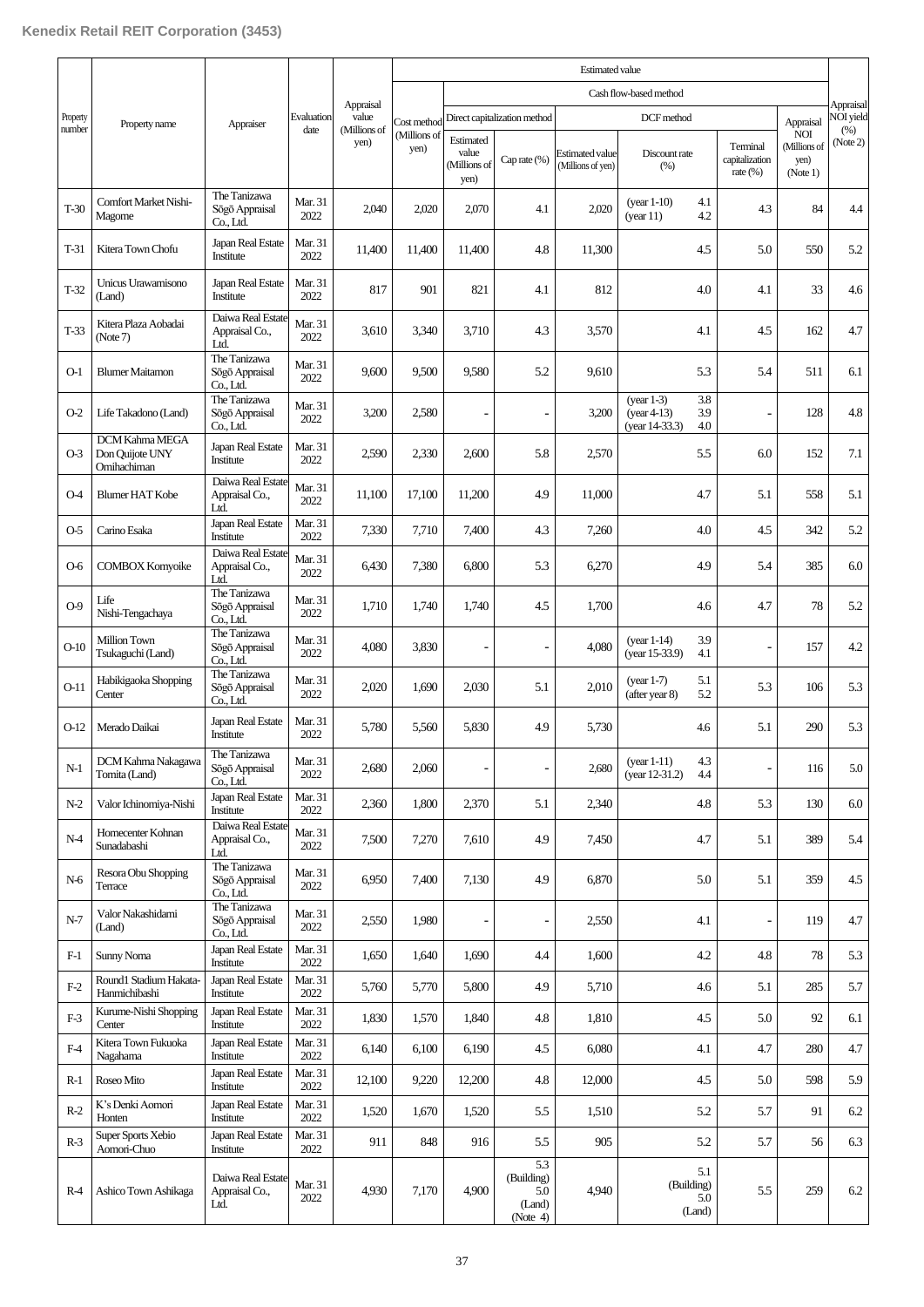| Property number | Property name | Appraiser | Evaluation date | Appraisal value (Millions of yen) | Estimated value | | | | | | | Appraisal NOI yield (%) (Note 2) |
|---|---|---|---|---|---|---|---|---|---|---|---|---|
| | | | | | Cost method (Millions of yen) | Cash flow-based method | | | | | | |
| | | | | | | Direct capitalization method | | DCF method | | | Appraisal NOI (Millions of yen) (Note 1) | |
| | | | | | | Estimated value (Millions of yen) | Cap rate (%) | Estimated value (Millions of yen) | Discount rate (%) | Terminal capitalization rate (%) | | |
| T-30 | Comfort Market Nishi-Magome | The Tanizawa Sōgō Appraisal Co., Ltd. | Mar. 31 2022 | 2,040 | 2,020 | 2,070 | 4.1 | 2,020 | (year 1-10) 4.1<br>(year 11) 4.2 | 4.3 | 84 | 4.4 |
| T-31 | Kitera Town Chofu | Japan Real Estate Institute | Mar. 31 2022 | 11,400 | 11,400 | 11,400 | 4.8 | 11,300 | 4.5 | 5.0 | 550 | 5.2 |
| T-32 | Unicus Urawamisono (Land) | Japan Real Estate Institute | Mar. 31 2022 | 817 | 901 | 821 | 4.1 | 812 | 4.0 | 4.1 | 33 | 4.6 |
| T-33 | Kitera Plaza Aobadai (Note 7) | Daiwa Real Estate Appraisal Co., Ltd. | Mar. 31 2022 | 3,610 | 3,340 | 3,710 | 4.3 | 3,570 | 4.1 | 4.5 | 162 | 4.7 |
| O-1 | Blumer Maitamon | The Tanizawa Sōgō Appraisal Co., Ltd. | Mar. 31 2022 | 9,600 | 9,500 | 9,580 | 5.2 | 9,610 | 5.3 | 5.4 | 511 | 6.1 |
| O-2 | Life Takadono (Land) | The Tanizawa Sōgō Appraisal Co., Ltd. | Mar. 31 2022 | 3,200 | 2,580 | - | - | 3,200 | (year 1-3) 3.8<br>(year 4-13) 3.9<br>(year 14-33.3) 4.0 | - | 128 | 4.8 |
| O-3 | DCM Kahma MEGA Don Quijote UNY Omihachiman | Japan Real Estate Institute | Mar. 31 2022 | 2,590 | 2,330 | 2,600 | 5.8 | 2,570 | 5.5 | 6.0 | 152 | 7.1 |
| O-4 | Blumer HAT Kobe | Daiwa Real Estate Appraisal Co., Ltd. | Mar. 31 2022 | 11,100 | 17,100 | 11,200 | 4.9 | 11,000 | 4.7 | 5.1 | 558 | 5.1 |
| O-5 | Carino Esaka | Japan Real Estate Institute | Mar. 31 2022 | 7,330 | 7,710 | 7,400 | 4.3 | 7,260 | 4.0 | 4.5 | 342 | 5.2 |
| O-6 | COMBOX Komyoike | Daiwa Real Estate Appraisal Co., Ltd. | Mar. 31 2022 | 6,430 | 7,380 | 6,800 | 5.3 | 6,270 | 4.9 | 5.4 | 385 | 6.0 |
| O-9 | Life Nishi-Tengachaya | The Tanizawa Sōgō Appraisal Co., Ltd. | Mar. 31 2022 | 1,710 | 1,740 | 1,740 | 4.5 | 1,700 | 4.6 | 4.7 | 78 | 5.2 |
| O-10 | Million Town Tsukaguchi (Land) | The Tanizawa Sōgō Appraisal Co., Ltd. | Mar. 31 2022 | 4,080 | 3,830 | - | - | 4,080 | (year 1-14) 3.9<br>(year 15-33.9) 4.1 | - | 157 | 4.2 |
| O-11 | Habikigaoka Shopping Center | The Tanizawa Sōgō Appraisal Co., Ltd. | Mar. 31 2022 | 2,020 | 1,690 | 2,030 | 5.1 | 2,010 | (year 1-7) 5.1<br>(after year 8) 5.2 | 5.3 | 106 | 5.3 |
| O-12 | Merado Daikai | Japan Real Estate Institute | Mar. 31 2022 | 5,780 | 5,560 | 5,830 | 4.9 | 5,730 | 4.6 | 5.1 | 290 | 5.3 |
| N-1 | DCM Kahma Nakagawa Tomita (Land) | The Tanizawa Sōgō Appraisal Co., Ltd. | Mar. 31 2022 | 2,680 | 2,060 | - | - | 2,680 | (year 1-11) 4.3<br>(year 12-31.2) 4.4 | - | 116 | 5.0 |
| N-2 | Valor Ichinomiya-Nishi | Japan Real Estate Institute | Mar. 31 2022 | 2,360 | 1,800 | 2,370 | 5.1 | 2,340 | 4.8 | 5.3 | 130 | 6.0 |
| N-4 | Homecenter Kohnan Sunadabashi | Daiwa Real Estate Appraisal Co., Ltd. | Mar. 31 2022 | 7,500 | 7,270 | 7,610 | 4.9 | 7,450 | 4.7 | 5.1 | 389 | 5.4 |
| N-6 | Resora Obu Shopping Terrace | The Tanizawa Sōgō Appraisal Co., Ltd. | Mar. 31 2022 | 6,950 | 7,400 | 7,130 | 4.9 | 6,870 | 5.0 | 5.1 | 359 | 4.5 |
| N-7 | Valor Nakashidami (Land) | The Tanizawa Sōgō Appraisal Co., Ltd. | Mar. 31 2022 | 2,550 | 1,980 | - | - | 2,550 | 4.1 | - | 119 | 4.7 |
| F-1 | Sunny Noma | Japan Real Estate Institute | Mar. 31 2022 | 1,650 | 1,640 | 1,690 | 4.4 | 1,600 | 4.2 | 4.8 | 78 | 5.3 |
| F-2 | Round1 Stadium Hakata-Hanmichibashi | Japan Real Estate Institute | Mar. 31 2022 | 5,760 | 5,770 | 5,800 | 4.9 | 5,710 | 4.6 | 5.1 | 285 | 5.7 |
| F-3 | Kurume-Nishi Shopping Center | Japan Real Estate Institute | Mar. 31 2022 | 1,830 | 1,570 | 1,840 | 4.8 | 1,810 | 4.5 | 5.0 | 92 | 6.1 |
| F-4 | Kitera Town Fukuoka Nagahama | Japan Real Estate Institute | Mar. 31 2022 | 6,140 | 6,100 | 6,190 | 4.5 | 6,080 | 4.1 | 4.7 | 280 | 4.7 |
| R-1 | Roseo Mito | Japan Real Estate Institute | Mar. 31 2022 | 12,100 | 9,220 | 12,200 | 4.8 | 12,000 | 4.5 | 5.0 | 598 | 5.9 |
| R-2 | K's Denki Aomori Honten | Japan Real Estate Institute | Mar. 31 2022 | 1,520 | 1,670 | 1,520 | 5.5 | 1,510 | 5.2 | 5.7 | 91 | 6.2 |
| R-3 | Super Sports Xebio Aomori-Chuo | Japan Real Estate Institute | Mar. 31 2022 | 911 | 848 | 916 | 5.5 | 905 | 5.2 | 5.7 | 56 | 6.3 |
| R-4 | Ashico Town Ashikaga | Daiwa Real Estate Appraisal Co., Ltd. | Mar. 31 2022 | 4,930 | 7,170 | 4,900 | 5.3 (Building)<br>5.0 (Land)<br>(Note 4) | 4,940 | 5.1 (Building)<br>5.0 (Land) | 5.5 | 259 | 6.2 |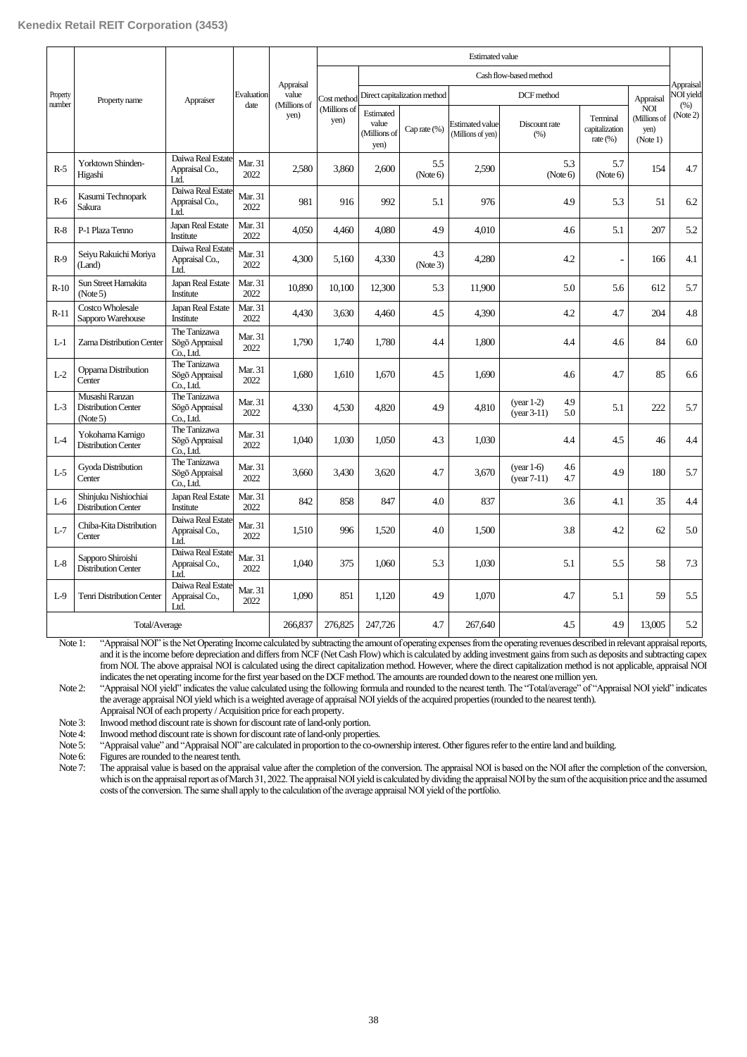| Property number | Property name | Appraiser | Evaluation date | Appraisal value (Millions of yen) | Estimated value | | | | | | | | Appraisal NOI yield (%) (Note 2) |
|---|---|---|---|---|---|---|---|---|---|---|---|---|---|
| | | | | | Cost method (Millions of yen) | Cash flow-based method | | | | | | | |
| | | | | | | Direct capitalization method | | DCF method | | | | Appraisal NOI (Millions of yen) (Note 1) | |
| | | | | | | Estimated value (Millions of yen) | Cap rate (%) | Estimated value (Millions of yen) | Discount rate (%) | | Terminal capitalization rate (%) | | |
| R-5 | Yorktown Shinden-Higashi | Daiwa Real Estate Appraisal Co., Ltd. | Mar. 31 2022 | 2,580 | 3,860 | 2,600 | 5.5 (Note 6) | 2,590 | | 5.3 (Note 6) | 5.7 (Note 6) | 154 | 4.7 |
| R-6 | Kasumi Technopark Sakura | Daiwa Real Estate Appraisal Co., Ltd. | Mar. 31 2022 | 981 | 916 | 992 | 5.1 | 976 | | 4.9 | 5.3 | 51 | 6.2 |
| R-8 | P-1 Plaza Tenno | Japan Real Estate Institute | Mar. 31 2022 | 4,050 | 4,460 | 4,080 | 4.9 | 4,010 | | 4.6 | 5.1 | 207 | 5.2 |
| R-9 | Seiyu Rakuichi Moriya (Land) | Daiwa Real Estate Appraisal Co., Ltd. | Mar. 31 2022 | 4,300 | 5,160 | 4,330 | 4.3 (Note 3) | 4,280 | | 4.2 | - | 166 | 4.1 |
| R-10 | Sun Street Hamakita (Note 5) | Japan Real Estate Institute | Mar. 31 2022 | 10,890 | 10,100 | 12,300 | 5.3 | 11,900 | | 5.0 | 5.6 | 612 | 5.7 |
| R-11 | Costco Wholesale Sapporo Warehouse | Japan Real Estate Institute | Mar. 31 2022 | 4,430 | 3,630 | 4,460 | 4.5 | 4,390 | | 4.2 | 4.7 | 204 | 4.8 |
| L-1 | Zama Distribution Center | The Tanizawa Sōgō Appraisal Co., Ltd. | Mar. 31 2022 | 1,790 | 1,740 | 1,780 | 4.4 | 1,800 | | 4.4 | 4.6 | 84 | 6.0 |
| L-2 | Oppama Distribution Center | The Tanizawa Sōgō Appraisal Co., Ltd. | Mar. 31 2022 | 1,680 | 1,610 | 1,670 | 4.5 | 1,690 | | 4.6 | 4.7 | 85 | 6.6 |
| L-3 | Musashi Ranzan Distribution Center (Note 5) | The Tanizawa Sōgō Appraisal Co., Ltd. | Mar. 31 2022 | 4,330 | 4,530 | 4,820 | 4.9 | 4,810 | (year 1-2)<br>(year 3-11) | 4.9<br>5.0 | 5.1 | 222 | 5.7 |
| L-4 | Yokohama Kamigo Distribution Center | The Tanizawa Sōgō Appraisal Co., Ltd. | Mar. 31 2022 | 1,040 | 1,030 | 1,050 | 4.3 | 1,030 | | 4.4 | 4.5 | 46 | 4.4 |
| L-5 | Gyoda Distribution Center | The Tanizawa Sōgō Appraisal Co., Ltd. | Mar. 31 2022 | 3,660 | 3,430 | 3,620 | 4.7 | 3,670 | (year 1-6)<br>(year 7-11) | 4.6<br>4.7 | 4.9 | 180 | 5.7 |
| L-6 | Shinjuku Nishiochiai Distribution Center | Japan Real Estate Institute | Mar. 31 2022 | 842 | 858 | 847 | 4.0 | 837 | | 3.6 | 4.1 | 35 | 4.4 |
| L-7 | Chiba-Kita Distribution Center | Daiwa Real Estate Appraisal Co., Ltd. | Mar. 31 2022 | 1,510 | 996 | 1,520 | 4.0 | 1,500 | | 3.8 | 4.2 | 62 | 5.0 |
| L-8 | Sapporo Shiroishi Distribution Center | Daiwa Real Estate Appraisal Co., Ltd. | Mar. 31 2022 | 1,040 | 375 | 1,060 | 5.3 | 1,030 | | 5.1 | 5.5 | 58 | 7.3 |
| L-9 | Tenri Distribution Center | Daiwa Real Estate Appraisal Co., Ltd. | Mar. 31 2022 | 1,090 | 851 | 1,120 | 4.9 | 1,070 | | 4.7 | 5.1 | 59 | 5.5 |
| Total/Average | | | | 266,837 | 276,825 | 247,726 | 4.7 | 267,640 | | 4.5 | 4.9 | 13,005 | 5.2 |

Note 1: "Appraisal NOI" is the Net Operating Income calculated by subtracting the amount of operating expenses from the operating revenues described in relevant appraisal reports, and it is the income before depreciation and differs from NCF (Net Cash Flow) which is calculated by adding investment gains from such as deposits and subtracting capex from NOI. The above appraisal NOI is calculated using the direct capitalization method. However, where the direct capitalization method is not applicable, appraisal NOI indicates the net operating income for the first year based on the DCF method. The amounts are rounded down to the nearest one million yen.

Note 2: "Appraisal NOI yield" indicates the value calculated using the following formula and rounded to the nearest tenth. The "Total/average" of "Appraisal NOI yield" indicates the average appraisal NOI yield which is a weighted average of appraisal NOI yields of the acquired properties (rounded to the nearest tenth).
Appraisal NOI of each property / Acquisition price for each property.

Note 3: Inwood method discount rate is shown for discount rate of land-only portion.

Note 4: Inwood method discount rate is shown for discount rate of land-only properties.

Note 5: "Appraisal value" and "Appraisal NOI" are calculated in proportion to the co-ownership interest. Other figures refer to the entire land and building.

Note 6: Figures are rounded to the nearest tenth.

Note 7: The appraisal value is based on the appraisal value after the completion of the conversion. The appraisal NOI is based on the NOI after the completion of the conversion, which is on the appraisal report as of March 31, 2022. The appraisal NOI yield is calculated by dividing the appraisal NOI by the sum of the acquisition price and the assumed costs of the conversion. The same shall apply to the calculation of the average appraisal NOI yield of the portfolio.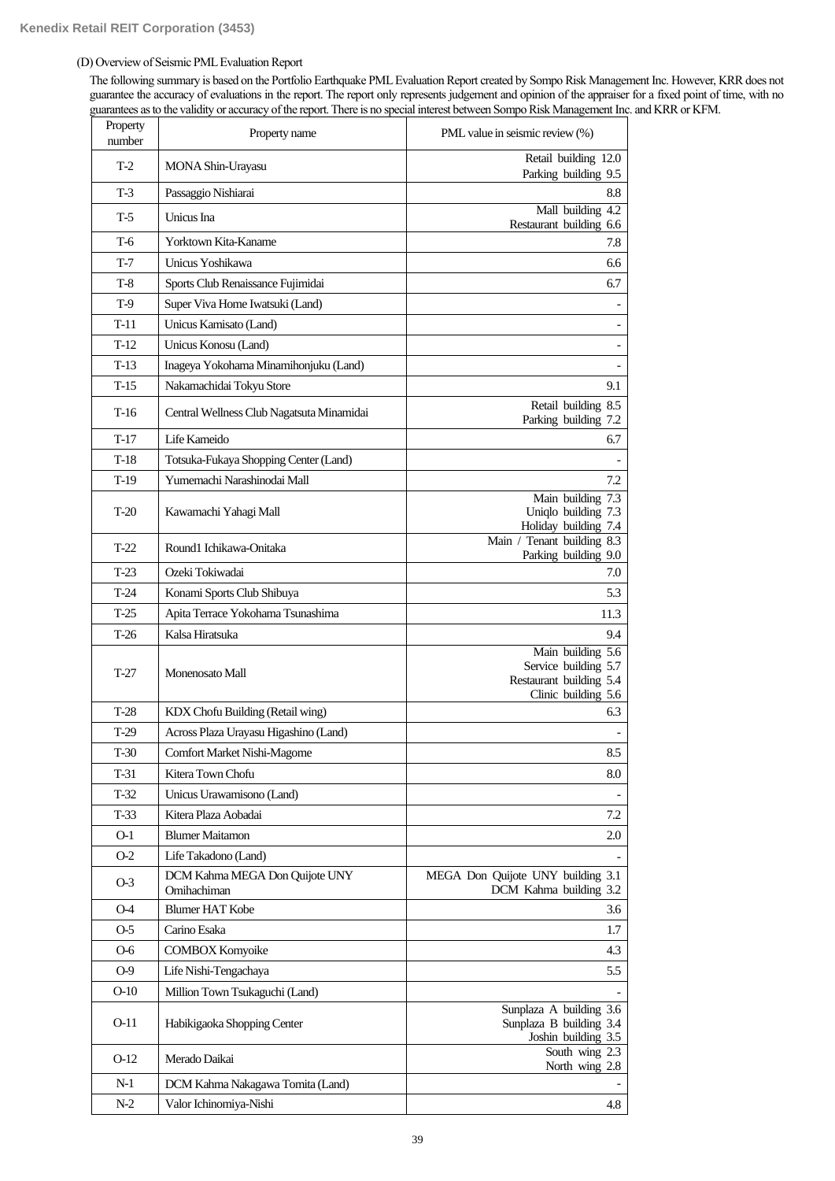(D) Overview of Seismic PML Evaluation Report

The following summary is based on the Portfolio Earthquake PML Evaluation Report created by Sompo Risk Management Inc. However, KRR does not guarantee the accuracy of evaluations in the report. The report only represents judgement and opinion of the appraiser for a fixed point of time, with no guarantees as to the validity or accuracy of the report. There is no special interest between Sompo Risk Management Inc. and KRR or KFM.

| Property number | Property name | PML value in seismic review (%) |
|---|---|---|
| T-2 | MONA Shin-Urayasu | Retail building 12.0<br>Parking building 9.5 |
| T-3 | Passaggio Nishiarai | 8.8 |
| T-5 | Unicus Ina | Mall building 4.2<br>Restaurant building 6.6 |
| T-6 | Yorktown Kita-Kaname | 7.8 |
| T-7 | Unicus Yoshikawa | 6.6 |
| T-8 | Sports Club Renaissance Fujimidai | 6.7 |
| T-9 | Super Viva Home Iwatsuki (Land) | - |
| T-11 | Unicus Kamisato (Land) | - |
| T-12 | Unicus Konosu (Land) | - |
| T-13 | Inageya Yokohama Minamihonjuku (Land) | - |
| T-15 | Nakamachidai Tokyu Store | 9.1 |
| T-16 | Central Wellness Club Nagatsuta Minamidai | Retail building 8.5<br>Parking building 7.2 |
| T-17 | Life Kameido | 6.7 |
| T-18 | Totsuka-Fukaya Shopping Center (Land) | - |
| T-19 | Yumemachi Narashinodai Mall | 7.2 |
| T-20 | Kawamachi Yahagi Mall | Main building 7.3<br>Uniqlo building 7.3<br>Holiday building 7.4 |
| T-22 | Round1 Ichikawa-Onitaka | Main / Tenant building 8.3<br>Parking building 9.0 |
| T-23 | Ozeki Tokiwadai | 7.0 |
| T-24 | Konami Sports Club Shibuya | 5.3 |
| T-25 | Apita Terrace Yokohama Tsunashima | 11.3 |
| T-26 | Kalsa Hiratsuka | 9.4 |
| T-27 | Monenosato Mall | Main building 5.6<br>Service building 5.7<br>Restaurant building 5.4<br>Clinic building 5.6 |
| T-28 | KDX Chofu Building (Retail wing) | 6.3 |
| T-29 | Across Plaza Urayasu Higashino (Land) | - |
| T-30 | Comfort Market Nishi-Magome | 8.5 |
| T-31 | Kitera Town Chofu | 8.0 |
| T-32 | Unicus Urawamisono (Land) | - |
| T-33 | Kitera Plaza Aobadai | 7.2 |
| O-1 | Blumer Maitamon | 2.0 |
| O-2 | Life Takadono (Land) | - |
| O-3 | DCM Kahma MEGA Don Quijote UNY Omihachiman | MEGA Don Quijote UNY building 3.1<br>DCM Kahma building 3.2 |
| O-4 | Blumer HAT Kobe | 3.6 |
| O-5 | Carino Esaka | 1.7 |
| O-6 | COMBOX Komyoike | 4.3 |
| O-9 | Life Nishi-Tengachaya | 5.5 |
| O-10 | Million Town Tsukaguchi (Land) | - |
| O-11 | Habikigaoka Shopping Center | Sunplaza A building 3.6<br>Sunplaza B building 3.4<br>Joshin building 3.5 |
| O-12 | Merado Daikai | South wing 2.3<br>North wing 2.8 |
| N-1 | DCM Kahma Nakagawa Tomita (Land) | - |
| N-2 | Valor Ichinomiya-Nishi | 4.8 |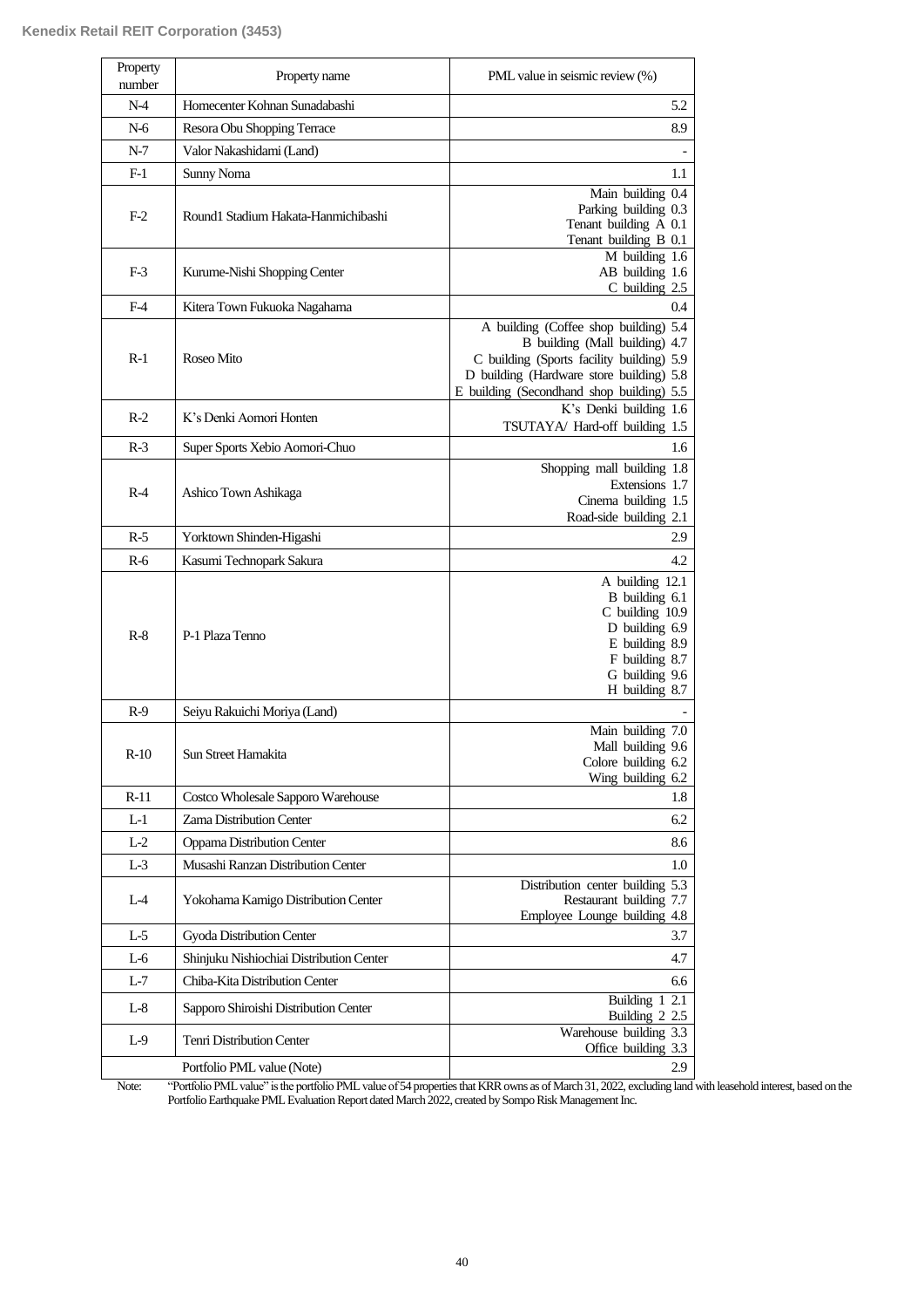| Property number | Property name | PML value in seismic review (%) |
|---|---|---|
| N-4 | Homecenter Kohnan Sunadabashi | 5.2 |
| N-6 | Resora Obu Shopping Terrace | 8.9 |
| N-7 | Valor Nakashidami (Land) | - |
| F-1 | Sunny Noma | 1.1 |
| F-2 | Round1 Stadium Hakata-Hanmichibashi | Main building 0.4<br>Parking building 0.3<br>Tenant building A 0.1<br>Tenant building B 0.1 |
| F-3 | Kurume-Nishi Shopping Center | M building 1.6<br>AB building 1.6<br>C building 2.5 |
| F-4 | Kitera Town Fukuoka Nagahama | 0.4 |
| R-1 | Roseo Mito | A building (Coffee shop building) 5.4<br>B building (Mall building) 4.7<br>C building (Sports facility building) 5.9<br>D building (Hardware store building) 5.8<br>E building (Secondhand shop building) 5.5 |
| R-2 | K's Denki Aomori Honten | K's Denki building 1.6<br>TSUTAYA/ Hard-off building 1.5 |
| R-3 | Super Sports Xebio Aomori-Chuo | 1.6 |
| R-4 | Ashico Town Ashikaga | Shopping mall building 1.8<br>Extensions 1.7<br>Cinema building 1.5<br>Road-side building 2.1 |
| R-5 | Yorktown Shinden-Higashi | 2.9 |
| R-6 | Kasumi Technopark Sakura | 4.2 |
| R-8 | P-1 Plaza Tenno | A building 12.1<br>B building 6.1<br>C building 10.9<br>D building 6.9<br>E building 8.9<br>F building 8.7<br>G building 9.6<br>H building 8.7 |
| R-9 | Seiyu Rakuichi Moriya (Land) | - |
| R-10 | Sun Street Hamakita | Main building 7.0<br>Mall building 9.6<br>Colore building 6.2<br>Wing building 6.2 |
| R-11 | Costco Wholesale Sapporo Warehouse | 1.8 |
| L-1 | Zama Distribution Center | 6.2 |
| L-2 | Oppama Distribution Center | 8.6 |
| L-3 | Musashi Ranzan Distribution Center | 1.0 |
| L-4 | Yokohama Kamigo Distribution Center | Distribution center building 5.3<br>Restaurant building 7.7<br>Employee Lounge building 4.8 |
| L-5 | Gyoda Distribution Center | 3.7 |
| L-6 | Shinjuku Nishiochiai Distribution Center | 4.7 |
| L-7 | Chiba-Kita Distribution Center | 6.6 |
| L-8 | Sapporo Shiroishi Distribution Center | Building 1 2.1<br>Building 2 2.5 |
| L-9 | Tenri Distribution Center | Warehouse building 3.3<br>Office building 3.3 |
| | Portfolio PML value (Note) | 2.9 |

Note: "Portfolio PML value" is the portfolio PML value of 54 properties that KRR owns as of March 31, 2022, excluding land with leasehold interest, based on the Portfolio Earthquake PML Evaluation Report dated March 2022, created by Sompo Risk Management Inc.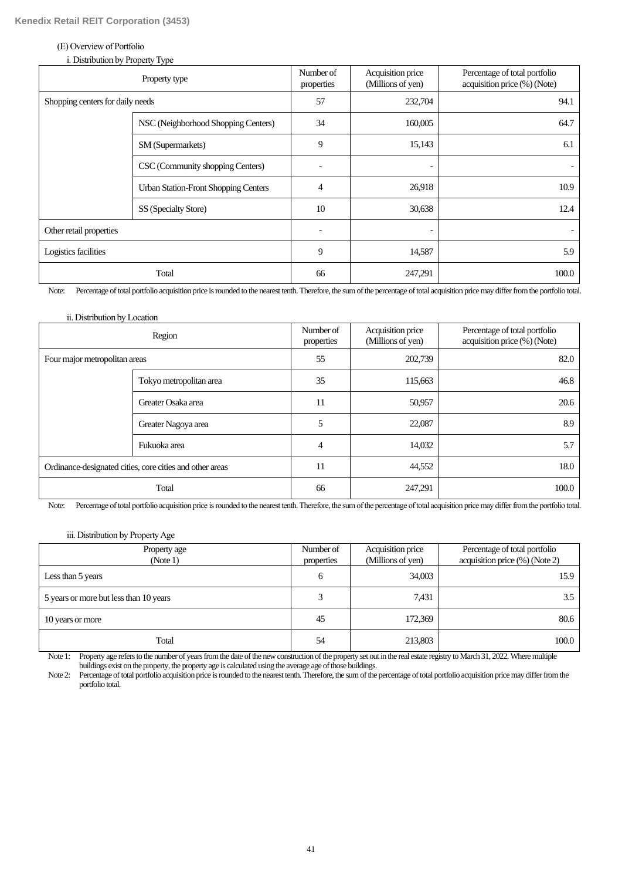(E) Overview of Portfolio

i. Distribution by Property Type

| Property type | | Number of properties | Acquisition price (Millions of yen) | Percentage of total portfolio acquisition price (%) (Note) |
|---|---|---|---|---|
| Shopping centers for daily needs | | 57 | 232,704 | 94.1 |
| | NSC (Neighborhood Shopping Centers) | 34 | 160,005 | 64.7 |
| | SM (Supermarkets) | 9 | 15,143 | 6.1 |
| | CSC (Community shopping Centers) | - | - | - |
| | Urban Station-Front Shopping Centers | 4 | 26,918 | 10.9 |
| | SS (Specialty Store) | 10 | 30,638 | 12.4 |
| Other retail properties | | - | - | - |
| Logistics facilities | | 9 | 14,587 | 5.9 |
| Total | | 66 | 247,291 | 100.0 |

Note: Percentage of total portfolio acquisition price is rounded to the nearest tenth. Therefore, the sum of the percentage of total acquisition price may differ from the portfolio total.

ii. Distribution by Location

| Region | | Number of properties | Acquisition price (Millions of yen) | Percentage of total portfolio acquisition price (%) (Note) |
|---|---|---|---|---|
| Four major metropolitan areas | | 55 | 202,739 | 82.0 |
| | Tokyo metropolitan area | 35 | 115,663 | 46.8 |
| | Greater Osaka area | 11 | 50,957 | 20.6 |
| | Greater Nagoya area | 5 | 22,087 | 8.9 |
| | Fukuoka area | 4 | 14,032 | 5.7 |
| Ordinance-designated cities, core cities and other areas | | 11 | 44,552 | 18.0 |
| Total | | 66 | 247,291 | 100.0 |

Note: Percentage of total portfolio acquisition price is rounded to the nearest tenth. Therefore, the sum of the percentage of total acquisition price may differ from the portfolio total.

iii. Distribution by Property Age

| Property age (Note 1) | Number of properties | Acquisition price (Millions of yen) | Percentage of total portfolio acquisition price (%) (Note 2) |
|---|---|---|---|
| Less than 5 years | 6 | 34,003 | 15.9 |
| 5 years or more but less than 10 years | 3 | 7,431 | 3.5 |
| 10 years or more | 45 | 172,369 | 80.6 |
| Total | 54 | 213,803 | 100.0 |

Note 1: Property age refers to the number of years from the date of the new construction of the property set out in the real estate registry to March 31, 2022. Where multiple buildings exist on the property, the property age is calculated using the average age of those buildings.

Note 2: Percentage of total portfolio acquisition price is rounded to the nearest tenth. Therefore, the sum of the percentage of total portfolio acquisition price may differ from the portfolio total.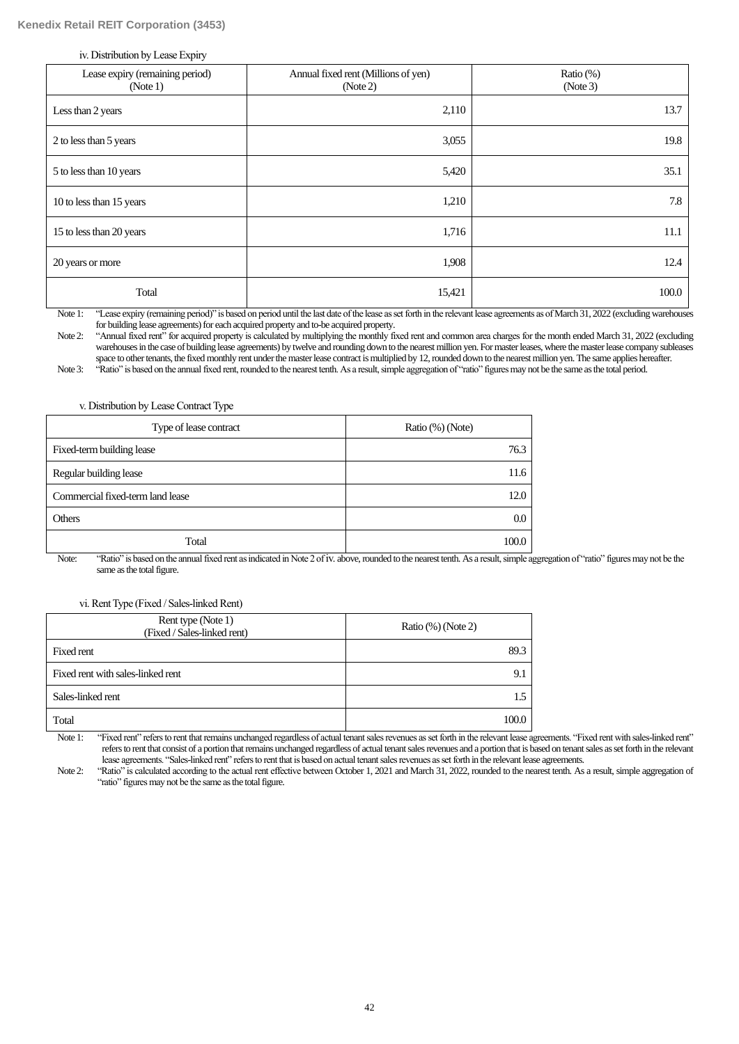iv. Distribution by Lease Expiry

| Lease expiry (remaining period) (Note 1) | Annual fixed rent (Millions of yen) (Note 2) | Ratio (%) (Note 3) |
|---|---|---|
| Less than 2 years | 2,110 | 13.7 |
| 2 to less than 5 years | 3,055 | 19.8 |
| 5 to less than 10 years | 5,420 | 35.1 |
| 10 to less than 15 years | 1,210 | 7.8 |
| 15 to less than 20 years | 1,716 | 11.1 |
| 20 years or more | 1,908 | 12.4 |
| Total | 15,421 | 100.0 |

Note 1: "Lease expiry (remaining period)" is based on period until the last date of the lease as set forth in the relevant lease agreements as of March 31, 2022 (excluding warehouses for building lease agreements) for each acquired property and to-be acquired property.

Note 2: "Annual fixed rent" for acquired property is calculated by multiplying the monthly fixed rent and common area charges for the month ended March 31, 2022 (excluding warehouses in the case of building lease agreements) by twelve and rounding down to the nearest million yen. For master leases, where the master lease company subleases space to other tenants, the fixed monthly rent under the master lease contract is multiplied by 12, rounded down to the nearest million yen. The same applies hereafter.

Note 3: "Ratio" is based on the annual fixed rent, rounded to the nearest tenth. As a result, simple aggregation of "ratio" figures may not be the same as the total period.

v. Distribution by Lease Contract Type

| Type of lease contract | Ratio (%) (Note) |
|---|---|
| Fixed-term building lease | 76.3 |
| Regular building lease | 11.6 |
| Commercial fixed-term land lease | 12.0 |
| Others | 0.0 |
| Total | 100.0 |

Note: "Ratio" is based on the annual fixed rent as indicated in Note 2 of iv. above, rounded to the nearest tenth. As a result, simple aggregation of "ratio" figures may not be the same as the total figure.

vi. Rent Type (Fixed / Sales-linked Rent)

| Rent type (Note 1) (Fixed / Sales-linked rent) | Ratio (%) (Note 2) |
|---|---|
| Fixed rent | 89.3 |
| Fixed rent with sales-linked rent | 9.1 |
| Sales-linked rent | 1.5 |
| Total | 100.0 |

Note 1: "Fixed rent" refers to rent that remains unchanged regardless of actual tenant sales revenues as set forth in the relevant lease agreements. "Fixed rent with sales-linked rent" refers to rent that consist of a portion that remains unchanged regardless of actual tenant sales revenues and a portion that is based on tenant sales as set forth in the relevant lease agreements. "Sales-linked rent" refers to rent that is based on actual tenant sales revenues as set forth in the relevant lease agreements.

Note 2: "Ratio" is calculated according to the actual rent effective between October 1, 2021 and March 31, 2022, rounded to the nearest tenth. As a result, simple aggregation of "ratio" figures may not be the same as the total figure.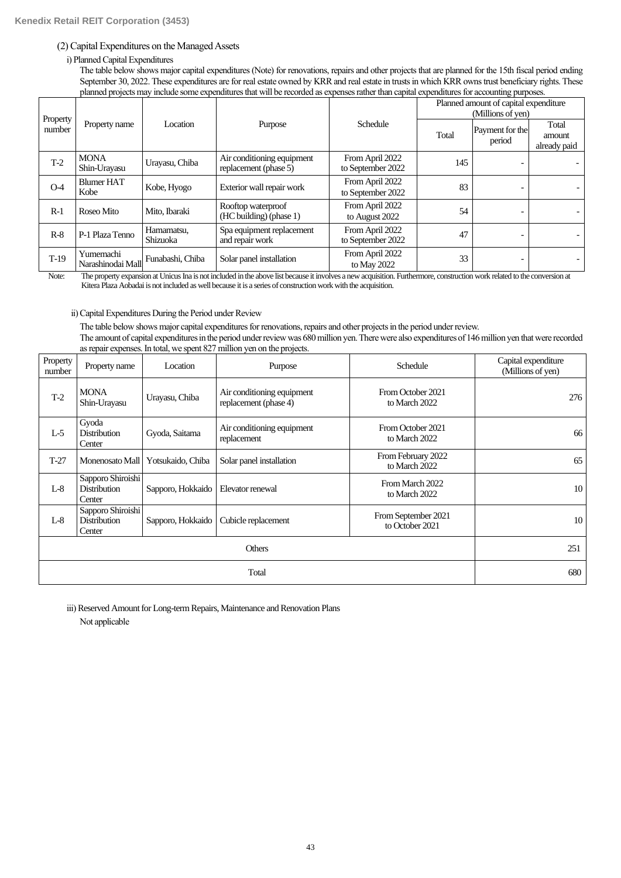## (2) Capital Expenditures on the Managed Assets

### i) Planned Capital Expenditures

The table below shows major capital expenditures (Note) for renovations, repairs and other projects that are planned for the 15th fiscal period ending September 30, 2022. These expenditures are for real estate owned by KRR and real estate in trusts in which KRR owns trust beneficiary rights. These planned projects may include some expenditures that will be recorded as expenses rather than capital expenditures for accounting purposes.

| Property number | Property name | Location | Purpose | Schedule | Planned amount of capital expenditure (Millions of yen) | | |
|---|---|---|---|---|---|---|---|
| | | | | | Total | Payment for the period | Total amount already paid |
| T-2 | MONA Shin-Urayasu | Urayasu, Chiba | Air conditioning equipment replacement (phase 5) | From April 2022 to September 2022 | 145 | - | - |
| O-4 | Blumer HAT Kobe | Kobe, Hyogo | Exterior wall repair work | From April 2022 to September 2022 | 83 | - | - |
| R-1 | Roseo Mito | Mito, Ibaraki | Rooftop waterproof (HC building) (phase 1) | From April 2022 to August 2022 | 54 | - | - |
| R-8 | P-1 Plaza Tenno | Hamamatsu, Shizuoka | Spa equipment replacement and repair work | From April 2022 to September 2022 | 47 | - | - |
| T-19 | Yumemachi Narashinodai Mall | Funabashi, Chiba | Solar panel installation | From April 2022 to May 2022 | 33 | - | - |

Note: The property expansion at Unicus Ina is not included in the above list because it involves a new acquisition. Furthermore, construction work related to the conversion at Kitera Plaza Aobadai is not included as well because it is a series of construction work with the acquisition.

### ii) Capital Expenditures During the Period under Review

The table below shows major capital expenditures for renovations, repairs and other projects in the period under review.
The amount of capital expenditures in the period under review was 680 million yen. There were also expenditures of 146 million yen that were recorded as repair expenses. In total, we spent 827 million yen on the projects.

| Property number | Property name | Location | Purpose | Schedule | Capital expenditure (Millions of yen) |
|---|---|---|---|---|---|
| T-2 | MONA Shin-Urayasu | Urayasu, Chiba | Air conditioning equipment replacement (phase 4) | From October 2021 to March 2022 | 276 |
| L-5 | Gyoda Distribution Center | Gyoda, Saitama | Air conditioning equipment replacement | From October 2021 to March 2022 | 66 |
| T-27 | Monenosato Mall | Yotsukaido, Chiba | Solar panel installation | From February 2022 to March 2022 | 65 |
| L-8 | Sapporo Shiroishi Distribution Center | Sapporo, Hokkaido | Elevator renewal | From March 2022 to March 2022 | 10 |
| L-8 | Sapporo Shiroishi Distribution Center | Sapporo, Hokkaido | Cubicle replacement | From September 2021 to October 2021 | 10 |
| Others | | | | | 251 |
| Total | | | | | 680 |

### iii) Reserved Amount for Long-term Repairs, Maintenance and Renovation Plans

Not applicable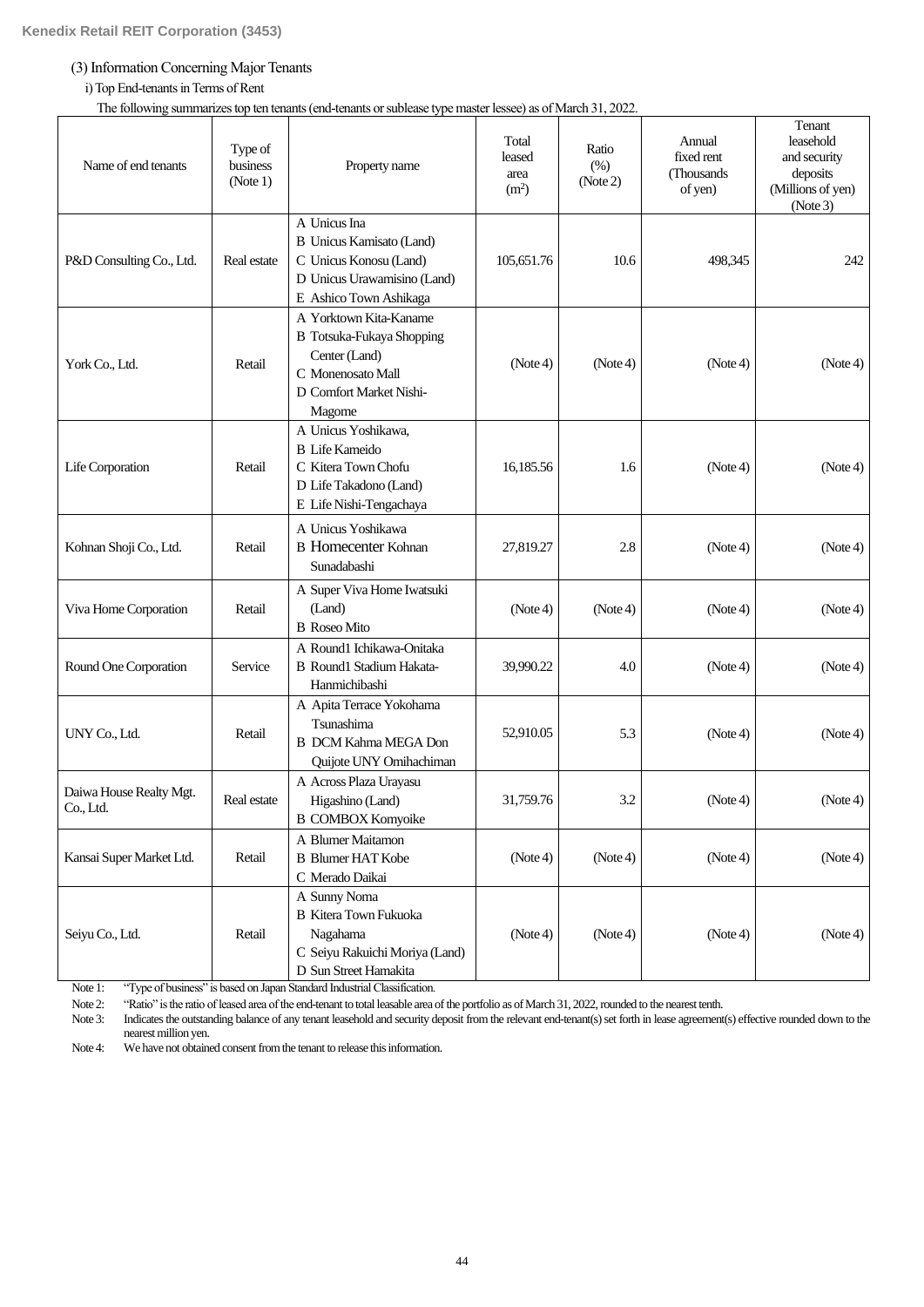(3) Information Concerning Major Tenants

i) Top End-tenants in Terms of Rent

The following summarizes top ten tenants (end-tenants or sublease type master lessee) as of March 31, 2022.

| Name of end tenants | Type of business (Note 1) | Property name | Total leased area ($m^2$) | Ratio (%) (Note 2) | Annual fixed rent (Thousands of yen) | Tenant leasehold and security deposits (Millions of yen) (Note 3) |
|---|---|---|---|---|---|---|
| P&D Consulting Co., Ltd. | Real estate | A Unicus Ina<br>B Unicus Kamisato (Land)<br>C Unicus Konosu (Land)<br>D Unicus Urawamisino (Land)<br>E Ashico Town Ashikaga | 105,651.76 | 10.6 | 498,345 | 242 |
| York Co., Ltd. | Retail | A Yorktown Kita-Kaname<br>B Totsuka-Fukaya Shopping Center (Land)<br>C Monenosato Mall<br>D Comfort Market Nishi-Magome | (Note 4) | (Note 4) | (Note 4) | (Note 4) |
| Life Corporation | Retail | A Unicus Yoshikawa,<br>B Life Kameido<br>C Kitera Town Chofu<br>D Life Takadono (Land)<br>E Life Nishi-Tengachaya | 16,185.56 | 1.6 | (Note 4) | (Note 4) |
| Kohnan Shoji Co., Ltd. | Retail | A Unicus Yoshikawa<br>B Homecenter Kohnan Sunadabashi | 27,819.27 | 2.8 | (Note 4) | (Note 4) |
| Viva Home Corporation | Retail | A Super Viva Home Iwatsuki (Land)<br>B Roseo Mito | (Note 4) | (Note 4) | (Note 4) | (Note 4) |
| Round One Corporation | Service | A Round1 Ichikawa-Onitaka<br>B Round1 Stadium Hakata-Hanmichibashi | 39,990.22 | 4.0 | (Note 4) | (Note 4) |
| UNY Co., Ltd. | Retail | A Apita Terrace Yokohama Tsunashima<br>B DCM Kahma MEGA Don Quijote UNY Omihachiman | 52,910.05 | 5.3 | (Note 4) | (Note 4) |
| Daiwa House Realty Mgt. Co., Ltd. | Real estate | A Across Plaza Urayasu Higashino (Land)<br>B COMBOX Komyoike | 31,759.76 | 3.2 | (Note 4) | (Note 4) |
| Kansai Super Market Ltd. | Retail | A Blumer Maitamon<br>B Blumer HAT Kobe<br>C Merado Daikai | (Note 4) | (Note 4) | (Note 4) | (Note 4) |
| Seiyu Co., Ltd. | Retail | A Sunny Noma<br>B Kitera Town Fukuoka Nagahama<br>C Seiyu Rakuichi Moriya (Land)<br>D Sun Street Hamakita | (Note 4) | (Note 4) | (Note 4) | (Note 4) |

Note 1: "Type of business" is based on Japan Standard Industrial Classification.

Note 2: "Ratio" is the ratio of leased area of the end-tenant to total leasable area of the portfolio as of March 31, 2022, rounded to the nearest tenth.

Note 3: Indicates the outstanding balance of any tenant leasehold and security deposit from the relevant end-tenant(s) set forth in lease agreement(s) effective rounded down to the nearest million yen.

Note 4: We have not obtained consent from the tenant to release this information.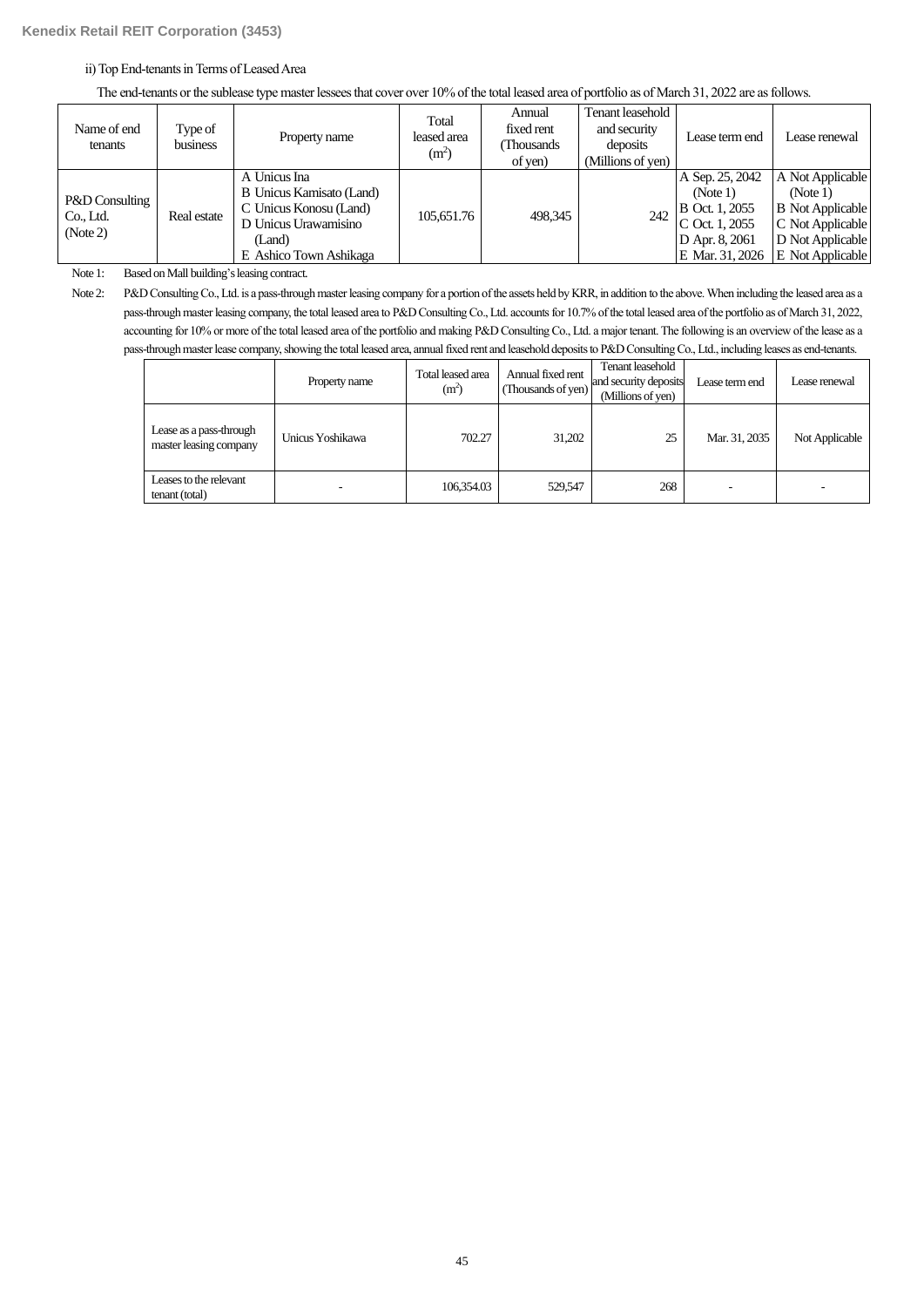ii) Top End-tenants in Terms of Leased Area

The end-tenants or the sublease type master lessees that cover over 10% of the total leased area of portfolio as of March 31, 2022 are as follows.

| Name of end tenants | Type of business | Property name | Total leased area ($m^2$) | Annual fixed rent (Thousands of yen) | Tenant leasehold and security deposits (Millions of yen) | Lease term end | Lease renewal |
|---|---|---|---|---|---|---|---|
| P&D Consulting Co., Ltd. (Note 2) | Real estate | A Unicus Ina<br>B Unicus Kamisato (Land)<br>C Unicus Konosu (Land)<br>D Unicus Urawamisino (Land)<br>E Ashico Town Ashikaga | 105,651.76 | 498,345 | 242 | A Sep. 25, 2042 (Note 1)<br>B Oct. 1, 2055<br>C Oct. 1, 2055<br>D Apr. 8, 2061<br>E Mar. 31, 2026 | A Not Applicable (Note 1)<br>B Not Applicable<br>C Not Applicable<br>D Not Applicable<br>E Not Applicable |

Note 1: Based on Mall building's leasing contract.

Note 2: P&D Consulting Co., Ltd. is a pass-through master leasing company for a portion of the assets held by KRR, in addition to the above. When including the leased area as a pass-through master leasing company, the total leased area to P&D Consulting Co., Ltd. accounts for 10.7% of the total leased area of the portfolio as of March 31, 2022, accounting for 10% or more of the total leased area of the portfolio and making P&D Consulting Co., Ltd. a major tenant. The following is an overview of the lease as a pass-through master lease company, showing the total leased area, annual fixed rent and leasehold deposits to P&D Consulting Co., Ltd., including leases as end-tenants.

| | Property name | Total leased area ($m^2$) | Annual fixed rent (Thousands of yen) | Tenant leasehold and security deposits (Millions of yen) | Lease term end | Lease renewal |
|---|---|---|---|---|---|---|
| Lease as a pass-through master leasing company | Unicus Yoshikawa | 702.27 | 31,202 | 25 | Mar. 31, 2035 | Not Applicable |
| Leases to the relevant tenant (total) | - | 106,354.03 | 529,547 | 268 | - | - |